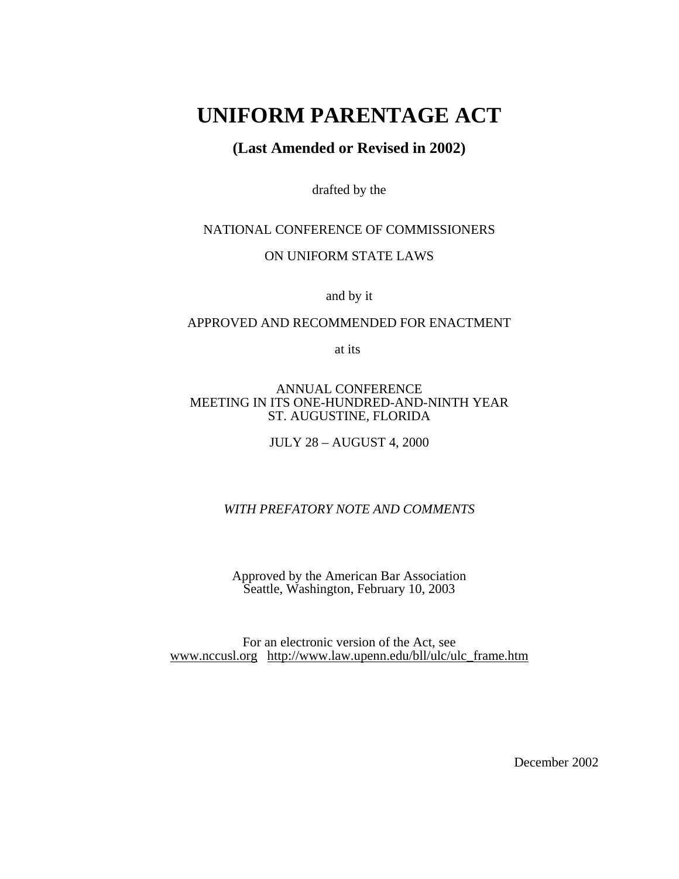# UNIFORM PARENTAGE ACT

## (Last Amended or Revised in 2002)

drafted by the

NATIONAL CONFERENCE OF COMMISSIONERS

ON UNIFORM STATE LAWS

and by it

APPROVED AND RECOMMENDED FOR ENACTMENT

at its

ANNUAL CONFERENCE
MEETING IN ITS ONE-HUNDRED-AND-NINTH YEAR
ST. AUGUSTINE, FLORIDA

JULY 28 – AUGUST 4, 2000

*WITH PREFATORY NOTE AND COMMENTS*

Approved by the American Bar Association
Seattle, Washington, February 10, 2003

For an electronic version of the Act, see
www.nccusl.org http://www.law.upenn.edu/bll/ulc/ulc_frame.htm

December 2002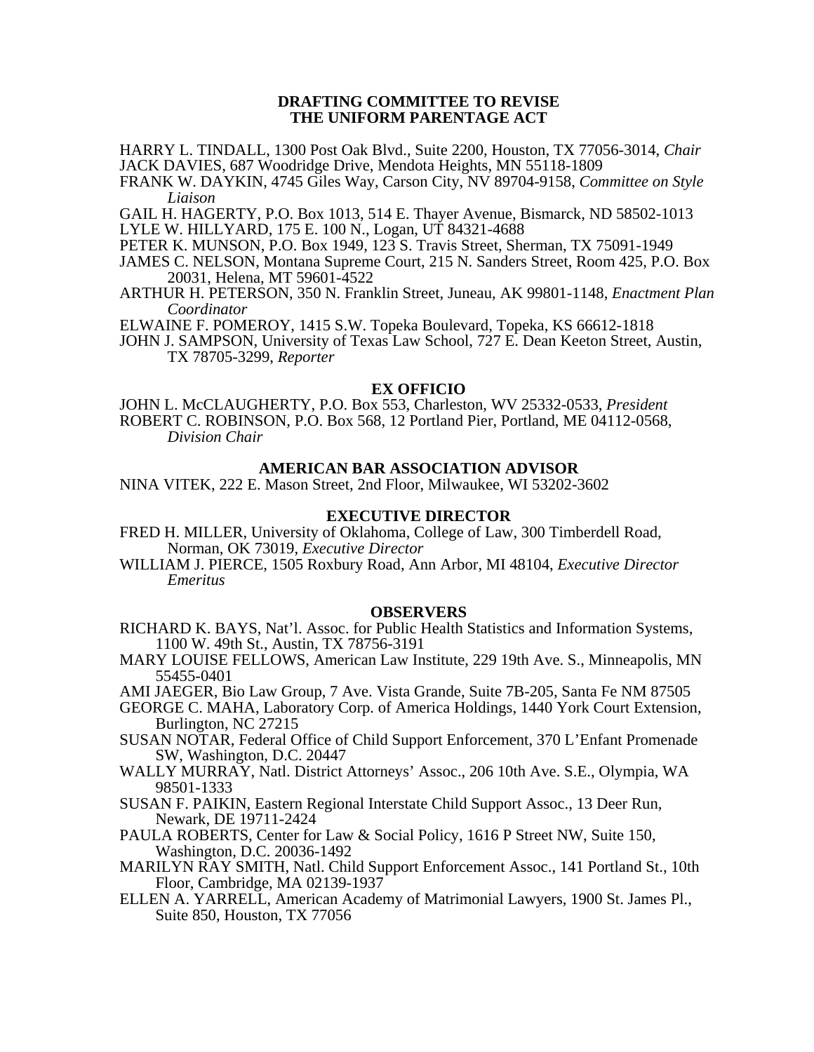## DRAFTING COMMITTEE TO REVISE THE UNIFORM PARENTAGE ACT

HARRY L. TINDALL, 1300 Post Oak Blvd., Suite 2200, Houston, TX 77056-3014, *Chair*
JACK DAVIES, 687 Woodridge Drive, Mendota Heights, MN 55118-1809
FRANK W. DAYKIN, 4745 Giles Way, Carson City, NV 89704-9158, *Committee on Style Liaison*
GAIL H. HAGERTY, P.O. Box 1013, 514 E. Thayer Avenue, Bismarck, ND 58502-1013
LYLE W. HILLYARD, 175 E. 100 N., Logan, UT 84321-4688
PETER K. MUNSON, P.O. Box 1949, 123 S. Travis Street, Sherman, TX 75091-1949
JAMES C. NELSON, Montana Supreme Court, 215 N. Sanders Street, Room 425, P.O. Box 20031, Helena, MT 59601-4522
ARTHUR H. PETERSON, 350 N. Franklin Street, Juneau, AK 99801-1148, *Enactment Plan Coordinator*
ELWAINE F. POMEROY, 1415 S.W. Topeka Boulevard, Topeka, KS 66612-1818
JOHN J. SAMPSON, University of Texas Law School, 727 E. Dean Keeton Street, Austin, TX 78705-3299, *Reporter*

### EX OFFICIO

JOHN L. McCLAUGHERTY, P.O. Box 553, Charleston, WV 25332-0533, *President*
ROBERT C. ROBINSON, P.O. Box 568, 12 Portland Pier, Portland, ME 04112-0568, *Division Chair*

### AMERICAN BAR ASSOCIATION ADVISOR

NINA VITEK, 222 E. Mason Street, 2nd Floor, Milwaukee, WI 53202-3602

### EXECUTIVE DIRECTOR

FRED H. MILLER, University of Oklahoma, College of Law, 300 Timberdell Road, Norman, OK 73019, *Executive Director*
WILLIAM J. PIERCE, 1505 Roxbury Road, Ann Arbor, MI 48104, *Executive Director Emeritus*

### OBSERVERS

RICHARD K. BAYS, Nat'l. Assoc. for Public Health Statistics and Information Systems, 1100 W. 49th St., Austin, TX 78756-3191
MARY LOUISE FELLOWS, American Law Institute, 229 19th Ave. S., Minneapolis, MN 55455-0401
AMI JAEGER, Bio Law Group, 7 Ave. Vista Grande, Suite 7B-205, Santa Fe NM 87505
GEORGE C. MAHA, Laboratory Corp. of America Holdings, 1440 York Court Extension, Burlington, NC 27215
SUSAN NOTAR, Federal Office of Child Support Enforcement, 370 L'Enfant Promenade SW, Washington, D.C. 20447
WALLY MURRAY, Natl. District Attorneys' Assoc., 206 10th Ave. S.E., Olympia, WA 98501-1333
SUSAN F. PAIKIN, Eastern Regional Interstate Child Support Assoc., 13 Deer Run, Newark, DE 19711-2424
PAULA ROBERTS, Center for Law & Social Policy, 1616 P Street NW, Suite 150, Washington, D.C. 20036-1492
MARILYN RAY SMITH, Natl. Child Support Enforcement Assoc., 141 Portland St., 10th Floor, Cambridge, MA 02139-1937
ELLEN A. YARRELL, American Academy of Matrimonial Lawyers, 1900 St. James Pl., Suite 850, Houston, TX 77056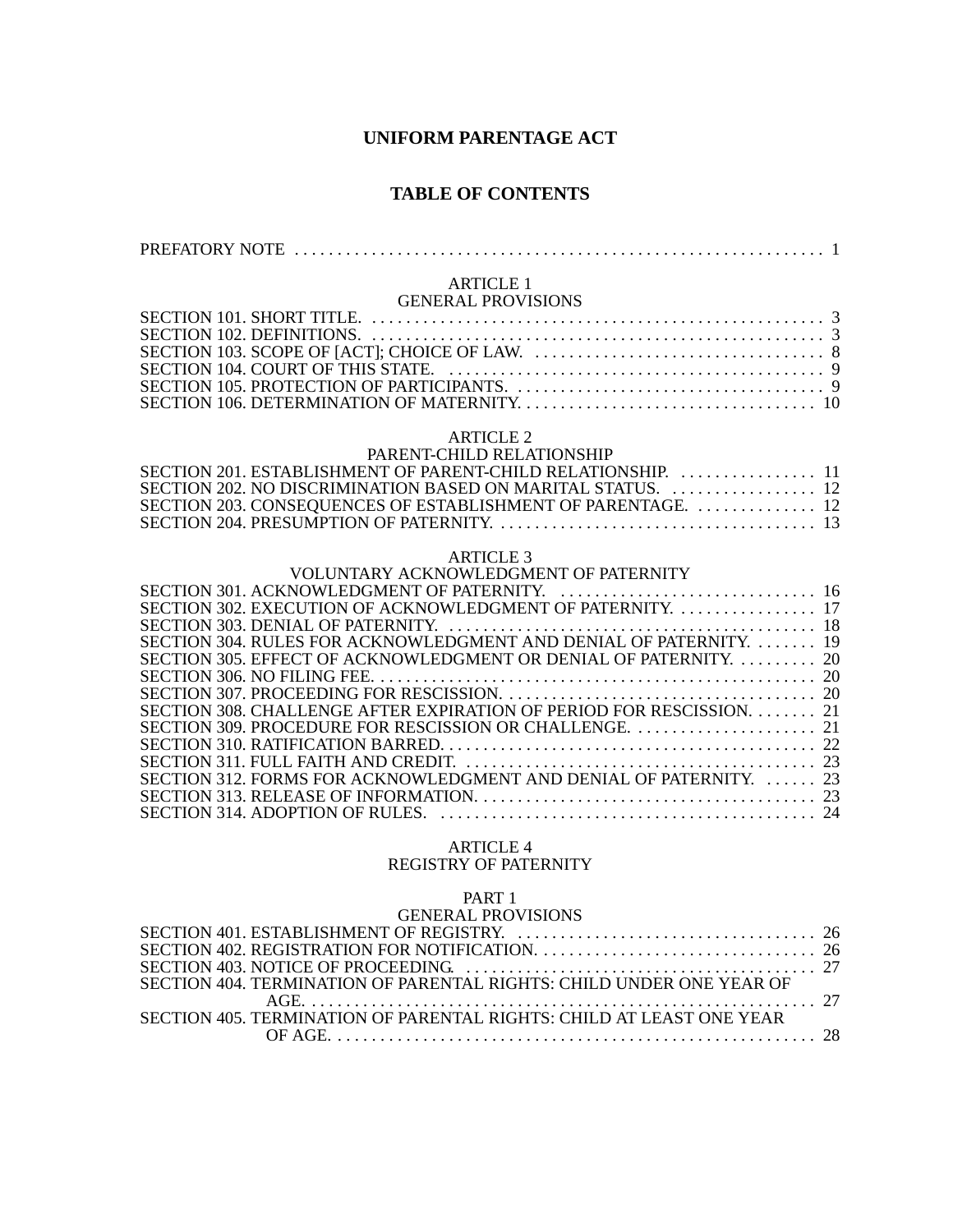# UNIFORM PARENTAGE ACT

## TABLE OF CONTENTS

PREFATORY NOTE . . . . . . . . . . . . . . . . . . . . . . . . . . . . . . . . . . . . . . . . . . . . . . . . . . . . . . . . . . . . . . . 1

### ARTICLE 1
### GENERAL PROVISIONS

SECTION 101. SHORT TITLE. . . . . . . . . . . . . . . . . . . . . . . . . . . . . . . . . . . . . . . . . . . . . . . . . . . . . . 3
SECTION 102. DEFINITIONS. . . . . . . . . . . . . . . . . . . . . . . . . . . . . . . . . . . . . . . . . . . . . . . . . . . . . . 3
SECTION 103. SCOPE OF [ACT]; CHOICE OF LAW. . . . . . . . . . . . . . . . . . . . . . . . . . . . . . . . . . 8
SECTION 104. COURT OF THIS STATE. . . . . . . . . . . . . . . . . . . . . . . . . . . . . . . . . . . . . . . . . . . . 9
SECTION 105. PROTECTION OF PARTICIPANTS. . . . . . . . . . . . . . . . . . . . . . . . . . . . . . . . . . . . . 9
SECTION 106. DETERMINATION OF MATERNITY. . . . . . . . . . . . . . . . . . . . . . . . . . . . . . . . . . . 10

### ARTICLE 2
### PARENT-CHILD RELATIONSHIP

SECTION 201. ESTABLISHMENT OF PARENT-CHILD RELATIONSHIP. . . . . . . . . . . . . . . . . 11
SECTION 202. NO DISCRIMINATION BASED ON MARITAL STATUS. . . . . . . . . . . . . . . . . . 12
SECTION 203. CONSEQUENCES OF ESTABLISHMENT OF PARENTAGE. . . . . . . . . . . . . . . 12
SECTION 204. PRESUMPTION OF PATERNITY. . . . . . . . . . . . . . . . . . . . . . . . . . . . . . . . . . . . . . 13

### ARTICLE 3
### VOLUNTARY ACKNOWLEDGMENT OF PATERNITY

SECTION 301. ACKNOWLEDGMENT OF PATERNITY. . . . . . . . . . . . . . . . . . . . . . . . . . . . . . . 16
SECTION 302. EXECUTION OF ACKNOWLEDGMENT OF PATERNITY. . . . . . . . . . . . . . . . . 17
SECTION 303. DENIAL OF PATERNITY. . . . . . . . . . . . . . . . . . . . . . . . . . . . . . . . . . . . . . . . . . . 18
SECTION 304. RULES FOR ACKNOWLEDGMENT AND DENIAL OF PATERNITY. . . . . . . . 19
SECTION 305. EFFECT OF ACKNOWLEDGMENT OR DENIAL OF PATERNITY. . . . . . . . . . 20
SECTION 306. NO FILING FEE. . . . . . . . . . . . . . . . . . . . . . . . . . . . . . . . . . . . . . . . . . . . . . . . . . . . 20
SECTION 307. PROCEEDING FOR RESCISSION. . . . . . . . . . . . . . . . . . . . . . . . . . . . . . . . . . . . . 20
SECTION 308. CHALLENGE AFTER EXPIRATION OF PERIOD FOR RESCISSION. . . . . . . . 21
SECTION 309. PROCEDURE FOR RESCISSION OR CHALLENGE. . . . . . . . . . . . . . . . . . . . . . 21
SECTION 310. RATIFICATION BARRED. . . . . . . . . . . . . . . . . . . . . . . . . . . . . . . . . . . . . . . . . . . 22
SECTION 311. FULL FAITH AND CREDIT. . . . . . . . . . . . . . . . . . . . . . . . . . . . . . . . . . . . . . . . . . 23
SECTION 312. FORMS FOR ACKNOWLEDGMENT AND DENIAL OF PATERNITY. . . . . . . 23
SECTION 313. RELEASE OF INFORMATION. . . . . . . . . . . . . . . . . . . . . . . . . . . . . . . . . . . . . . . . 23
SECTION 314. ADOPTION OF RULES. . . . . . . . . . . . . . . . . . . . . . . . . . . . . . . . . . . . . . . . . . . . . 24

### ARTICLE 4
### REGISTRY OF PATERNITY

#### PART 1
#### GENERAL PROVISIONS

SECTION 401. ESTABLISHMENT OF REGISTRY. . . . . . . . . . . . . . . . . . . . . . . . . . . . . . . . . . . . 26
SECTION 402. REGISTRATION FOR NOTIFICATION. . . . . . . . . . . . . . . . . . . . . . . . . . . . . . . . . 26
SECTION 403. NOTICE OF PROCEEDING. . . . . . . . . . . . . . . . . . . . . . . . . . . . . . . . . . . . . . . . . . 27
SECTION 404. TERMINATION OF PARENTAL RIGHTS: CHILD UNDER ONE YEAR OF AGE. . . . . . . . . . . . . . . . . . . . . . . . . . . . . . . . . . . . . . . . . . . . . . . . . . . . . . . . . . . . . . 27
SECTION 405. TERMINATION OF PARENTAL RIGHTS: CHILD AT LEAST ONE YEAR OF AGE. . . . . . . . . . . . . . . . . . . . . . . . . . . . . . . . . . . . . . . . . . . . . . . . . . . . . . . . . . 28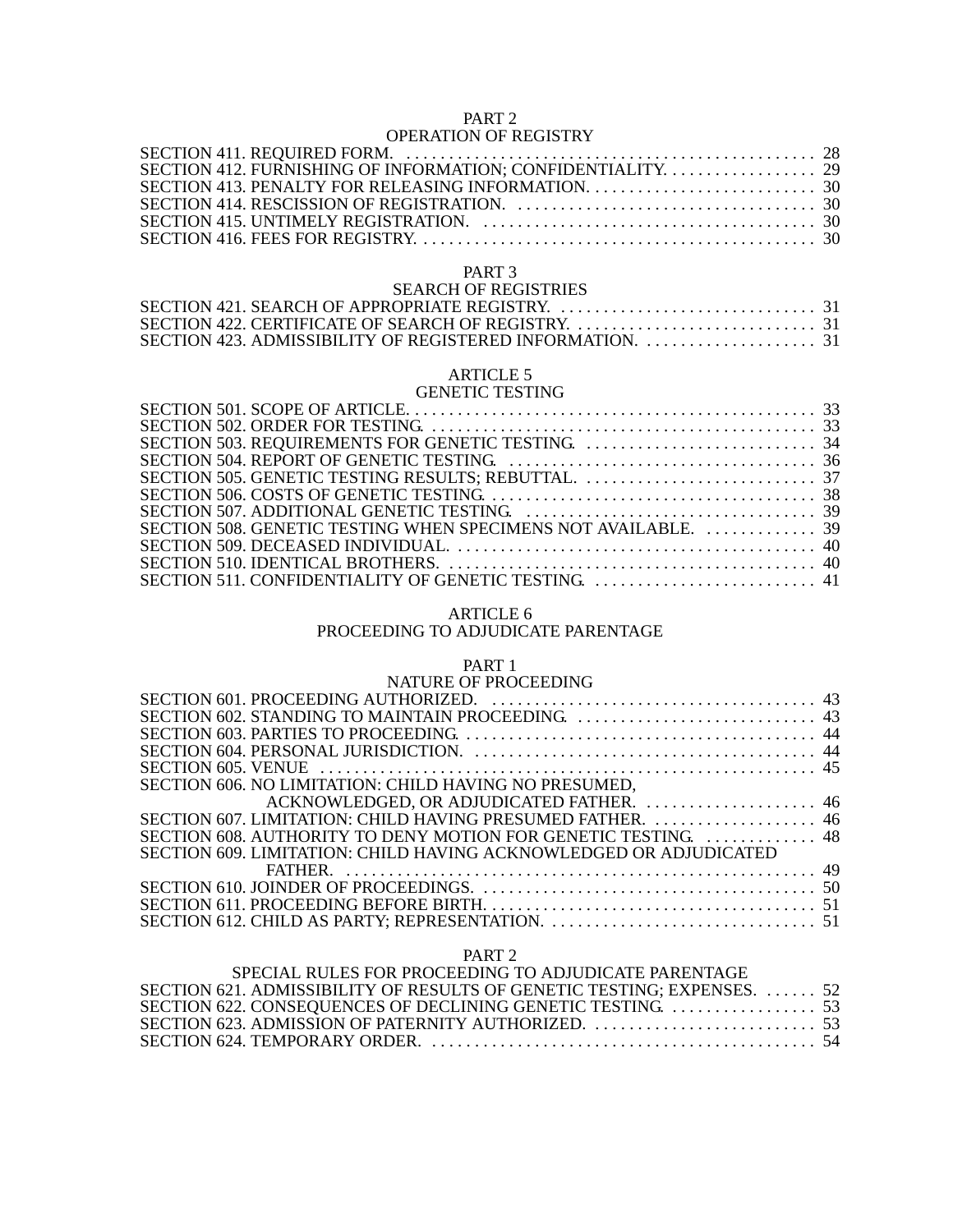PART 2
OPERATION OF REGISTRY

SECTION 411. REQUIRED FORM. . . . . . . . . . . . . . . . . . . . . . . . . . . . . . . . . . . . . . . . . . . . . . . . 28
SECTION 412. FURNISHING OF INFORMATION; CONFIDENTIALITY. . . . . . . . . . . . . . . . . . 29
SECTION 413. PENALTY FOR RELEASING INFORMATION. . . . . . . . . . . . . . . . . . . . . . . . . . . 30
SECTION 414. RESCISSION OF REGISTRATION. . . . . . . . . . . . . . . . . . . . . . . . . . . . . . . . . . . . 30
SECTION 415. UNTIMELY REGISTRATION. . . . . . . . . . . . . . . . . . . . . . . . . . . . . . . . . . . . . . . 30
SECTION 416. FEES FOR REGISTRY. . . . . . . . . . . . . . . . . . . . . . . . . . . . . . . . . . . . . . . . . . . . . . 30

PART 3
SEARCH OF REGISTRIES

SECTION 421. SEARCH OF APPROPRIATE REGISTRY. . . . . . . . . . . . . . . . . . . . . . . . . . . . . . . 31
SECTION 422. CERTIFICATE OF SEARCH OF REGISTRY. . . . . . . . . . . . . . . . . . . . . . . . . . . . . 31
SECTION 423. ADMISSIBILITY OF REGISTERED INFORMATION. . . . . . . . . . . . . . . . . . . . . 31

ARTICLE 5
GENETIC TESTING

SECTION 501. SCOPE OF ARTICLE. . . . . . . . . . . . . . . . . . . . . . . . . . . . . . . . . . . . . . . . . . . . . . . 33
SECTION 502. ORDER FOR TESTING. . . . . . . . . . . . . . . . . . . . . . . . . . . . . . . . . . . . . . . . . . . . . 33
SECTION 503. REQUIREMENTS FOR GENETIC TESTING. . . . . . . . . . . . . . . . . . . . . . . . . . . . 34
SECTION 504. REPORT OF GENETIC TESTING. . . . . . . . . . . . . . . . . . . . . . . . . . . . . . . . . . . . . 36
SECTION 505. GENETIC TESTING RESULTS; REBUTTAL. . . . . . . . . . . . . . . . . . . . . . . . . . . . 37
SECTION 506. COSTS OF GENETIC TESTING. . . . . . . . . . . . . . . . . . . . . . . . . . . . . . . . . . . . . . 38
SECTION 507. ADDITIONAL GENETIC TESTING. . . . . . . . . . . . . . . . . . . . . . . . . . . . . . . . . . . 39
SECTION 508. GENETIC TESTING WHEN SPECIMENS NOT AVAILABLE. . . . . . . . . . . . . . 39
SECTION 509. DECEASED INDIVIDUAL. . . . . . . . . . . . . . . . . . . . . . . . . . . . . . . . . . . . . . . . . . 40
SECTION 510. IDENTICAL BROTHERS. . . . . . . . . . . . . . . . . . . . . . . . . . . . . . . . . . . . . . . . . . . 40
SECTION 511. CONFIDENTIALITY OF GENETIC TESTING. . . . . . . . . . . . . . . . . . . . . . . . . . . 41

ARTICLE 6
PROCEEDING TO ADJUDICATE PARENTAGE

PART 1
NATURE OF PROCEEDING

SECTION 601. PROCEEDING AUTHORIZED. . . . . . . . . . . . . . . . . . . . . . . . . . . . . . . . . . . . . . . 43
SECTION 602. STANDING TO MAINTAIN PROCEEDING. . . . . . . . . . . . . . . . . . . . . . . . . . . . . 43
SECTION 603. PARTIES TO PROCEEDING. . . . . . . . . . . . . . . . . . . . . . . . . . . . . . . . . . . . . . . . . 44
SECTION 604. PERSONAL JURISDICTION. . . . . . . . . . . . . . . . . . . . . . . . . . . . . . . . . . . . . . . . . 44
SECTION 605. VENUE . . . . . . . . . . . . . . . . . . . . . . . . . . . . . . . . . . . . . . . . . . . . . . . . . . . . . . . . . 45
SECTION 606. NO LIMITATION: CHILD HAVING NO PRESUMED, ACKNOWLEDGED, OR ADJUDICATED FATHER. . . . . . . . . . . . . . . . . . . . . 46
SECTION 607. LIMITATION: CHILD HAVING PRESUMED FATHER. . . . . . . . . . . . . . . . . . . . 46
SECTION 608. AUTHORITY TO DENY MOTION FOR GENETIC TESTING. . . . . . . . . . . . . 48
SECTION 609. LIMITATION: CHILD HAVING ACKNOWLEDGED OR ADJUDICATED FATHER. . . . . . . . . . . . . . . . . . . . . . . . . . . . . . . . . . . . . . . . . . . . . . . . . . . . . . . . . 49
SECTION 610. JOINDER OF PROCEEDINGS. . . . . . . . . . . . . . . . . . . . . . . . . . . . . . . . . . . . . . . . 50
SECTION 611. PROCEEDING BEFORE BIRTH. . . . . . . . . . . . . . . . . . . . . . . . . . . . . . . . . . . . . . . 51
SECTION 612. CHILD AS PARTY; REPRESENTATION. . . . . . . . . . . . . . . . . . . . . . . . . . . . . . . . 51

PART 2
SPECIAL RULES FOR PROCEEDING TO ADJUDICATE PARENTAGE

SECTION 621. ADMISSIBILITY OF RESULTS OF GENETIC TESTING; EXPENSES. . . . . . . 52
SECTION 622. CONSEQUENCES OF DECLINING GENETIC TESTING. . . . . . . . . . . . . . . . . . 53
SECTION 623. ADMISSION OF PATERNITY AUTHORIZED. . . . . . . . . . . . . . . . . . . . . . . . . . . 53
SECTION 624. TEMPORARY ORDER. . . . . . . . . . . . . . . . . . . . . . . . . . . . . . . . . . . . . . . . . . . . . . 54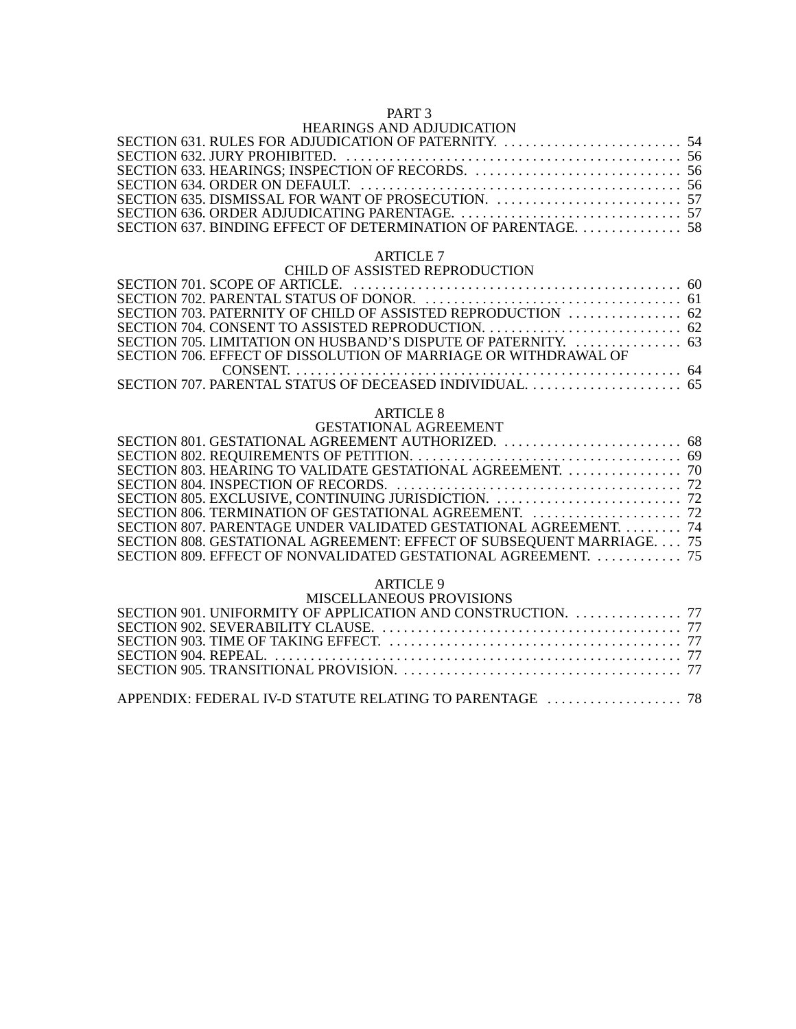PART 3
HEARINGS AND ADJUDICATION

SECTION 631. RULES FOR ADJUDICATION OF PATERNITY. . . . . . . . . . . . . . . . . . . . . . . . . 54
SECTION 632. JURY PROHIBITED. . . . . . . . . . . . . . . . . . . . . . . . . . . . . . . . . . . . . . . . . . . . . . . 56
SECTION 633. HEARINGS; INSPECTION OF RECORDS. . . . . . . . . . . . . . . . . . . . . . . . . . . . . 56
SECTION 634. ORDER ON DEFAULT. . . . . . . . . . . . . . . . . . . . . . . . . . . . . . . . . . . . . . . . . . . . . 56
SECTION 635. DISMISSAL FOR WANT OF PROSECUTION. . . . . . . . . . . . . . . . . . . . . . . . . . 57
SECTION 636. ORDER ADJUDICATING PARENTAGE. . . . . . . . . . . . . . . . . . . . . . . . . . . . . . . 57
SECTION 637. BINDING EFFECT OF DETERMINATION OF PARENTAGE. . . . . . . . . . . . . . . 58

ARTICLE 7
CHILD OF ASSISTED REPRODUCTION

SECTION 701. SCOPE OF ARTICLE. . . . . . . . . . . . . . . . . . . . . . . . . . . . . . . . . . . . . . . . . . . . . . 60
SECTION 702. PARENTAL STATUS OF DONOR. . . . . . . . . . . . . . . . . . . . . . . . . . . . . . . . . . . . 61
SECTION 703. PATERNITY OF CHILD OF ASSISTED REPRODUCTION . . . . . . . . . . . . . . . . 62
SECTION 704. CONSENT TO ASSISTED REPRODUCTION. . . . . . . . . . . . . . . . . . . . . . . . . . . 62
SECTION 705. LIMITATION ON HUSBAND'S DISPUTE OF PATERNITY. . . . . . . . . . . . . . . 63
SECTION 706. EFFECT OF DISSOLUTION OF MARRIAGE OR WITHDRAWAL OF CONSENT. . . . . . . . . . . . . . . . . . . . . . . . . . . . . . . . . . . . . . . . . . . . . . . . . . . . . . . 64
SECTION 707. PARENTAL STATUS OF DECEASED INDIVIDUAL. . . . . . . . . . . . . . . . . . . . . 65

ARTICLE 8
GESTATIONAL AGREEMENT

SECTION 801. GESTATIONAL AGREEMENT AUTHORIZED. . . . . . . . . . . . . . . . . . . . . . . . . 68
SECTION 802. REQUIREMENTS OF PETITION. . . . . . . . . . . . . . . . . . . . . . . . . . . . . . . . . . . . . 69
SECTION 803. HEARING TO VALIDATE GESTATIONAL AGREEMENT. . . . . . . . . . . . . . . . 70
SECTION 804. INSPECTION OF RECORDS. . . . . . . . . . . . . . . . . . . . . . . . . . . . . . . . . . . . . . . . 72
SECTION 805. EXCLUSIVE, CONTINUING JURISDICTION. . . . . . . . . . . . . . . . . . . . . . . . . . 72
SECTION 806. TERMINATION OF GESTATIONAL AGREEMENT. . . . . . . . . . . . . . . . . . . . . 72
SECTION 807. PARENTAGE UNDER VALIDATED GESTATIONAL AGREEMENT. . . . . . . . 74
SECTION 808. GESTATIONAL AGREEMENT: EFFECT OF SUBSEQUENT MARRIAGE. . . . 75
SECTION 809. EFFECT OF NONVALIDATED GESTATIONAL AGREEMENT. . . . . . . . . . . . 75

ARTICLE 9
MISCELLANEOUS PROVISIONS

SECTION 901. UNIFORMITY OF APPLICATION AND CONSTRUCTION. . . . . . . . . . . . . . . 77
SECTION 902. SEVERABILITY CLAUSE. . . . . . . . . . . . . . . . . . . . . . . . . . . . . . . . . . . . . . . . . . 77
SECTION 903. TIME OF TAKING EFFECT. . . . . . . . . . . . . . . . . . . . . . . . . . . . . . . . . . . . . . . . . 77
SECTION 904. REPEAL. . . . . . . . . . . . . . . . . . . . . . . . . . . . . . . . . . . . . . . . . . . . . . . . . . . . . . . . . 77
SECTION 905. TRANSITIONAL PROVISION. . . . . . . . . . . . . . . . . . . . . . . . . . . . . . . . . . . . . . . 77

APPENDIX: FEDERAL IV-D STATUTE RELATING TO PARENTAGE . . . . . . . . . . . . . . . . . . 78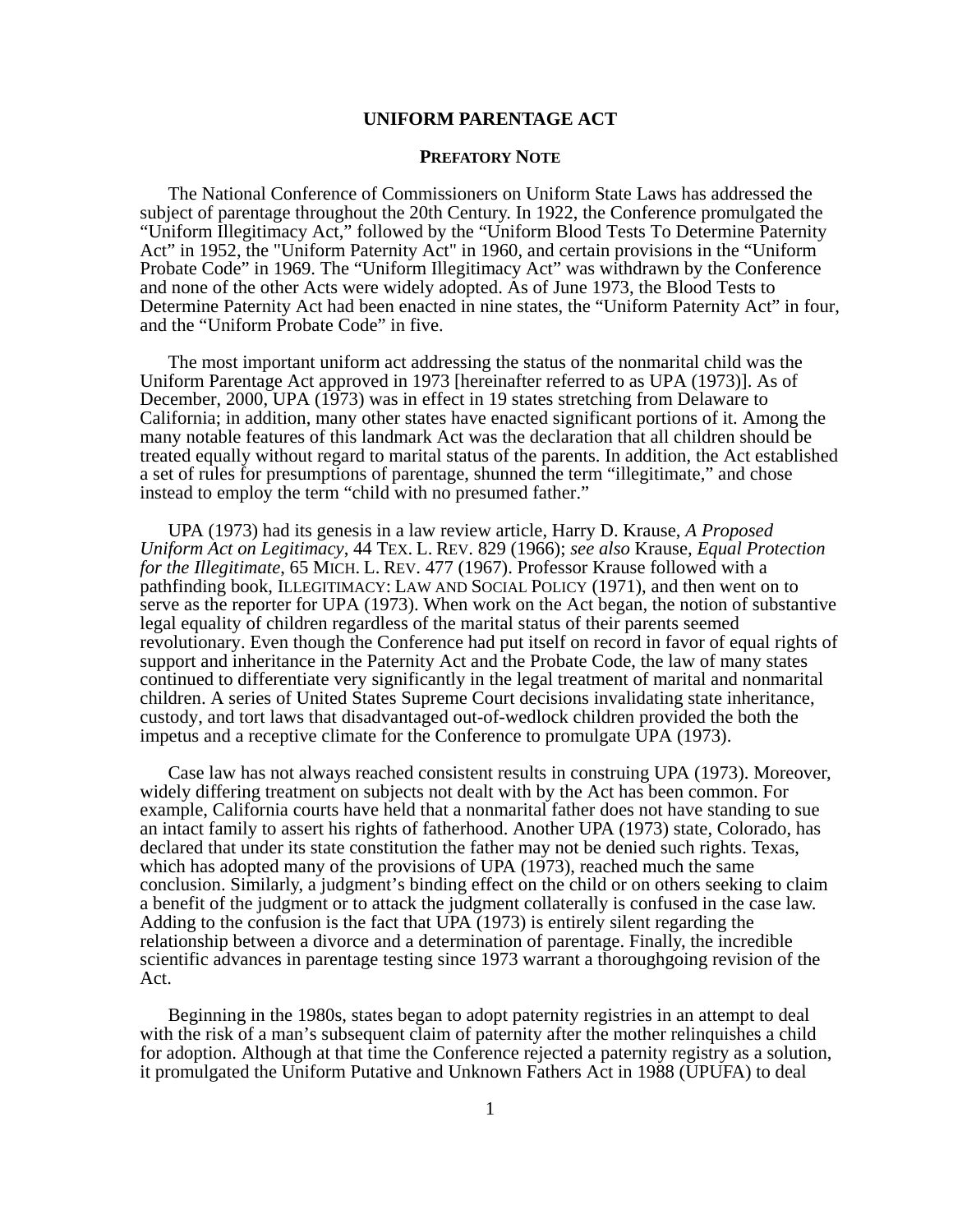# UNIFORM PARENTAGE ACT

## PREFATORY NOTE

The National Conference of Commissioners on Uniform State Laws has addressed the subject of parentage throughout the 20th Century. In 1922, the Conference promulgated the "Uniform Illegitimacy Act," followed by the "Uniform Blood Tests To Determine Paternity Act" in 1952, the "Uniform Paternity Act" in 1960, and certain provisions in the "Uniform Probate Code" in 1969. The "Uniform Illegitimacy Act" was withdrawn by the Conference and none of the other Acts were widely adopted. As of June 1973, the Blood Tests to Determine Paternity Act had been enacted in nine states, the "Uniform Paternity Act" in four, and the "Uniform Probate Code" in five.

The most important uniform act addressing the status of the nonmarital child was the Uniform Parentage Act approved in 1973 [hereinafter referred to as UPA (1973)]. As of December, 2000, UPA (1973) was in effect in 19 states stretching from Delaware to California; in addition, many other states have enacted significant portions of it. Among the many notable features of this landmark Act was the declaration that all children should be treated equally without regard to marital status of the parents. In addition, the Act established a set of rules for presumptions of parentage, shunned the term "illegitimate," and chose instead to employ the term "child with no presumed father."

UPA (1973) had its genesis in a law review article, Harry D. Krause, *A Proposed Uniform Act on Legitimacy*, 44 TEX. L. REV. 829 (1966); *see also* Krause, *Equal Protection for the Illegitimate*, 65 MICH. L. REV. 477 (1967). Professor Krause followed with a pathfinding book, ILLEGITIMACY: LAW AND SOCIAL POLICY (1971), and then went on to serve as the reporter for UPA (1973). When work on the Act began, the notion of substantive legal equality of children regardless of the marital status of their parents seemed revolutionary. Even though the Conference had put itself on record in favor of equal rights of support and inheritance in the Paternity Act and the Probate Code, the law of many states continued to differentiate very significantly in the legal treatment of marital and nonmarital children. A series of United States Supreme Court decisions invalidating state inheritance, custody, and tort laws that disadvantaged out-of-wedlock children provided the both the impetus and a receptive climate for the Conference to promulgate UPA (1973).

Case law has not always reached consistent results in construing UPA (1973). Moreover, widely differing treatment on subjects not dealt with by the Act has been common. For example, California courts have held that a nonmarital father does not have standing to sue an intact family to assert his rights of fatherhood. Another UPA (1973) state, Colorado, has declared that under its state constitution the father may not be denied such rights. Texas, which has adopted many of the provisions of UPA (1973), reached much the same conclusion. Similarly, a judgment's binding effect on the child or on others seeking to claim a benefit of the judgment or to attack the judgment collaterally is confused in the case law. Adding to the confusion is the fact that UPA (1973) is entirely silent regarding the relationship between a divorce and a determination of parentage. Finally, the incredible scientific advances in parentage testing since 1973 warrant a thoroughgoing revision of the Act.

Beginning in the 1980s, states began to adopt paternity registries in an attempt to deal with the risk of a man's subsequent claim of paternity after the mother relinquishes a child for adoption. Although at that time the Conference rejected a paternity registry as a solution, it promulgated the Uniform Putative and Unknown Fathers Act in 1988 (UPUFA) to deal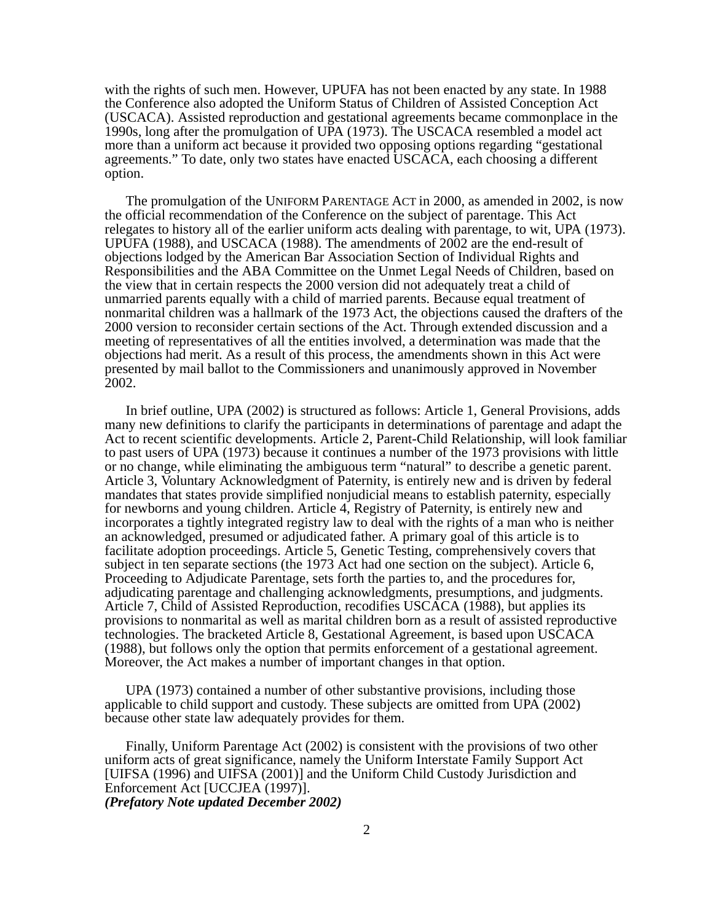with the rights of such men. However, UPUFA has not been enacted by any state. In 1988 the Conference also adopted the Uniform Status of Children of Assisted Conception Act (USCACA). Assisted reproduction and gestational agreements became commonplace in the 1990s, long after the promulgation of UPA (1973). The USCACA resembled a model act more than a uniform act because it provided two opposing options regarding "gestational agreements." To date, only two states have enacted USCACA, each choosing a different option.

The promulgation of the UNIFORM PARENTAGE ACT in 2000, as amended in 2002, is now the official recommendation of the Conference on the subject of parentage. This Act relegates to history all of the earlier uniform acts dealing with parentage, to wit, UPA (1973). UPUFA (1988), and USCACA (1988). The amendments of 2002 are the end-result of objections lodged by the American Bar Association Section of Individual Rights and Responsibilities and the ABA Committee on the Unmet Legal Needs of Children, based on the view that in certain respects the 2000 version did not adequately treat a child of unmarried parents equally with a child of married parents. Because equal treatment of nonmarital children was a hallmark of the 1973 Act, the objections caused the drafters of the 2000 version to reconsider certain sections of the Act. Through extended discussion and a meeting of representatives of all the entities involved, a determination was made that the objections had merit. As a result of this process, the amendments shown in this Act were presented by mail ballot to the Commissioners and unanimously approved in November 2002.

In brief outline, UPA (2002) is structured as follows: Article 1, General Provisions, adds many new definitions to clarify the participants in determinations of parentage and adapt the Act to recent scientific developments. Article 2, Parent-Child Relationship, will look familiar to past users of UPA (1973) because it continues a number of the 1973 provisions with little or no change, while eliminating the ambiguous term "natural" to describe a genetic parent. Article 3, Voluntary Acknowledgment of Paternity, is entirely new and is driven by federal mandates that states provide simplified nonjudicial means to establish paternity, especially for newborns and young children. Article 4, Registry of Paternity, is entirely new and incorporates a tightly integrated registry law to deal with the rights of a man who is neither an acknowledged, presumed or adjudicated father. A primary goal of this article is to facilitate adoption proceedings. Article 5, Genetic Testing, comprehensively covers that subject in ten separate sections (the 1973 Act had one section on the subject). Article 6, Proceeding to Adjudicate Parentage, sets forth the parties to, and the procedures for, adjudicating parentage and challenging acknowledgments, presumptions, and judgments. Article 7, Child of Assisted Reproduction, recodifies USCACA (1988), but applies its provisions to nonmarital as well as marital children born as a result of assisted reproductive technologies. The bracketed Article 8, Gestational Agreement, is based upon USCACA (1988), but follows only the option that permits enforcement of a gestational agreement. Moreover, the Act makes a number of important changes in that option.

UPA (1973) contained a number of other substantive provisions, including those applicable to child support and custody. These subjects are omitted from UPA (2002) because other state law adequately provides for them.

Finally, Uniform Parentage Act (2002) is consistent with the provisions of two other uniform acts of great significance, namely the Uniform Interstate Family Support Act [UIFSA (1996) and UIFSA (2001)] and the Uniform Child Custody Jurisdiction and Enforcement Act [UCCJEA (1997)].
***(Prefatory Note updated December 2002)***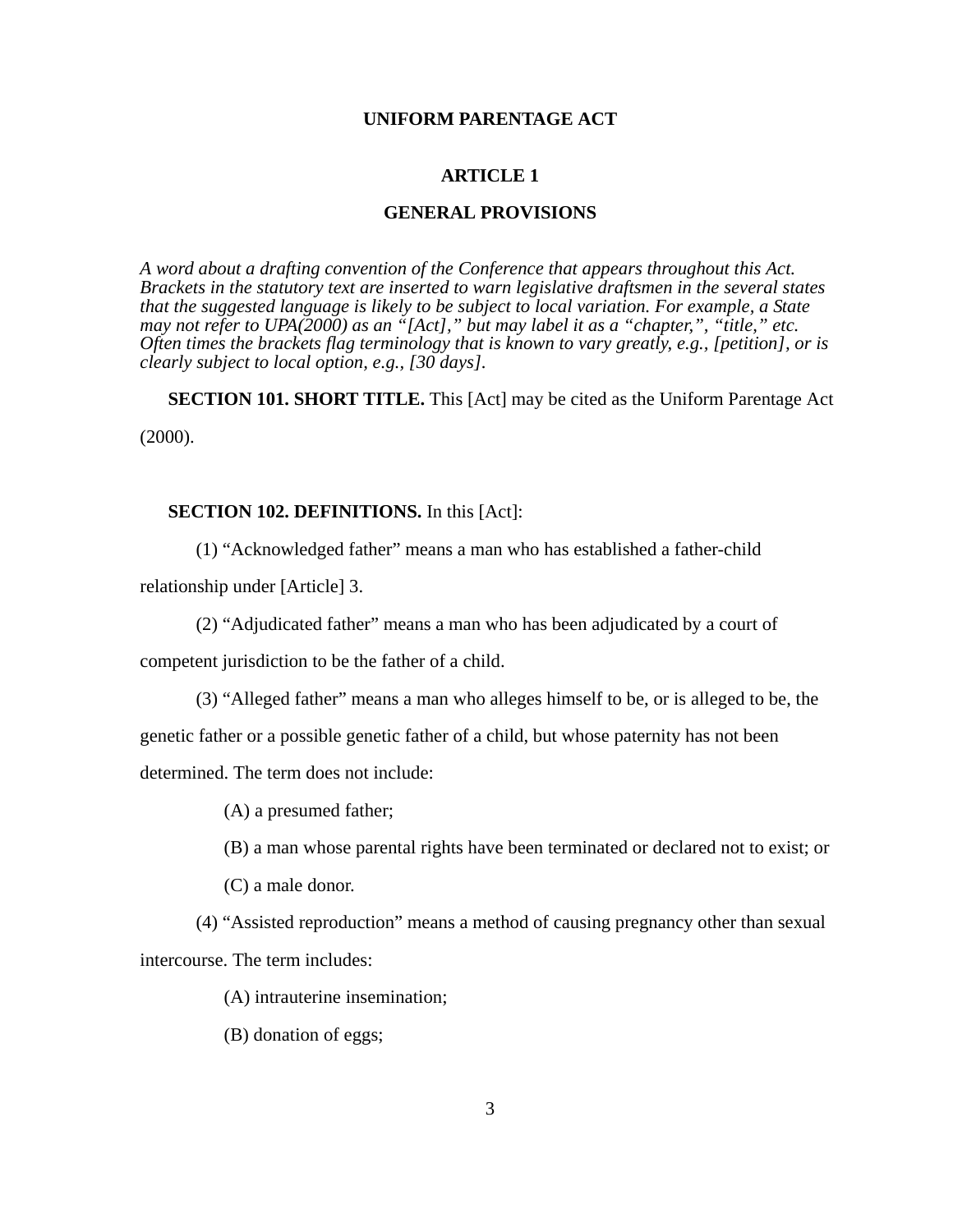# UNIFORM PARENTAGE ACT

## ARTICLE 1

## GENERAL PROVISIONS

*A word about a drafting convention of the Conference that appears throughout this Act. Brackets in the statutory text are inserted to warn legislative draftsmen in the several states that the suggested language is likely to be subject to local variation. For example, a State may not refer to UPA(2000) as an "[Act]," but may label it as a "chapter,", "title," etc. Often times the brackets flag terminology that is known to vary greatly, e.g., [petition], or is clearly subject to local option, e.g., [30 days].*

**SECTION 101. SHORT TITLE.** This [Act] may be cited as the Uniform Parentage Act (2000).

**SECTION 102. DEFINITIONS.** In this [Act]:

(1) "Acknowledged father" means a man who has established a father-child relationship under [Article] 3.

(2) "Adjudicated father" means a man who has been adjudicated by a court of competent jurisdiction to be the father of a child.

(3) "Alleged father" means a man who alleges himself to be, or is alleged to be, the genetic father or a possible genetic father of a child, but whose paternity has not been determined. The term does not include:

(A) a presumed father;

(B) a man whose parental rights have been terminated or declared not to exist; or

(C) a male donor.

(4) "Assisted reproduction" means a method of causing pregnancy other than sexual intercourse. The term includes:

(A) intrauterine insemination;

(B) donation of eggs;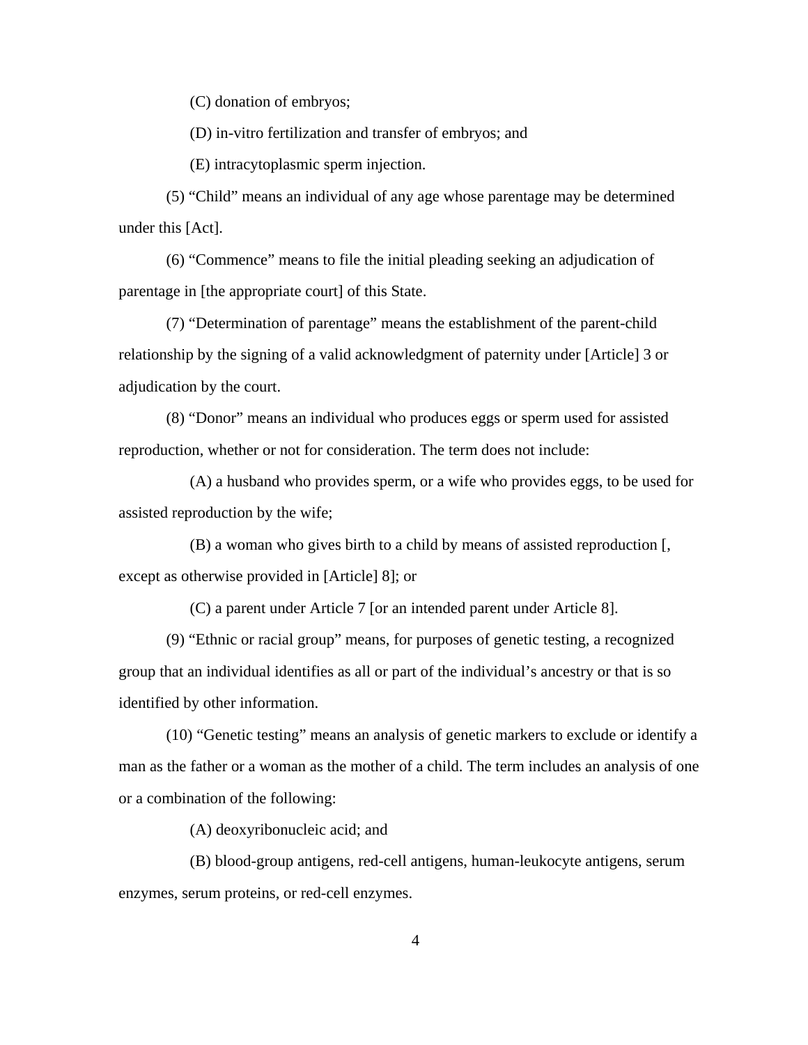(C) donation of embryos;

(D) in-vitro fertilization and transfer of embryos; and

(E) intracytoplasmic sperm injection.

(5) “Child” means an individual of any age whose parentage may be determined under this [Act].

(6) “Commence” means to file the initial pleading seeking an adjudication of parentage in [the appropriate court] of this State.

(7) “Determination of parentage” means the establishment of the parent-child relationship by the signing of a valid acknowledgment of paternity under [Article] 3 or adjudication by the court.

(8) “Donor” means an individual who produces eggs or sperm used for assisted reproduction, whether or not for consideration. The term does not include:

(A) a husband who provides sperm, or a wife who provides eggs, to be used for assisted reproduction by the wife;

(B) a woman who gives birth to a child by means of assisted reproduction [, except as otherwise provided in [Article] 8]; or

(C) a parent under Article 7 [or an intended parent under Article 8].

(9) “Ethnic or racial group” means, for purposes of genetic testing, a recognized group that an individual identifies as all or part of the individual’s ancestry or that is so identified by other information.

(10) “Genetic testing” means an analysis of genetic markers to exclude or identify a man as the father or a woman as the mother of a child. The term includes an analysis of one or a combination of the following:

(A) deoxyribonucleic acid; and

(B) blood-group antigens, red-cell antigens, human-leukocyte antigens, serum enzymes, serum proteins, or red-cell enzymes.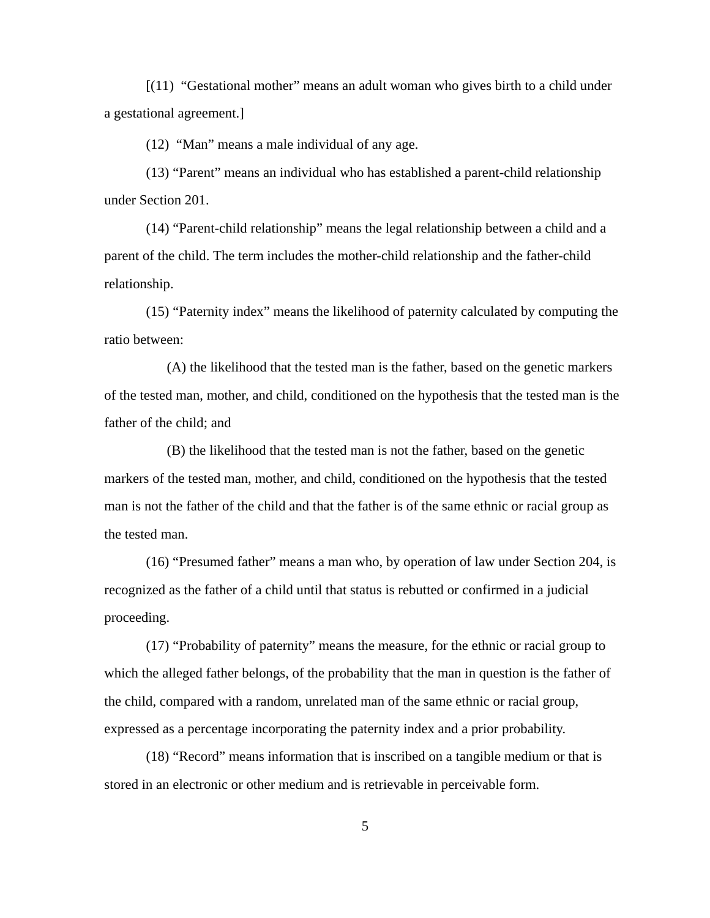[(11) "Gestational mother" means an adult woman who gives birth to a child under a gestational agreement.]

(12) "Man" means a male individual of any age.

(13) "Parent" means an individual who has established a parent-child relationship under Section 201.

(14) "Parent-child relationship" means the legal relationship between a child and a parent of the child. The term includes the mother-child relationship and the father-child relationship.

(15) "Paternity index" means the likelihood of paternity calculated by computing the ratio between:

(A) the likelihood that the tested man is the father, based on the genetic markers of the tested man, mother, and child, conditioned on the hypothesis that the tested man is the father of the child; and

(B) the likelihood that the tested man is not the father, based on the genetic markers of the tested man, mother, and child, conditioned on the hypothesis that the tested man is not the father of the child and that the father is of the same ethnic or racial group as the tested man.

(16) "Presumed father" means a man who, by operation of law under Section 204, is recognized as the father of a child until that status is rebutted or confirmed in a judicial proceeding.

(17) "Probability of paternity" means the measure, for the ethnic or racial group to which the alleged father belongs, of the probability that the man in question is the father of the child, compared with a random, unrelated man of the same ethnic or racial group, expressed as a percentage incorporating the paternity index and a prior probability.

(18) "Record" means information that is inscribed on a tangible medium or that is stored in an electronic or other medium and is retrievable in perceivable form.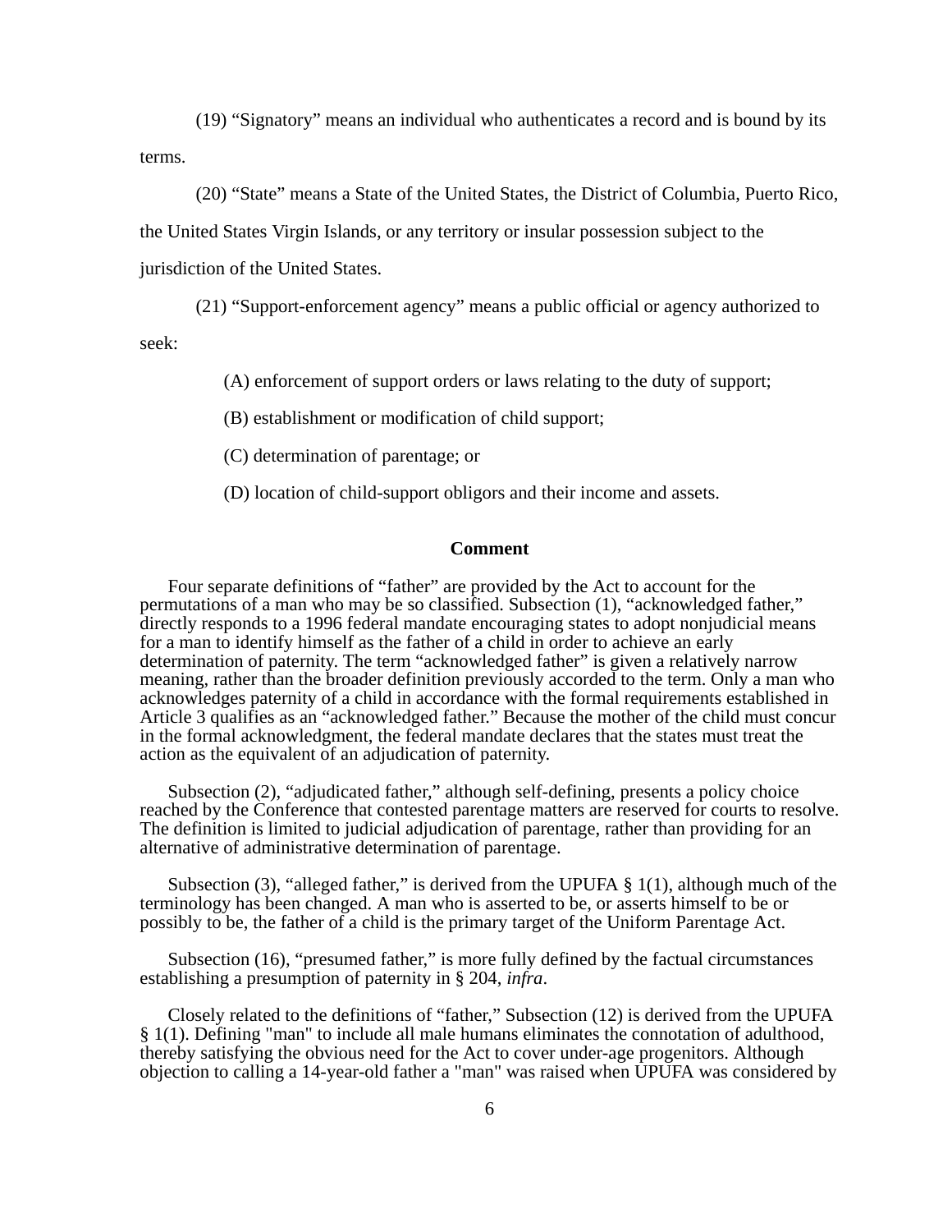(19) “Signatory” means an individual who authenticates a record and is bound by its terms.

(20) “State” means a State of the United States, the District of Columbia, Puerto Rico, the United States Virgin Islands, or any territory or insular possession subject to the jurisdiction of the United States.

(21) “Support-enforcement agency” means a public official or agency authorized to seek:

(A) enforcement of support orders or laws relating to the duty of support;

(B) establishment or modification of child support;

(C) determination of parentage; or

(D) location of child-support obligors and their income and assets.

**Comment**

Four separate definitions of “father” are provided by the Act to account for the permutations of a man who may be so classified. Subsection (1), “acknowledged father,” directly responds to a 1996 federal mandate encouraging states to adopt nonjudicial means for a man to identify himself as the father of a child in order to achieve an early determination of paternity. The term “acknowledged father” is given a relatively narrow meaning, rather than the broader definition previously accorded to the term. Only a man who acknowledges paternity of a child in accordance with the formal requirements established in Article 3 qualifies as an “acknowledged father.” Because the mother of the child must concur in the formal acknowledgment, the federal mandate declares that the states must treat the action as the equivalent of an adjudication of paternity.

Subsection (2), “adjudicated father,” although self-defining, presents a policy choice reached by the Conference that contested parentage matters are reserved for courts to resolve. The definition is limited to judicial adjudication of parentage, rather than providing for an alternative of administrative determination of parentage.

Subsection (3), “alleged father,” is derived from the UPUFA § 1(1), although much of the terminology has been changed. A man who is asserted to be, or asserts himself to be or possibly to be, the father of a child is the primary target of the Uniform Parentage Act.

Subsection (16), “presumed father,” is more fully defined by the factual circumstances establishing a presumption of paternity in § 204, *infra*.

Closely related to the definitions of “father,” Subsection (12) is derived from the UPUFA § 1(1). Defining "man" to include all male humans eliminates the connotation of adulthood, thereby satisfying the obvious need for the Act to cover under-age progenitors. Although objection to calling a 14-year-old father a "man" was raised when UPUFA was considered by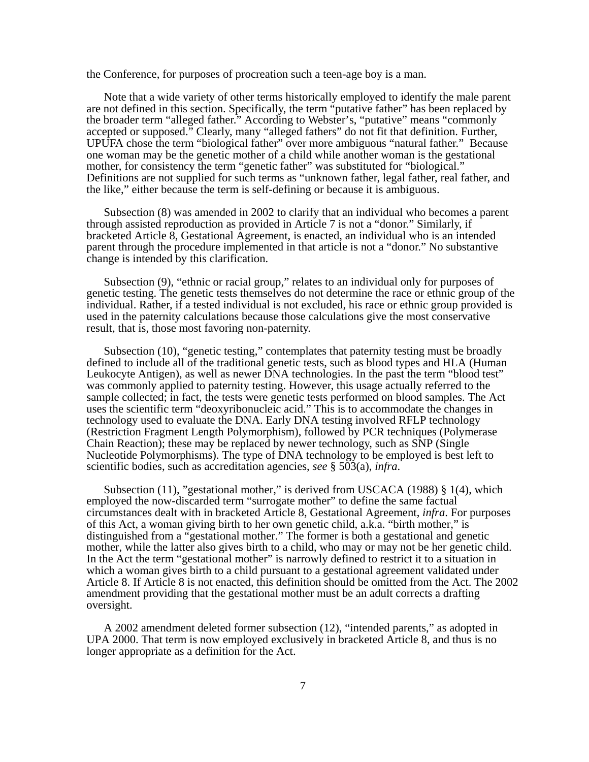the Conference, for purposes of procreation such a teen-age boy is a man.

Note that a wide variety of other terms historically employed to identify the male parent are not defined in this section. Specifically, the term "putative father" has been replaced by the broader term "alleged father." According to Webster's, "putative" means "commonly accepted or supposed." Clearly, many "alleged fathers" do not fit that definition. Further, UPUFA chose the term "biological father" over more ambiguous "natural father." Because one woman may be the genetic mother of a child while another woman is the gestational mother, for consistency the term "genetic father" was substituted for "biological." Definitions are not supplied for such terms as "unknown father, legal father, real father, and the like," either because the term is self-defining or because it is ambiguous.

Subsection (8) was amended in 2002 to clarify that an individual who becomes a parent through assisted reproduction as provided in Article 7 is not a "donor." Similarly, if bracketed Article 8, Gestational Agreement, is enacted, an individual who is an intended parent through the procedure implemented in that article is not a "donor." No substantive change is intended by this clarification.

Subsection (9), "ethnic or racial group," relates to an individual only for purposes of genetic testing. The genetic tests themselves do not determine the race or ethnic group of the individual. Rather, if a tested individual is not excluded, his race or ethnic group provided is used in the paternity calculations because those calculations give the most conservative result, that is, those most favoring non-paternity.

Subsection (10), "genetic testing," contemplates that paternity testing must be broadly defined to include all of the traditional genetic tests, such as blood types and HLA (Human Leukocyte Antigen), as well as newer DNA technologies. In the past the term "blood test" was commonly applied to paternity testing. However, this usage actually referred to the sample collected; in fact, the tests were genetic tests performed on blood samples. The Act uses the scientific term "deoxyribonucleic acid." This is to accommodate the changes in technology used to evaluate the DNA. Early DNA testing involved RFLP technology (Restriction Fragment Length Polymorphism), followed by PCR techniques (Polymerase Chain Reaction); these may be replaced by newer technology, such as SNP (Single Nucleotide Polymorphisms). The type of DNA technology to be employed is best left to scientific bodies, such as accreditation agencies, *see* § 503(a), *infra*.

Subsection (11), "gestational mother," is derived from USCACA (1988) § 1(4), which employed the now-discarded term "surrogate mother" to define the same factual circumstances dealt with in bracketed Article 8, Gestational Agreement, *infra*. For purposes of this Act, a woman giving birth to her own genetic child, a.k.a. "birth mother," is distinguished from a "gestational mother." The former is both a gestational and genetic mother, while the latter also gives birth to a child, who may or may not be her genetic child. In the Act the term "gestational mother" is narrowly defined to restrict it to a situation in which a woman gives birth to a child pursuant to a gestational agreement validated under Article 8. If Article 8 is not enacted, this definition should be omitted from the Act. The 2002 amendment providing that the gestational mother must be an adult corrects a drafting oversight.

A 2002 amendment deleted former subsection (12), "intended parents," as adopted in UPA 2000. That term is now employed exclusively in bracketed Article 8, and thus is no longer appropriate as a definition for the Act.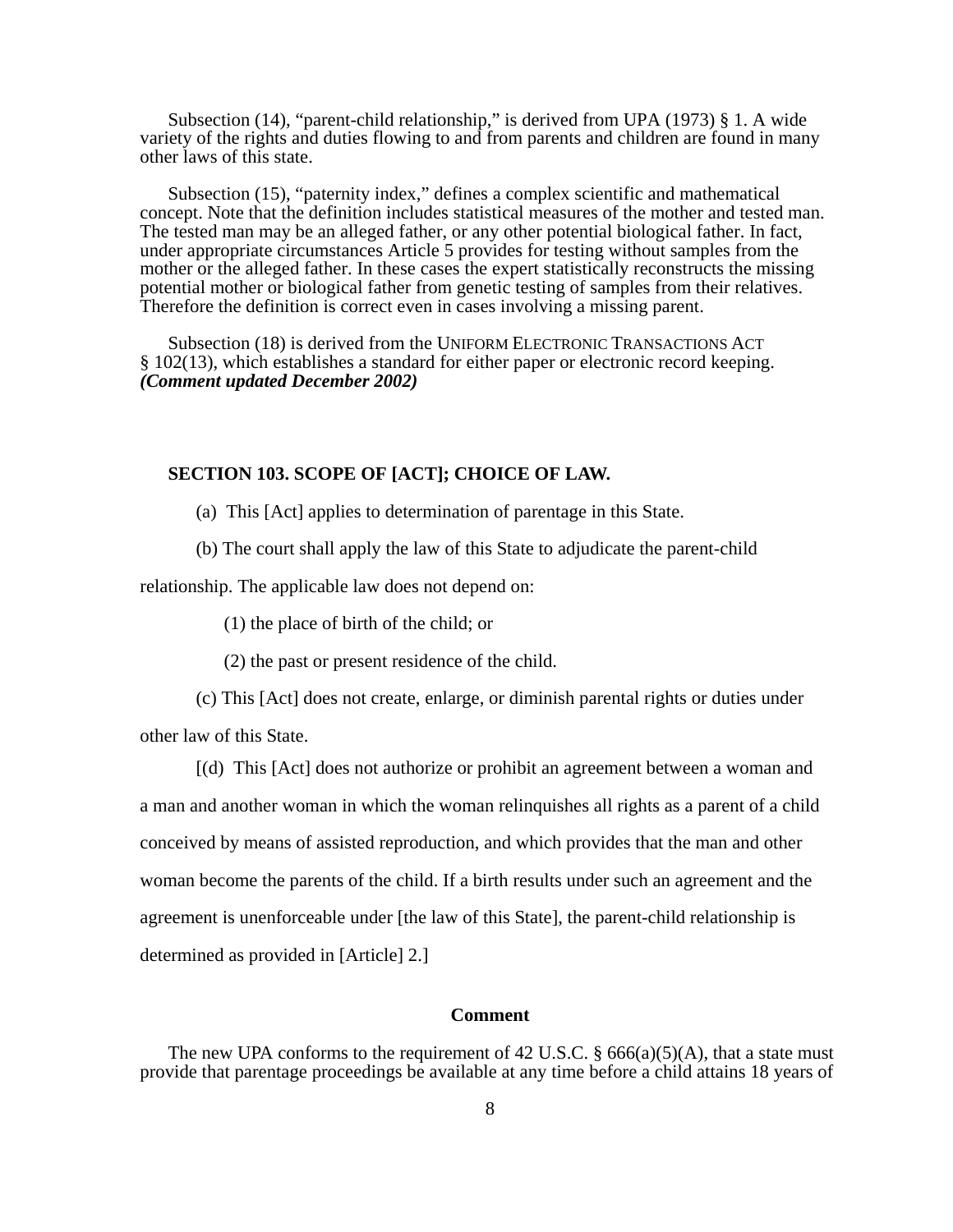Subsection (14), "parent-child relationship," is derived from UPA (1973) § 1. A wide variety of the rights and duties flowing to and from parents and children are found in many other laws of this state.

Subsection (15), "paternity index," defines a complex scientific and mathematical concept. Note that the definition includes statistical measures of the mother and tested man. The tested man may be an alleged father, or any other potential biological father. In fact, under appropriate circumstances Article 5 provides for testing without samples from the mother or the alleged father. In these cases the expert statistically reconstructs the missing potential mother or biological father from genetic testing of samples from their relatives. Therefore the definition is correct even in cases involving a missing parent.

Subsection (18) is derived from the UNIFORM ELECTRONIC TRANSACTIONS ACT § 102(13), which establishes a standard for either paper or electronic record keeping. ***(Comment updated December 2002)***

**SECTION 103. SCOPE OF [ACT]; CHOICE OF LAW.**

(a) This [Act] applies to determination of parentage in this State.

(b) The court shall apply the law of this State to adjudicate the parent-child relationship. The applicable law does not depend on:

(1) the place of birth of the child; or

(2) the past or present residence of the child.

(c) This [Act] does not create, enlarge, or diminish parental rights or duties under other law of this State.

[(d) This [Act] does not authorize or prohibit an agreement between a woman and a man and another woman in which the woman relinquishes all rights as a parent of a child conceived by means of assisted reproduction, and which provides that the man and other woman become the parents of the child. If a birth results under such an agreement and the agreement is unenforceable under [the law of this State], the parent-child relationship is determined as provided in [Article] 2.]

**Comment**

The new UPA conforms to the requirement of 42 U.S.C. § 666(a)(5)(A), that a state must provide that parentage proceedings be available at any time before a child attains 18 years of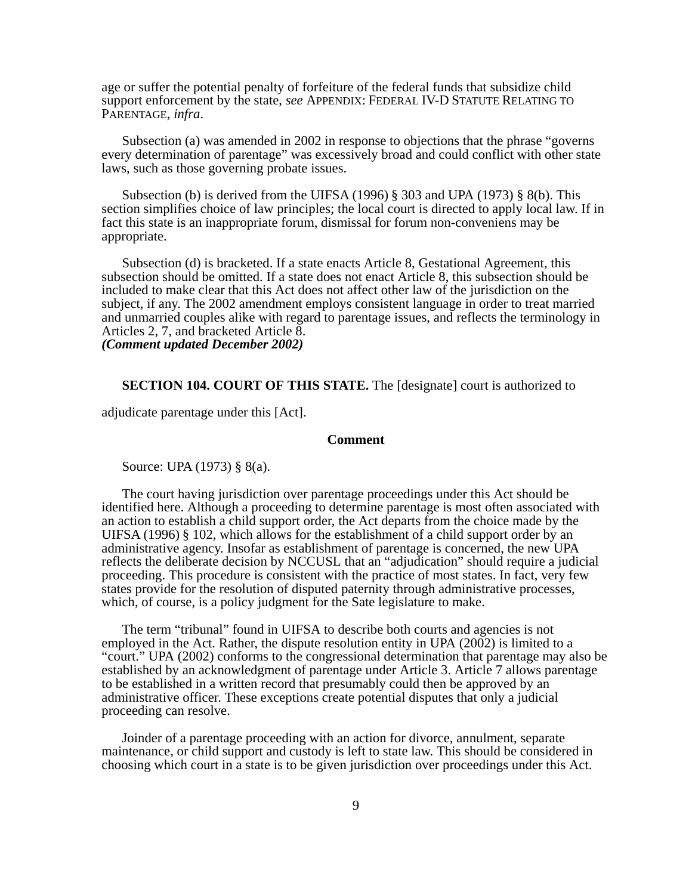age or suffer the potential penalty of forfeiture of the federal funds that subsidize child support enforcement by the state, *see* APPENDIX: FEDERAL IV-D STATUTE RELATING TO PARENTAGE, *infra*.

Subsection (a) was amended in 2002 in response to objections that the phrase "governs every determination of parentage" was excessively broad and could conflict with other state laws, such as those governing probate issues.

Subsection (b) is derived from the UIFSA (1996) § 303 and UPA (1973) § 8(b). This section simplifies choice of law principles; the local court is directed to apply local law. If in fact this state is an inappropriate forum, dismissal for forum non-conveniens may be appropriate.

Subsection (d) is bracketed. If a state enacts Article 8, Gestational Agreement, this subsection should be omitted. If a state does not enact Article 8, this subsection should be included to make clear that this Act does not affect other law of the jurisdiction on the subject, if any. The 2002 amendment employs consistent language in order to treat married and unmarried couples alike with regard to parentage issues, and reflects the terminology in Articles 2, 7, and bracketed Article 8.
***(Comment updated December 2002)***

**SECTION 104. COURT OF THIS STATE.** The [designate] court is authorized to adjudicate parentage under this [Act].

**Comment**

Source: UPA (1973) § 8(a).

The court having jurisdiction over parentage proceedings under this Act should be identified here. Although a proceeding to determine parentage is most often associated with an action to establish a child support order, the Act departs from the choice made by the UIFSA (1996) § 102, which allows for the establishment of a child support order by an administrative agency. Insofar as establishment of parentage is concerned, the new UPA reflects the deliberate decision by NCCUSL that an "adjudication" should require a judicial proceeding. This procedure is consistent with the practice of most states. In fact, very few states provide for the resolution of disputed paternity through administrative processes, which, of course, is a policy judgment for the Sate legislature to make.

The term "tribunal" found in UIFSA to describe both courts and agencies is not employed in the Act. Rather, the dispute resolution entity in UPA (2002) is limited to a "court." UPA (2002) conforms to the congressional determination that parentage may also be established by an acknowledgment of parentage under Article 3. Article 7 allows parentage to be established in a written record that presumably could then be approved by an administrative officer. These exceptions create potential disputes that only a judicial proceeding can resolve.

Joinder of a parentage proceeding with an action for divorce, annulment, separate maintenance, or child support and custody is left to state law. This should be considered in choosing which court in a state is to be given jurisdiction over proceedings under this Act.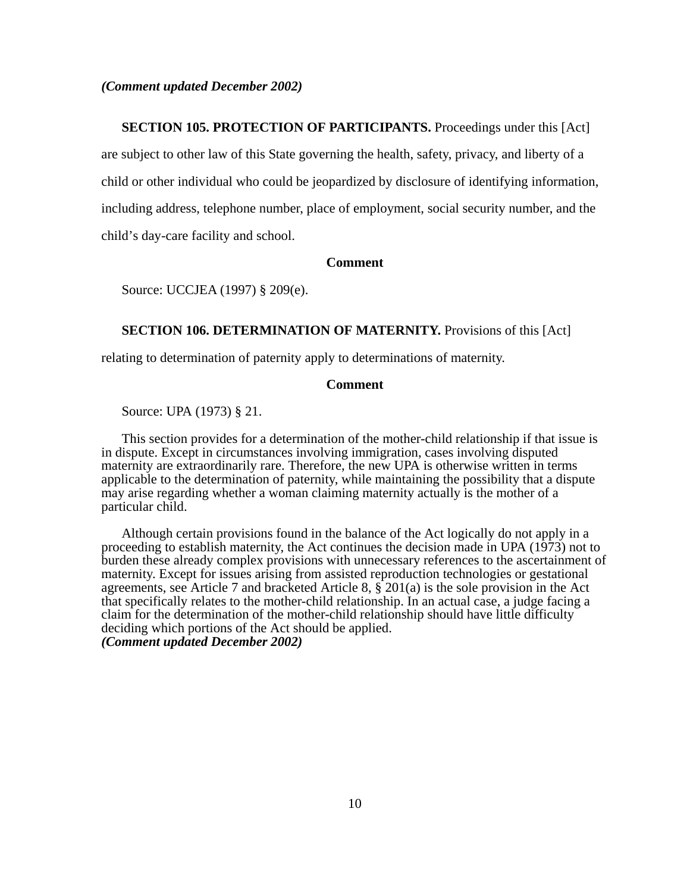***(Comment updated December 2002)***

**SECTION 105. PROTECTION OF PARTICIPANTS.** Proceedings under this [Act] are subject to other law of this State governing the health, safety, privacy, and liberty of a child or other individual who could be jeopardized by disclosure of identifying information, including address, telephone number, place of employment, social security number, and the child's day-care facility and school.

**Comment**

Source: UCCJEA (1997) § 209(e).

**SECTION 106. DETERMINATION OF MATERNITY.** Provisions of this [Act] relating to determination of paternity apply to determinations of maternity.

**Comment**

Source: UPA (1973) § 21.

This section provides for a determination of the mother-child relationship if that issue is in dispute. Except in circumstances involving immigration, cases involving disputed maternity are extraordinarily rare. Therefore, the new UPA is otherwise written in terms applicable to the determination of paternity, while maintaining the possibility that a dispute may arise regarding whether a woman claiming maternity actually is the mother of a particular child.

Although certain provisions found in the balance of the Act logically do not apply in a proceeding to establish maternity, the Act continues the decision made in UPA (1973) not to burden these already complex provisions with unnecessary references to the ascertainment of maternity. Except for issues arising from assisted reproduction technologies or gestational agreements, see Article 7 and bracketed Article 8, § 201(a) is the sole provision in the Act that specifically relates to the mother-child relationship. In an actual case, a judge facing a claim for the determination of the mother-child relationship should have little difficulty deciding which portions of the Act should be applied.
***(Comment updated December 2002)***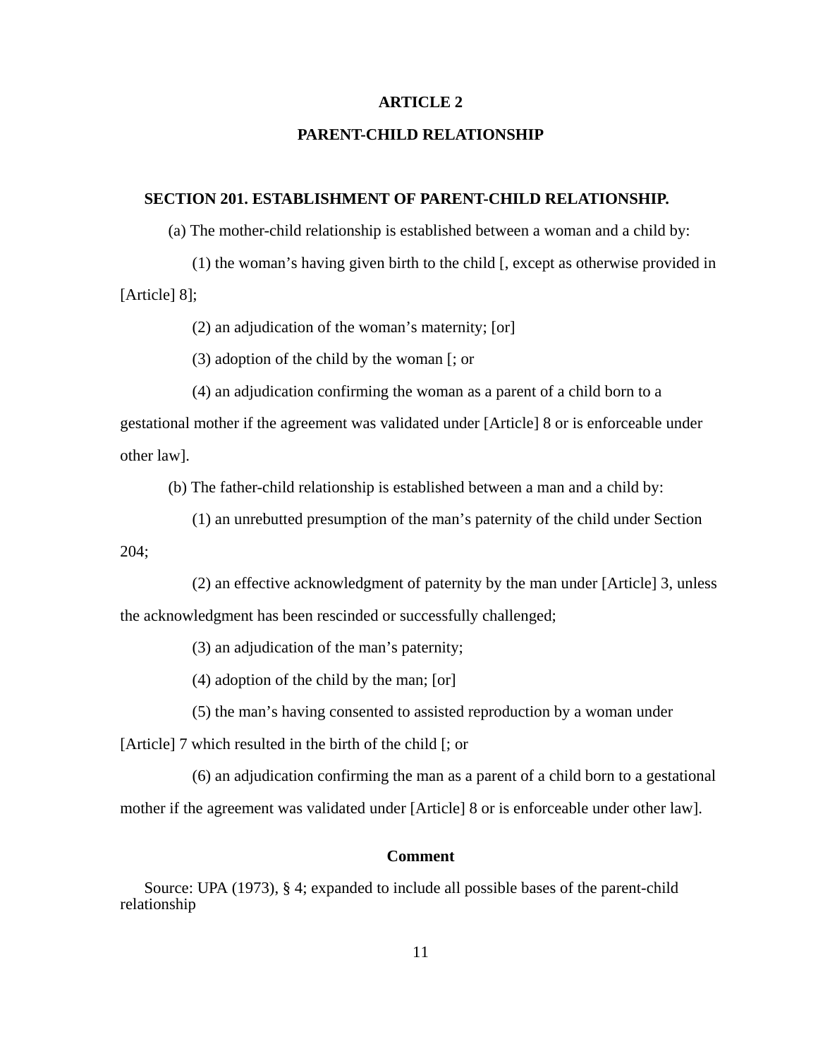# ARTICLE 2

# PARENT-CHILD RELATIONSHIP

### SECTION 201. ESTABLISHMENT OF PARENT-CHILD RELATIONSHIP.

(a) The mother-child relationship is established between a woman and a child by:

(1) the woman's having given birth to the child [, except as otherwise provided in [Article] 8];

(2) an adjudication of the woman's maternity; [or]

(3) adoption of the child by the woman [; or

(4) an adjudication confirming the woman as a parent of a child born to a gestational mother if the agreement was validated under [Article] 8 or is enforceable under other law].

(b) The father-child relationship is established between a man and a child by:

(1) an unrebutted presumption of the man's paternity of the child under Section 204;

(2) an effective acknowledgment of paternity by the man under [Article] 3, unless the acknowledgment has been rescinded or successfully challenged;

(3) an adjudication of the man's paternity;

(4) adoption of the child by the man; [or]

(5) the man's having consented to assisted reproduction by a woman under [Article] 7 which resulted in the birth of the child [; or

(6) an adjudication confirming the man as a parent of a child born to a gestational mother if the agreement was validated under [Article] 8 or is enforceable under other law].

**Comment**

Source: UPA (1973), § 4; expanded to include all possible bases of the parent-child relationship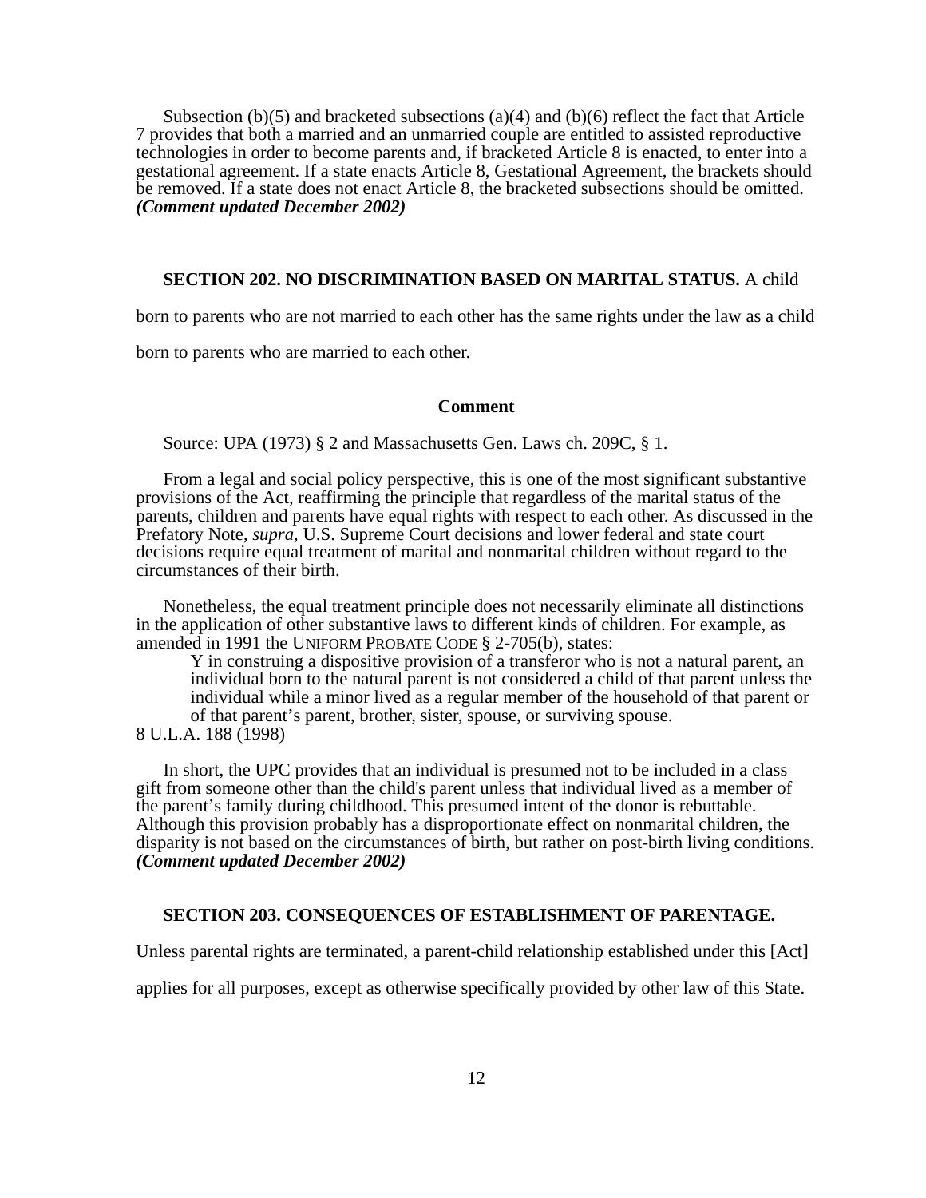Subsection (b)(5) and bracketed subsections (a)(4) and (b)(6) reflect the fact that Article 7 provides that both a married and an unmarried couple are entitled to assisted reproductive technologies in order to become parents and, if bracketed Article 8 is enacted, to enter into a gestational agreement. If a state enacts Article 8, Gestational Agreement, the brackets should be removed. If a state does not enact Article 8, the bracketed subsections should be omitted. ***(Comment updated December 2002)***

**SECTION 202. NO DISCRIMINATION BASED ON MARITAL STATUS.** A child born to parents who are not married to each other has the same rights under the law as a child born to parents who are married to each other.

**Comment**

Source: UPA (1973) § 2 and Massachusetts Gen. Laws ch. 209C, § 1.

From a legal and social policy perspective, this is one of the most significant substantive provisions of the Act, reaffirming the principle that regardless of the marital status of the parents, children and parents have equal rights with respect to each other. As discussed in the Prefatory Note, *supra*, U.S. Supreme Court decisions and lower federal and state court decisions require equal treatment of marital and nonmarital children without regard to the circumstances of their birth.

Nonetheless, the equal treatment principle does not necessarily eliminate all distinctions in the application of other substantive laws to different kinds of children. For example, as amended in 1991 the UNIFORM PROBATE CODE § 2-705(b), states:

> Y in construing a dispositive provision of a transferor who is not a natural parent, an individual born to the natural parent is not considered a child of that parent unless the individual while a minor lived as a regular member of the household of that parent or of that parent's parent, brother, sister, spouse, or surviving spouse.

8 U.L.A. 188 (1998)

In short, the UPC provides that an individual is presumed not to be included in a class gift from someone other than the child's parent unless that individual lived as a member of the parent's family during childhood. This presumed intent of the donor is rebuttable. Although this provision probably has a disproportionate effect on nonmarital children, the disparity is not based on the circumstances of birth, but rather on post-birth living conditions. ***(Comment updated December 2002)***

**SECTION 203. CONSEQUENCES OF ESTABLISHMENT OF PARENTAGE.** Unless parental rights are terminated, a parent-child relationship established under this [Act] applies for all purposes, except as otherwise specifically provided by other law of this State.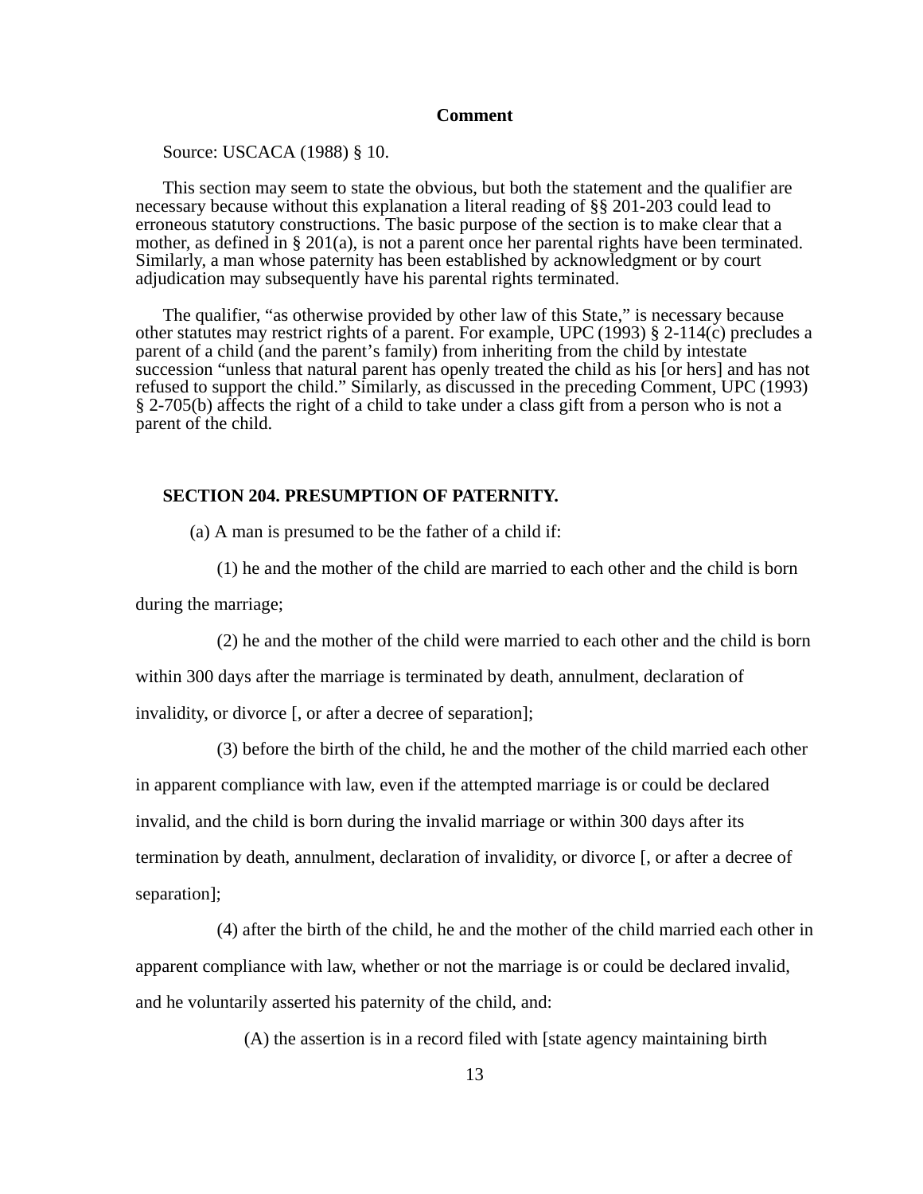**Comment**

Source: USCACA (1988) § 10.

This section may seem to state the obvious, but both the statement and the qualifier are necessary because without this explanation a literal reading of §§ 201-203 could lead to erroneous statutory constructions. The basic purpose of the section is to make clear that a mother, as defined in § 201(a), is not a parent once her parental rights have been terminated. Similarly, a man whose paternity has been established by acknowledgment or by court adjudication may subsequently have his parental rights terminated.

The qualifier, "as otherwise provided by other law of this State," is necessary because other statutes may restrict rights of a parent. For example, UPC (1993) § 2-114(c) precludes a parent of a child (and the parent's family) from inheriting from the child by intestate succession "unless that natural parent has openly treated the child as his [or hers] and has not refused to support the child." Similarly, as discussed in the preceding Comment, UPC (1993) § 2-705(b) affects the right of a child to take under a class gift from a person who is not a parent of the child.

**SECTION 204. PRESUMPTION OF PATERNITY.**

(a) A man is presumed to be the father of a child if:

(1) he and the mother of the child are married to each other and the child is born during the marriage;

(2) he and the mother of the child were married to each other and the child is born within 300 days after the marriage is terminated by death, annulment, declaration of invalidity, or divorce [, or after a decree of separation];

(3) before the birth of the child, he and the mother of the child married each other in apparent compliance with law, even if the attempted marriage is or could be declared invalid, and the child is born during the invalid marriage or within 300 days after its termination by death, annulment, declaration of invalidity, or divorce [, or after a decree of separation];

(4) after the birth of the child, he and the mother of the child married each other in apparent compliance with law, whether or not the marriage is or could be declared invalid, and he voluntarily asserted his paternity of the child, and:

(A) the assertion is in a record filed with [state agency maintaining birth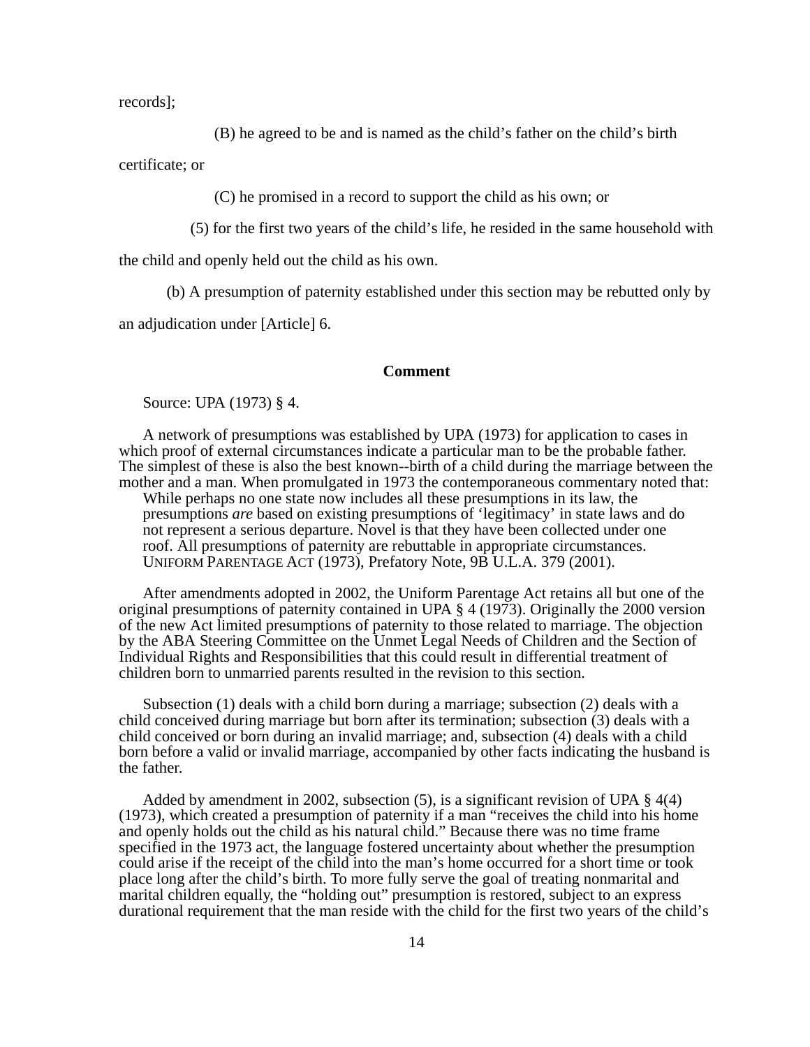records];

(B) he agreed to be and is named as the child's father on the child's birth certificate; or

(C) he promised in a record to support the child as his own; or

(5) for the first two years of the child's life, he resided in the same household with the child and openly held out the child as his own.

(b) A presumption of paternity established under this section may be rebutted only by an adjudication under [Article] 6.

### Comment

Source: UPA (1973) § 4.

A network of presumptions was established by UPA (1973) for application to cases in which proof of external circumstances indicate a particular man to be the probable father. The simplest of these is also the best known--birth of a child during the marriage between the mother and a man. When promulgated in 1973 the contemporaneous commentary noted that:

> While perhaps no one state now includes all these presumptions in its law, the presumptions *are* based on existing presumptions of 'legitimacy' in state laws and do not represent a serious departure. Novel is that they have been collected under one roof. All presumptions of paternity are rebuttable in appropriate circumstances. UNIFORM PARENTAGE ACT (1973), Prefatory Note, 9B U.L.A. 379 (2001).

After amendments adopted in 2002, the Uniform Parentage Act retains all but one of the original presumptions of paternity contained in UPA § 4 (1973). Originally the 2000 version of the new Act limited presumptions of paternity to those related to marriage. The objection by the ABA Steering Committee on the Unmet Legal Needs of Children and the Section of Individual Rights and Responsibilities that this could result in differential treatment of children born to unmarried parents resulted in the revision to this section.

Subsection (1) deals with a child born during a marriage; subsection (2) deals with a child conceived during marriage but born after its termination; subsection (3) deals with a child conceived or born during an invalid marriage; and, subsection (4) deals with a child born before a valid or invalid marriage, accompanied by other facts indicating the husband is the father.

Added by amendment in 2002, subsection (5), is a significant revision of UPA § 4(4) (1973), which created a presumption of paternity if a man "receives the child into his home and openly holds out the child as his natural child." Because there was no time frame specified in the 1973 act, the language fostered uncertainty about whether the presumption could arise if the receipt of the child into the man's home occurred for a short time or took place long after the child's birth. To more fully serve the goal of treating nonmarital and marital children equally, the "holding out" presumption is restored, subject to an express durational requirement that the man reside with the child for the first two years of the child's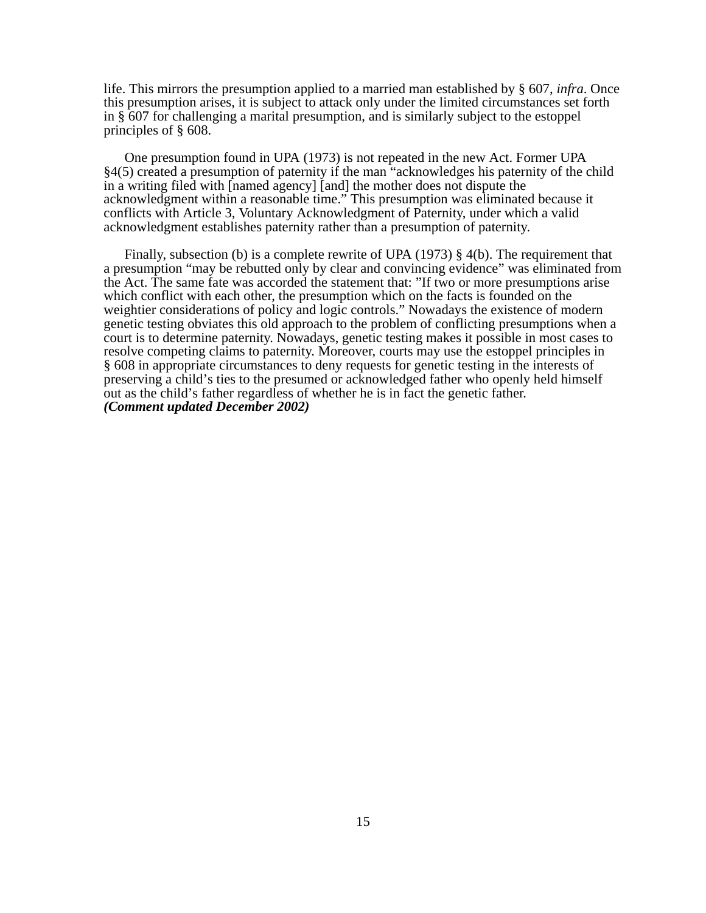life. This mirrors the presumption applied to a married man established by § 607, *infra*. Once this presumption arises, it is subject to attack only under the limited circumstances set forth in § 607 for challenging a marital presumption, and is similarly subject to the estoppel principles of § 608.

One presumption found in UPA (1973) is not repeated in the new Act. Former UPA §4(5) created a presumption of paternity if the man "acknowledges his paternity of the child in a writing filed with [named agency] [and] the mother does not dispute the acknowledgment within a reasonable time." This presumption was eliminated because it conflicts with Article 3, Voluntary Acknowledgment of Paternity, under which a valid acknowledgment establishes paternity rather than a presumption of paternity.

Finally, subsection (b) is a complete rewrite of UPA (1973) § 4(b). The requirement that a presumption "may be rebutted only by clear and convincing evidence" was eliminated from the Act. The same fate was accorded the statement that: "If two or more presumptions arise which conflict with each other, the presumption which on the facts is founded on the weightier considerations of policy and logic controls." Nowadays the existence of modern genetic testing obviates this old approach to the problem of conflicting presumptions when a court is to determine paternity. Nowadays, genetic testing makes it possible in most cases to resolve competing claims to paternity. Moreover, courts may use the estoppel principles in § 608 in appropriate circumstances to deny requests for genetic testing in the interests of preserving a child's ties to the presumed or acknowledged father who openly held himself out as the child's father regardless of whether he is in fact the genetic father.
***(Comment updated December 2002)***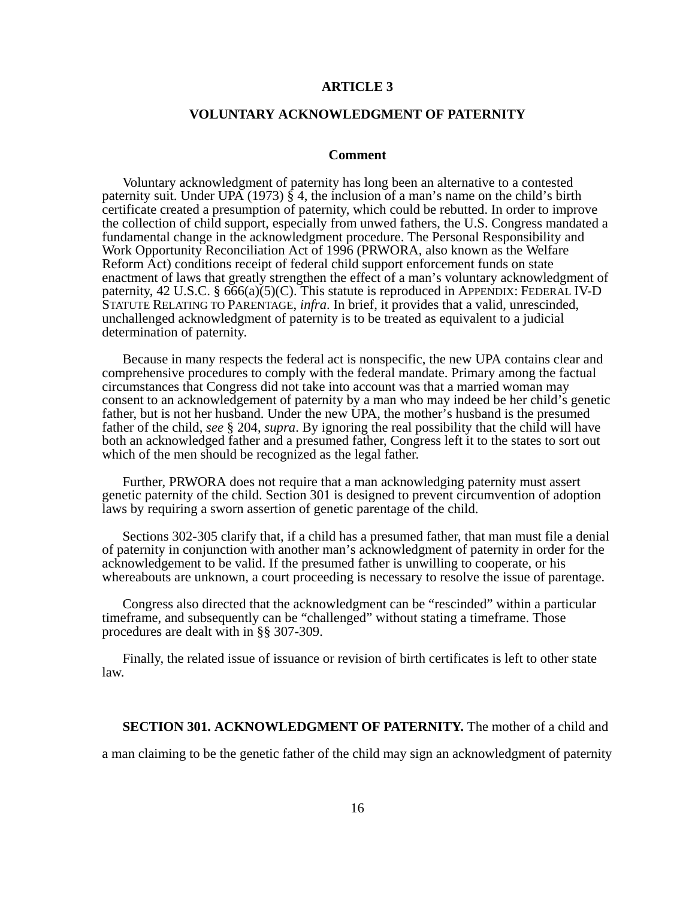# ARTICLE 3

## VOLUNTARY ACKNOWLEDGMENT OF PATERNITY

### Comment

Voluntary acknowledgment of paternity has long been an alternative to a contested paternity suit. Under UPA (1973) § 4, the inclusion of a man's name on the child's birth certificate created a presumption of paternity, which could be rebutted. In order to improve the collection of child support, especially from unwed fathers, the U.S. Congress mandated a fundamental change in the acknowledgment procedure. The Personal Responsibility and Work Opportunity Reconciliation Act of 1996 (PRWORA, also known as the Welfare Reform Act) conditions receipt of federal child support enforcement funds on state enactment of laws that greatly strengthen the effect of a man's voluntary acknowledgment of paternity, 42 U.S.C. § 666(a)(5)(C). This statute is reproduced in APPENDIX: FEDERAL IV-D STATUTE RELATING TO PARENTAGE, *infra*. In brief, it provides that a valid, unrescinded, unchallenged acknowledgment of paternity is to be treated as equivalent to a judicial determination of paternity.

Because in many respects the federal act is nonspecific, the new UPA contains clear and comprehensive procedures to comply with the federal mandate. Primary among the factual circumstances that Congress did not take into account was that a married woman may consent to an acknowledgement of paternity by a man who may indeed be her child's genetic father, but is not her husband. Under the new UPA, the mother's husband is the presumed father of the child, *see* § 204, *supra*. By ignoring the real possibility that the child will have both an acknowledged father and a presumed father, Congress left it to the states to sort out which of the men should be recognized as the legal father.

Further, PRWORA does not require that a man acknowledging paternity must assert genetic paternity of the child. Section 301 is designed to prevent circumvention of adoption laws by requiring a sworn assertion of genetic parentage of the child.

Sections 302-305 clarify that, if a child has a presumed father, that man must file a denial of paternity in conjunction with another man's acknowledgment of paternity in order for the acknowledgement to be valid. If the presumed father is unwilling to cooperate, or his whereabouts are unknown, a court proceeding is necessary to resolve the issue of parentage.

Congress also directed that the acknowledgment can be "rescinded" within a particular timeframe, and subsequently can be "challenged" without stating a timeframe. Those procedures are dealt with in §§ 307-309.

Finally, the related issue of issuance or revision of birth certificates is left to other state law.

**SECTION 301. ACKNOWLEDGMENT OF PATERNITY.** The mother of a child and a man claiming to be the genetic father of the child may sign an acknowledgment of paternity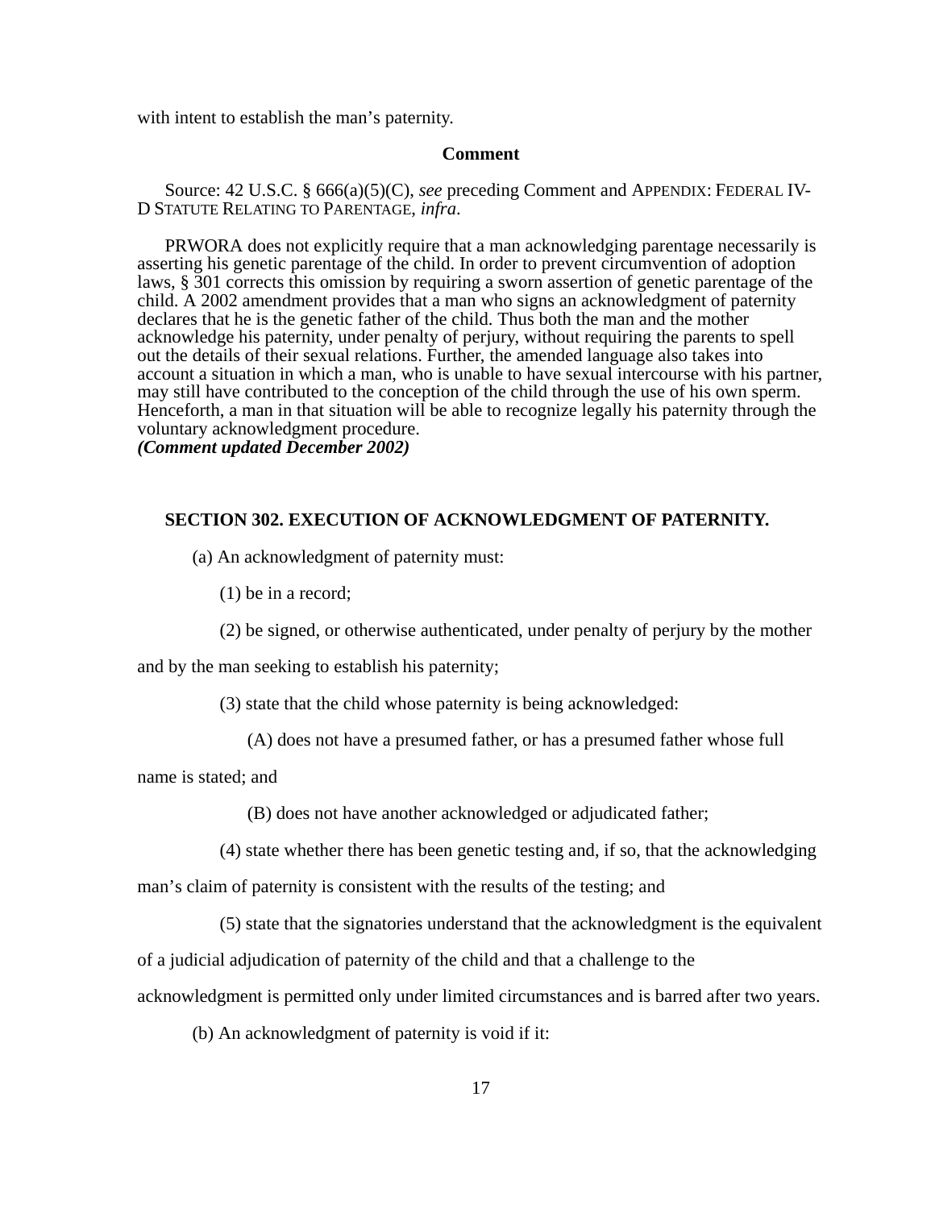with intent to establish the man's paternity.

**Comment**

Source: 42 U.S.C. § 666(a)(5)(C), *see* preceding Comment and APPENDIX: FEDERAL IV-D STATUTE RELATING TO PARENTAGE, *infra*.

PRWORA does not explicitly require that a man acknowledging parentage necessarily is asserting his genetic parentage of the child. In order to prevent circumvention of adoption laws, § 301 corrects this omission by requiring a sworn assertion of genetic parentage of the child. A 2002 amendment provides that a man who signs an acknowledgment of paternity declares that he is the genetic father of the child. Thus both the man and the mother acknowledge his paternity, under penalty of perjury, without requiring the parents to spell out the details of their sexual relations. Further, the amended language also takes into account a situation in which a man, who is unable to have sexual intercourse with his partner, may still have contributed to the conception of the child through the use of his own sperm. Henceforth, a man in that situation will be able to recognize legally his paternity through the voluntary acknowledgment procedure.
***(Comment updated December 2002)***

**SECTION 302. EXECUTION OF ACKNOWLEDGMENT OF PATERNITY.**

(a) An acknowledgment of paternity must:

(1) be in a record;

(2) be signed, or otherwise authenticated, under penalty of perjury by the mother and by the man seeking to establish his paternity;

(3) state that the child whose paternity is being acknowledged:

(A) does not have a presumed father, or has a presumed father whose full name is stated; and

(B) does not have another acknowledged or adjudicated father;

(4) state whether there has been genetic testing and, if so, that the acknowledging man's claim of paternity is consistent with the results of the testing; and

(5) state that the signatories understand that the acknowledgment is the equivalent of a judicial adjudication of paternity of the child and that a challenge to the acknowledgment is permitted only under limited circumstances and is barred after two years.

(b) An acknowledgment of paternity is void if it: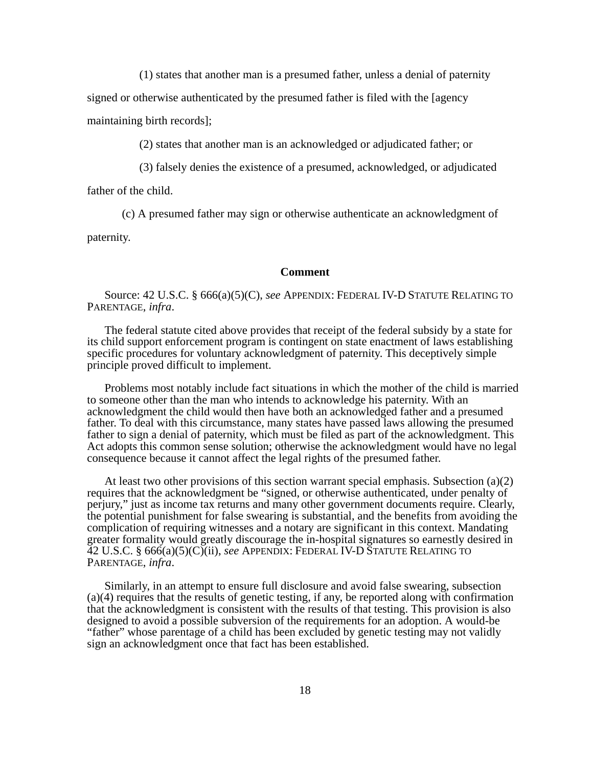(1) states that another man is a presumed father, unless a denial of paternity signed or otherwise authenticated by the presumed father is filed with the [agency maintaining birth records];

(2) states that another man is an acknowledged or adjudicated father; or

(3) falsely denies the existence of a presumed, acknowledged, or adjudicated father of the child.

(c) A presumed father may sign or otherwise authenticate an acknowledgment of paternity.

**Comment**

Source: 42 U.S.C. § 666(a)(5)(C), *see* APPENDIX: FEDERAL IV-D STATUTE RELATING TO PARENTAGE, *infra*.

The federal statute cited above provides that receipt of the federal subsidy by a state for its child support enforcement program is contingent on state enactment of laws establishing specific procedures for voluntary acknowledgment of paternity. This deceptively simple principle proved difficult to implement.

Problems most notably include fact situations in which the mother of the child is married to someone other than the man who intends to acknowledge his paternity. With an acknowledgment the child would then have both an acknowledged father and a presumed father. To deal with this circumstance, many states have passed laws allowing the presumed father to sign a denial of paternity, which must be filed as part of the acknowledgment. This Act adopts this common sense solution; otherwise the acknowledgment would have no legal consequence because it cannot affect the legal rights of the presumed father.

At least two other provisions of this section warrant special emphasis. Subsection (a)(2) requires that the acknowledgment be "signed, or otherwise authenticated, under penalty of perjury," just as income tax returns and many other government documents require. Clearly, the potential punishment for false swearing is substantial, and the benefits from avoiding the complication of requiring witnesses and a notary are significant in this context. Mandating greater formality would greatly discourage the in-hospital signatures so earnestly desired in 42 U.S.C. § 666(a)(5)(C)(ii), *see* APPENDIX: FEDERAL IV-D STATUTE RELATING TO PARENTAGE, *infra*.

Similarly, in an attempt to ensure full disclosure and avoid false swearing, subsection (a)(4) requires that the results of genetic testing, if any, be reported along with confirmation that the acknowledgment is consistent with the results of that testing. This provision is also designed to avoid a possible subversion of the requirements for an adoption. A would-be "father" whose parentage of a child has been excluded by genetic testing may not validly sign an acknowledgment once that fact has been established.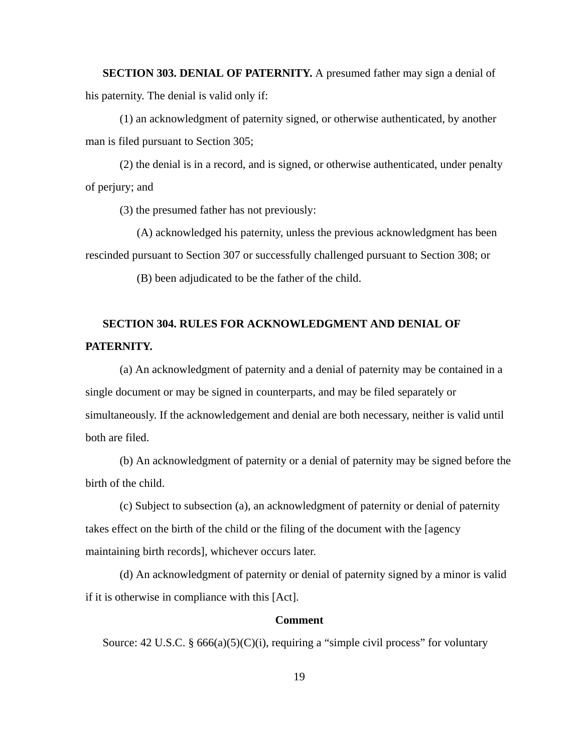**SECTION 303. DENIAL OF PATERNITY.** A presumed father may sign a denial of his paternity. The denial is valid only if:

(1) an acknowledgment of paternity signed, or otherwise authenticated, by another man is filed pursuant to Section 305;

(2) the denial is in a record, and is signed, or otherwise authenticated, under penalty of perjury; and

(3) the presumed father has not previously:

(A) acknowledged his paternity, unless the previous acknowledgment has been rescinded pursuant to Section 307 or successfully challenged pursuant to Section 308; or

(B) been adjudicated to be the father of the child.

**SECTION 304. RULES FOR ACKNOWLEDGMENT AND DENIAL OF PATERNITY.**

(a) An acknowledgment of paternity and a denial of paternity may be contained in a single document or may be signed in counterparts, and may be filed separately or simultaneously. If the acknowledgement and denial are both necessary, neither is valid until both are filed.

(b) An acknowledgment of paternity or a denial of paternity may be signed before the birth of the child.

(c) Subject to subsection (a), an acknowledgment of paternity or denial of paternity takes effect on the birth of the child or the filing of the document with the [agency maintaining birth records], whichever occurs later.

(d) An acknowledgment of paternity or denial of paternity signed by a minor is valid if it is otherwise in compliance with this [Act].

**Comment**

Source: 42 U.S.C. § 666(a)(5)(C)(i), requiring a "simple civil process" for voluntary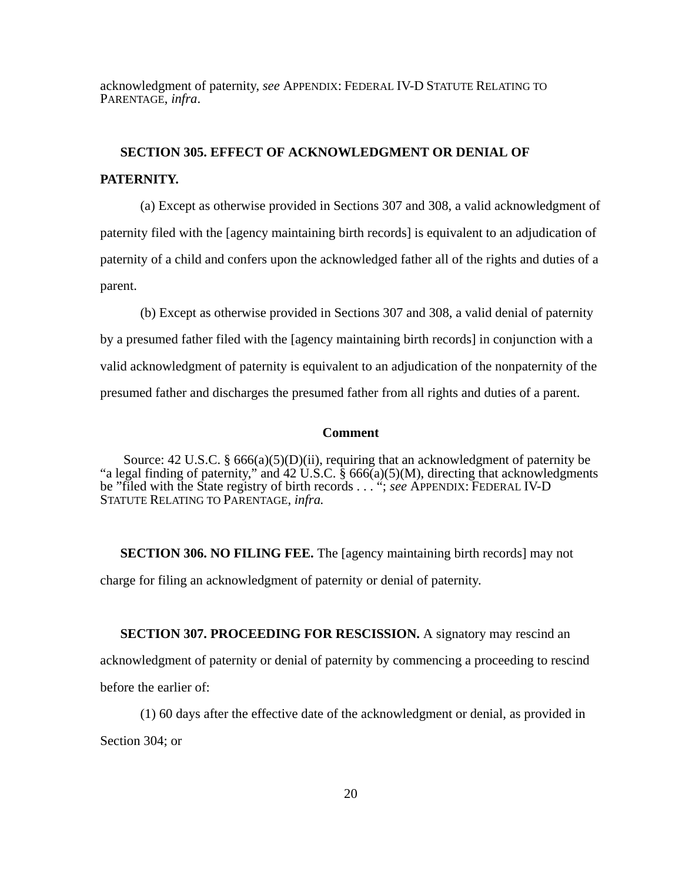acknowledgment of paternity, *see* APPENDIX: FEDERAL IV-D STATUTE RELATING TO PARENTAGE, *infra*.

**SECTION 305. EFFECT OF ACKNOWLEDGMENT OR DENIAL OF PATERNITY.**

(a) Except as otherwise provided in Sections 307 and 308, a valid acknowledgment of paternity filed with the [agency maintaining birth records] is equivalent to an adjudication of paternity of a child and confers upon the acknowledged father all of the rights and duties of a parent.

(b) Except as otherwise provided in Sections 307 and 308, a valid denial of paternity by a presumed father filed with the [agency maintaining birth records] in conjunction with a valid acknowledgment of paternity is equivalent to an adjudication of the nonpaternity of the presumed father and discharges the presumed father from all rights and duties of a parent.

**Comment**

Source: 42 U.S.C. § 666(a)(5)(D)(ii), requiring that an acknowledgment of paternity be "a legal finding of paternity," and 42 U.S.C. § 666(a)(5)(M), directing that acknowledgments be "filed with the State registry of birth records . . . "; *see* APPENDIX: FEDERAL IV-D STATUTE RELATING TO PARENTAGE, *infra.*

**SECTION 306. NO FILING FEE.** The [agency maintaining birth records] may not charge for filing an acknowledgment of paternity or denial of paternity.

**SECTION 307. PROCEEDING FOR RESCISSION.** A signatory may rescind an acknowledgment of paternity or denial of paternity by commencing a proceeding to rescind before the earlier of:

(1) 60 days after the effective date of the acknowledgment or denial, as provided in Section 304; or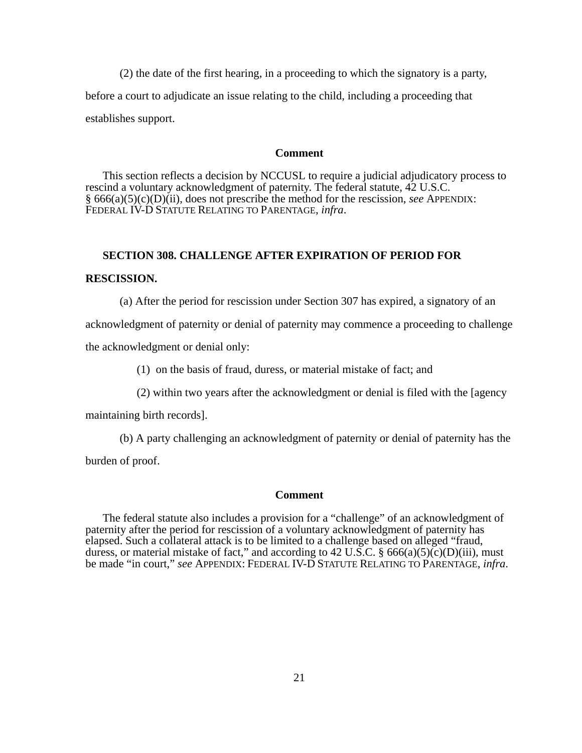(2) the date of the first hearing, in a proceeding to which the signatory is a party, before a court to adjudicate an issue relating to the child, including a proceeding that establishes support.

**Comment**

This section reflects a decision by NCCUSL to require a judicial adjudicatory process to rescind a voluntary acknowledgment of paternity. The federal statute, 42 U.S.C. § 666(a)(5)(c)(D)(ii), does not prescribe the method for the rescission, *see* APPENDIX: FEDERAL IV-D STATUTE RELATING TO PARENTAGE, *infra*.

### SECTION 308. CHALLENGE AFTER EXPIRATION OF PERIOD FOR RESCISSION.

(a) After the period for rescission under Section 307 has expired, a signatory of an acknowledgment of paternity or denial of paternity may commence a proceeding to challenge the acknowledgment or denial only:

(1) on the basis of fraud, duress, or material mistake of fact; and

(2) within two years after the acknowledgment or denial is filed with the [agency maintaining birth records].

(b) A party challenging an acknowledgment of paternity or denial of paternity has the burden of proof.

**Comment**

The federal statute also includes a provision for a "challenge" of an acknowledgment of paternity after the period for rescission of a voluntary acknowledgment of paternity has elapsed. Such a collateral attack is to be limited to a challenge based on alleged "fraud, duress, or material mistake of fact," and according to 42 U.S.C. § 666(a)(5)(c)(D)(iii), must be made "in court," *see* APPENDIX: FEDERAL IV-D STATUTE RELATING TO PARENTAGE, *infra*.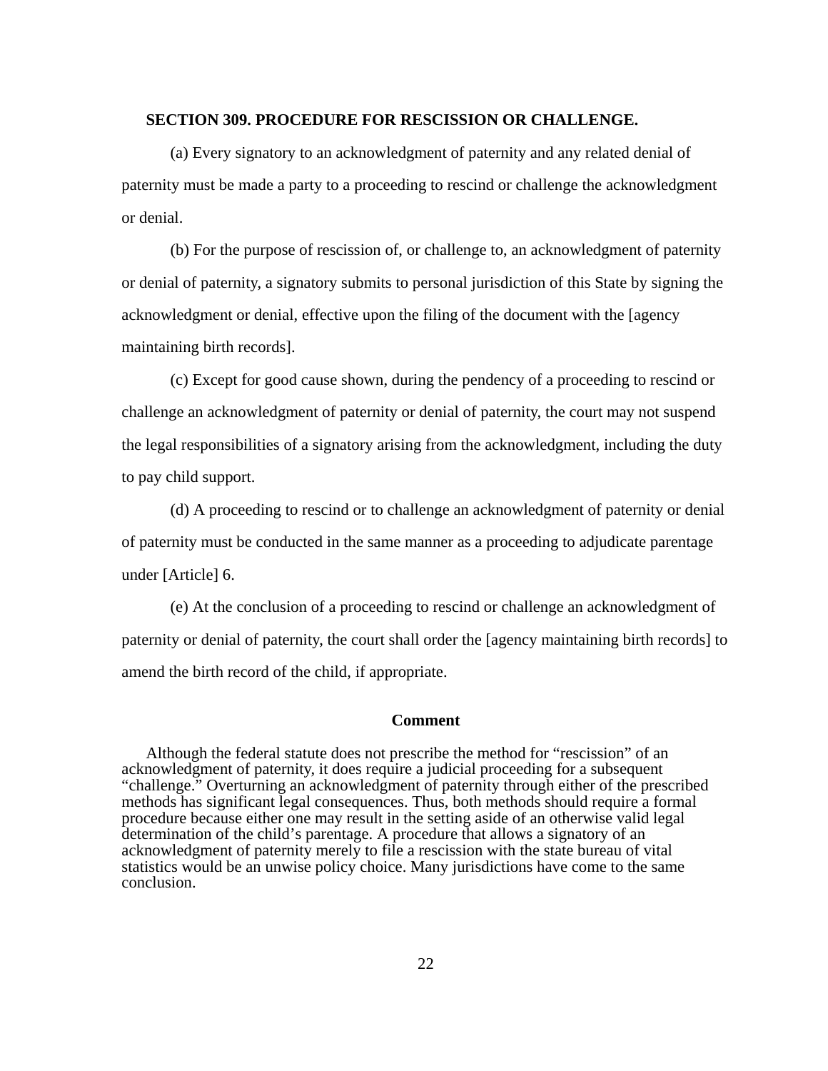**SECTION 309. PROCEDURE FOR RESCISSION OR CHALLENGE.**

(a) Every signatory to an acknowledgment of paternity and any related denial of paternity must be made a party to a proceeding to rescind or challenge the acknowledgment or denial.

(b) For the purpose of rescission of, or challenge to, an acknowledgment of paternity or denial of paternity, a signatory submits to personal jurisdiction of this State by signing the acknowledgment or denial, effective upon the filing of the document with the [agency maintaining birth records].

(c) Except for good cause shown, during the pendency of a proceeding to rescind or challenge an acknowledgment of paternity or denial of paternity, the court may not suspend the legal responsibilities of a signatory arising from the acknowledgment, including the duty to pay child support.

(d) A proceeding to rescind or to challenge an acknowledgment of paternity or denial of paternity must be conducted in the same manner as a proceeding to adjudicate parentage under [Article] 6.

(e) At the conclusion of a proceeding to rescind or challenge an acknowledgment of paternity or denial of paternity, the court shall order the [agency maintaining birth records] to amend the birth record of the child, if appropriate.

**Comment**

Although the federal statute does not prescribe the method for "rescission" of an acknowledgment of paternity, it does require a judicial proceeding for a subsequent "challenge." Overturning an acknowledgment of paternity through either of the prescribed methods has significant legal consequences. Thus, both methods should require a formal procedure because either one may result in the setting aside of an otherwise valid legal determination of the child's parentage. A procedure that allows a signatory of an acknowledgment of paternity merely to file a rescission with the state bureau of vital statistics would be an unwise policy choice. Many jurisdictions have come to the same conclusion.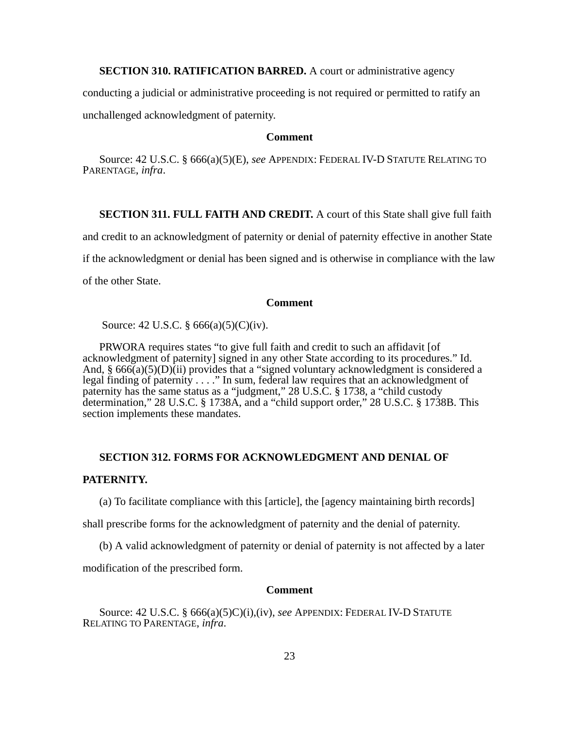**SECTION 310. RATIFICATION BARRED.** A court or administrative agency conducting a judicial or administrative proceeding is not required or permitted to ratify an unchallenged acknowledgment of paternity.

**Comment**

Source: 42 U.S.C. § 666(a)(5)(E), *see* APPENDIX: FEDERAL IV-D STATUTE RELATING TO PARENTAGE, *infra*.

**SECTION 311. FULL FAITH AND CREDIT.** A court of this State shall give full faith and credit to an acknowledgment of paternity or denial of paternity effective in another State if the acknowledgment or denial has been signed and is otherwise in compliance with the law of the other State.

**Comment**

Source: 42 U.S.C. § 666(a)(5)(C)(iv).

PRWORA requires states "to give full faith and credit to such an affidavit [of acknowledgment of paternity] signed in any other State according to its procedures." Id. And, § 666(a)(5)(D)(ii) provides that a "signed voluntary acknowledgment is considered a legal finding of paternity . . . ." In sum, federal law requires that an acknowledgment of paternity has the same status as a "judgment," 28 U.S.C. § 1738, a "child custody determination," 28 U.S.C. § 1738A, and a "child support order," 28 U.S.C. § 1738B. This section implements these mandates.

**SECTION 312. FORMS FOR ACKNOWLEDGMENT AND DENIAL OF PATERNITY.**

(a) To facilitate compliance with this [article], the [agency maintaining birth records] shall prescribe forms for the acknowledgment of paternity and the denial of paternity.

(b) A valid acknowledgment of paternity or denial of paternity is not affected by a later modification of the prescribed form.

**Comment**

Source: 42 U.S.C. § 666(a)(5)C)(i),(iv), *see* APPENDIX: FEDERAL IV-D STATUTE RELATING TO PARENTAGE, *infra*.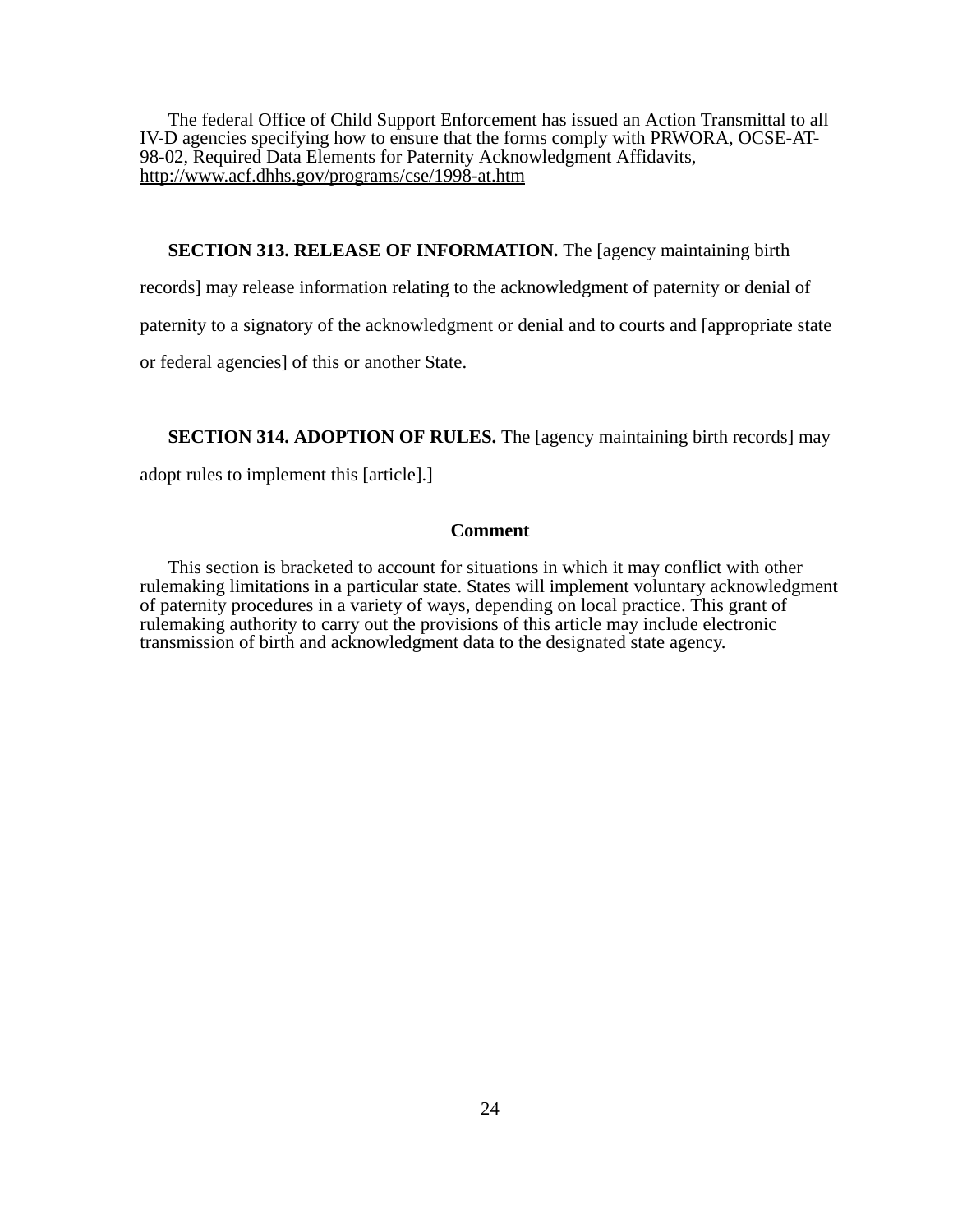The federal Office of Child Support Enforcement has issued an Action Transmittal to all IV-D agencies specifying how to ensure that the forms comply with PRWORA, OCSE-AT-98-02, Required Data Elements for Paternity Acknowledgment Affidavits, http://www.acf.dhhs.gov/programs/cse/1998-at.htm

**SECTION 313. RELEASE OF INFORMATION.** The [agency maintaining birth records] may release information relating to the acknowledgment of paternity or denial of paternity to a signatory of the acknowledgment or denial and to courts and [appropriate state or federal agencies] of this or another State.

**SECTION 314. ADOPTION OF RULES.** The [agency maintaining birth records] may adopt rules to implement this [article].]

**Comment**

This section is bracketed to account for situations in which it may conflict with other rulemaking limitations in a particular state. States will implement voluntary acknowledgment of paternity procedures in a variety of ways, depending on local practice. This grant of rulemaking authority to carry out the provisions of this article may include electronic transmission of birth and acknowledgment data to the designated state agency.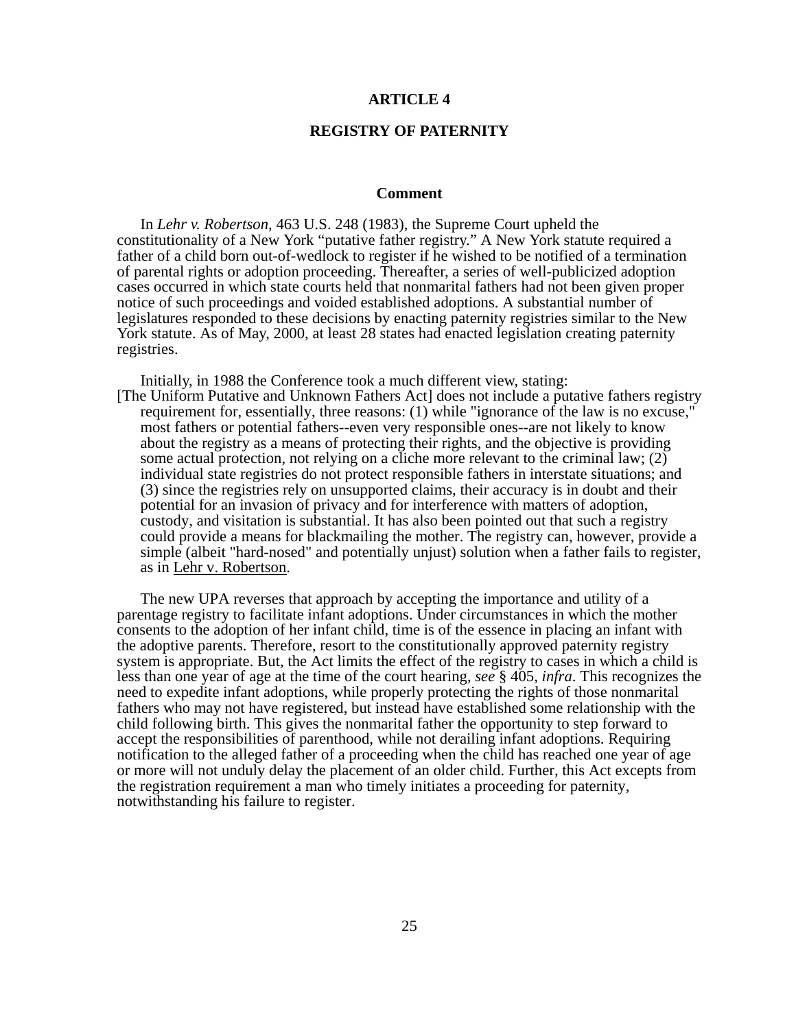# ARTICLE 4

## REGISTRY OF PATERNITY

### Comment

In *Lehr v. Robertson*, 463 U.S. 248 (1983), the Supreme Court upheld the constitutionality of a New York "putative father registry." A New York statute required a father of a child born out-of-wedlock to register if he wished to be notified of a termination of parental rights or adoption proceeding. Thereafter, a series of well-publicized adoption cases occurred in which state courts held that nonmarital fathers had not been given proper notice of such proceedings and voided established adoptions. A substantial number of legislatures responded to these decisions by enacting paternity registries similar to the New York statute. As of May, 2000, at least 28 states had enacted legislation creating paternity registries.

Initially, in 1988 the Conference took a much different view, stating:

> [The Uniform Putative and Unknown Fathers Act] does not include a putative fathers registry requirement for, essentially, three reasons: (1) while "ignorance of the law is no excuse," most fathers or potential fathers--even very responsible ones--are not likely to know about the registry as a means of protecting their rights, and the objective is providing some actual protection, not relying on a cliche more relevant to the criminal law; (2) individual state registries do not protect responsible fathers in interstate situations; and (3) since the registries rely on unsupported claims, their accuracy is in doubt and their potential for an invasion of privacy and for interference with matters of adoption, custody, and visitation is substantial. It has also been pointed out that such a registry could provide a means for blackmailing the mother. The registry can, however, provide a simple (albeit "hard-nosed" and potentially unjust) solution when a father fails to register, as in Lehr v. Robertson.

The new UPA reverses that approach by accepting the importance and utility of a parentage registry to facilitate infant adoptions. Under circumstances in which the mother consents to the adoption of her infant child, time is of the essence in placing an infant with the adoptive parents. Therefore, resort to the constitutionally approved paternity registry system is appropriate. But, the Act limits the effect of the registry to cases in which a child is less than one year of age at the time of the court hearing, *see* § 405, *infra*. This recognizes the need to expedite infant adoptions, while properly protecting the rights of those nonmarital fathers who may not have registered, but instead have established some relationship with the child following birth. This gives the nonmarital father the opportunity to step forward to accept the responsibilities of parenthood, while not derailing infant adoptions. Requiring notification to the alleged father of a proceeding when the child has reached one year of age or more will not unduly delay the placement of an older child. Further, this Act excepts from the registration requirement a man who timely initiates a proceeding for paternity, notwithstanding his failure to register.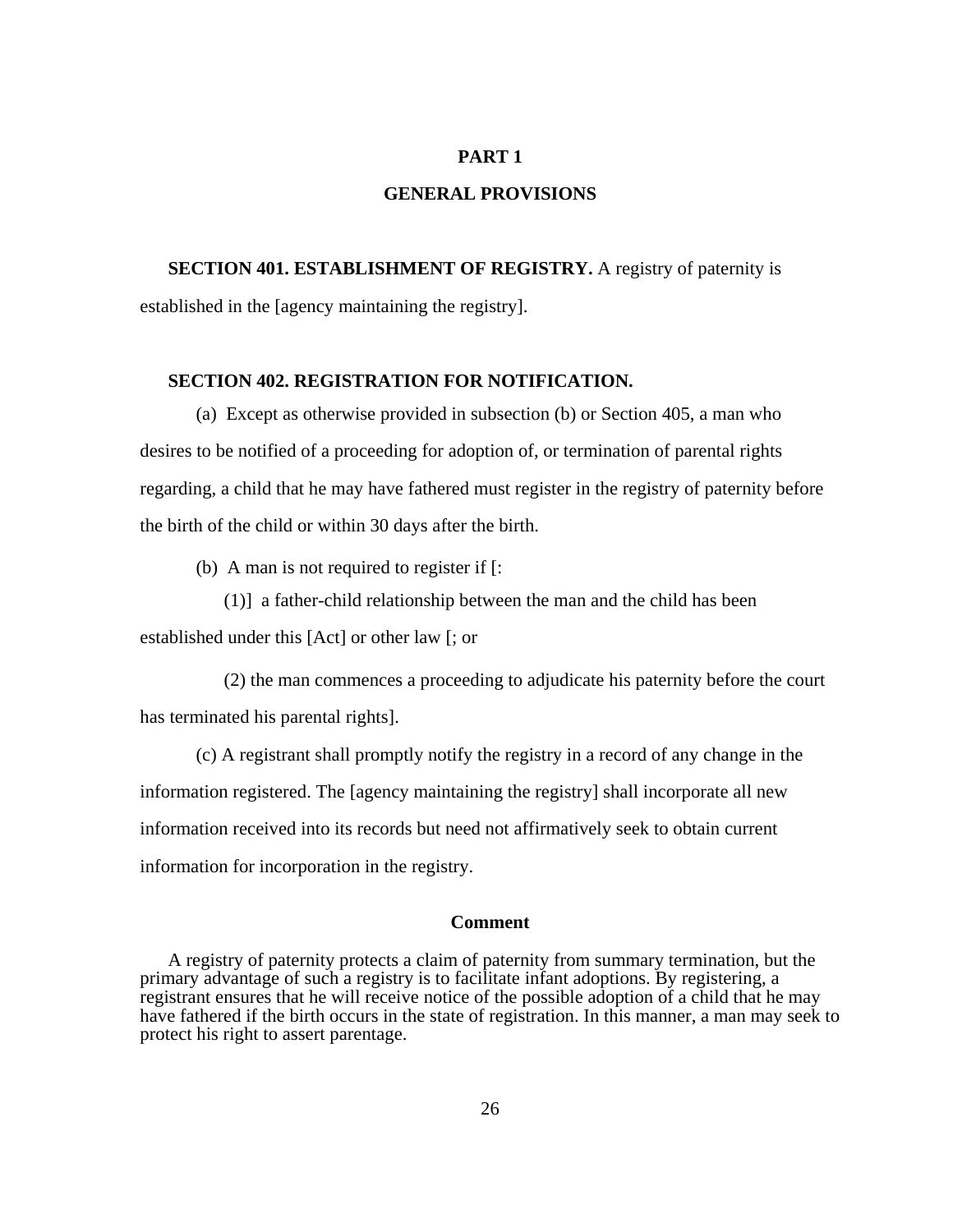## PART 1

## GENERAL PROVISIONS

**SECTION 401. ESTABLISHMENT OF REGISTRY.** A registry of paternity is established in the [agency maintaining the registry].

**SECTION 402. REGISTRATION FOR NOTIFICATION.**

(a) Except as otherwise provided in subsection (b) or Section 405, a man who desires to be notified of a proceeding for adoption of, or termination of parental rights regarding, a child that he may have fathered must register in the registry of paternity before the birth of the child or within 30 days after the birth.

(b) A man is not required to register if [:

(1)] a father-child relationship between the man and the child has been established under this [Act] or other law [; or

(2) the man commences a proceeding to adjudicate his paternity before the court has terminated his parental rights].

(c) A registrant shall promptly notify the registry in a record of any change in the information registered. The [agency maintaining the registry] shall incorporate all new information received into its records but need not affirmatively seek to obtain current information for incorporation in the registry.

**Comment**

A registry of paternity protects a claim of paternity from summary termination, but the primary advantage of such a registry is to facilitate infant adoptions. By registering, a registrant ensures that he will receive notice of the possible adoption of a child that he may have fathered if the birth occurs in the state of registration. In this manner, a man may seek to protect his right to assert parentage.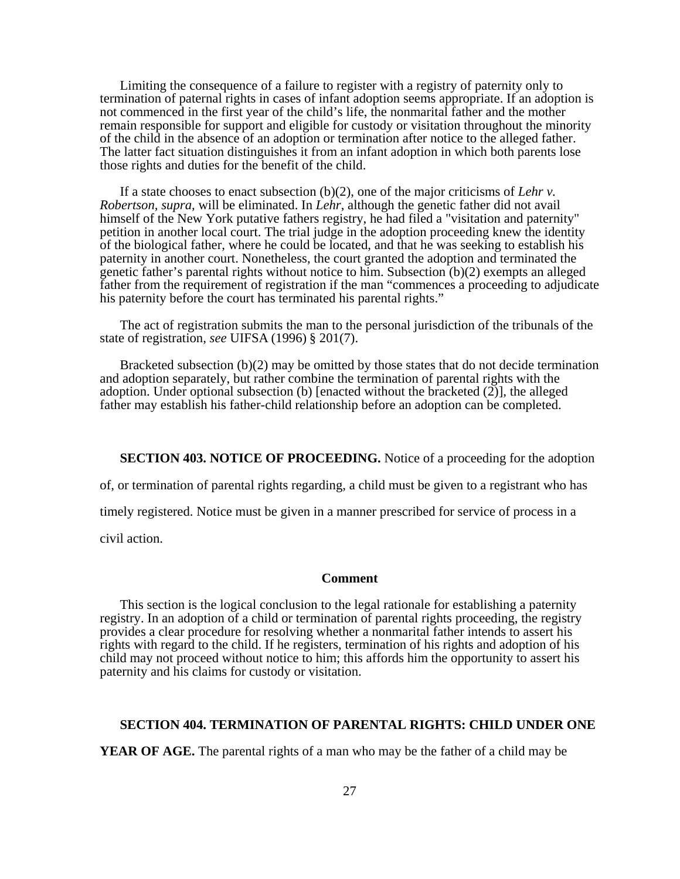Limiting the consequence of a failure to register with a registry of paternity only to termination of paternal rights in cases of infant adoption seems appropriate. If an adoption is not commenced in the first year of the child's life, the nonmarital father and the mother remain responsible for support and eligible for custody or visitation throughout the minority of the child in the absence of an adoption or termination after notice to the alleged father. The latter fact situation distinguishes it from an infant adoption in which both parents lose those rights and duties for the benefit of the child.

If a state chooses to enact subsection (b)(2), one of the major criticisms of *Lehr v. Robertson, supra*, will be eliminated. In *Lehr*, although the genetic father did not avail himself of the New York putative fathers registry, he had filed a "visitation and paternity" petition in another local court. The trial judge in the adoption proceeding knew the identity of the biological father, where he could be located, and that he was seeking to establish his paternity in another court. Nonetheless, the court granted the adoption and terminated the genetic father's parental rights without notice to him. Subsection (b)(2) exempts an alleged father from the requirement of registration if the man "commences a proceeding to adjudicate his paternity before the court has terminated his parental rights."

The act of registration submits the man to the personal jurisdiction of the tribunals of the state of registration, *see* UIFSA (1996) § 201(7).

Bracketed subsection (b)(2) may be omitted by those states that do not decide termination and adoption separately, but rather combine the termination of parental rights with the adoption. Under optional subsection (b) [enacted without the bracketed (2)], the alleged father may establish his father-child relationship before an adoption can be completed.

**SECTION 403. NOTICE OF PROCEEDING.** Notice of a proceeding for the adoption of, or termination of parental rights regarding, a child must be given to a registrant who has timely registered. Notice must be given in a manner prescribed for service of process in a civil action.

**Comment**

This section is the logical conclusion to the legal rationale for establishing a paternity registry. In an adoption of a child or termination of parental rights proceeding, the registry provides a clear procedure for resolving whether a nonmarital father intends to assert his rights with regard to the child. If he registers, termination of his rights and adoption of his child may not proceed without notice to him; this affords him the opportunity to assert his paternity and his claims for custody or visitation.

**SECTION 404. TERMINATION OF PARENTAL RIGHTS: CHILD UNDER ONE YEAR OF AGE.** The parental rights of a man who may be the father of a child may be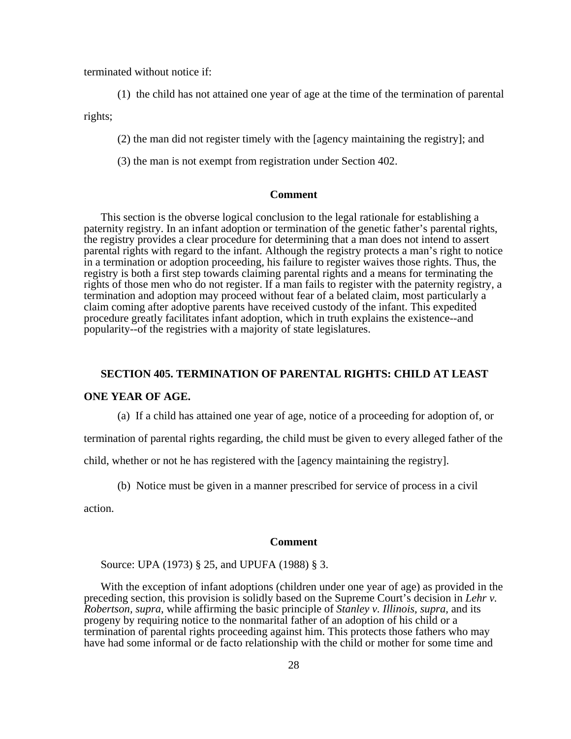terminated without notice if:

(1) the child has not attained one year of age at the time of the termination of parental rights;

(2) the man did not register timely with the [agency maintaining the registry]; and

(3) the man is not exempt from registration under Section 402.

**Comment**

This section is the obverse logical conclusion to the legal rationale for establishing a paternity registry. In an infant adoption or termination of the genetic father's parental rights, the registry provides a clear procedure for determining that a man does not intend to assert parental rights with regard to the infant. Although the registry protects a man's right to notice in a termination or adoption proceeding, his failure to register waives those rights. Thus, the registry is both a first step towards claiming parental rights and a means for terminating the rights of those men who do not register. If a man fails to register with the paternity registry, a termination and adoption may proceed without fear of a belated claim, most particularly a claim coming after adoptive parents have received custody of the infant. This expedited procedure greatly facilitates infant adoption, which in truth explains the existence--and popularity--of the registries with a majority of state legislatures.

### SECTION 405. TERMINATION OF PARENTAL RIGHTS: CHILD AT LEAST ONE YEAR OF AGE.

(a) If a child has attained one year of age, notice of a proceeding for adoption of, or termination of parental rights regarding, the child must be given to every alleged father of the child, whether or not he has registered with the [agency maintaining the registry].

(b) Notice must be given in a manner prescribed for service of process in a civil action.

**Comment**

Source: UPA (1973) § 25, and UPUFA (1988) § 3.

With the exception of infant adoptions (children under one year of age) as provided in the preceding section, this provision is solidly based on the Supreme Court's decision in *Lehr v. Robertson*, *supra*, while affirming the basic principle of *Stanley v. Illinois*, *supra*, and its progeny by requiring notice to the nonmarital father of an adoption of his child or a termination of parental rights proceeding against him. This protects those fathers who may have had some informal or de facto relationship with the child or mother for some time and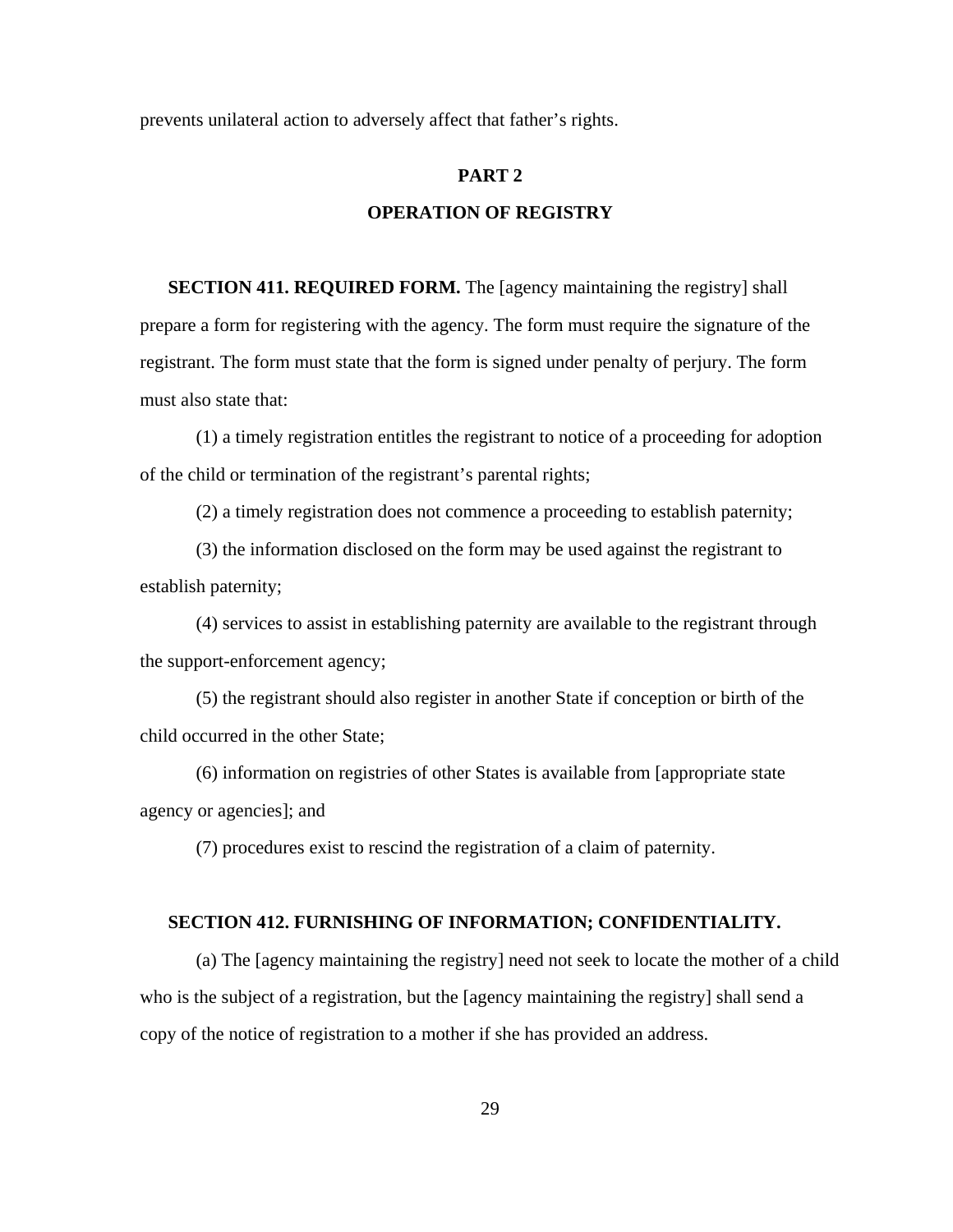prevents unilateral action to adversely affect that father's rights.

## PART 2

## OPERATION OF REGISTRY

**SECTION 411. REQUIRED FORM.** The [agency maintaining the registry] shall prepare a form for registering with the agency. The form must require the signature of the registrant. The form must state that the form is signed under penalty of perjury. The form must also state that:

(1) a timely registration entitles the registrant to notice of a proceeding for adoption of the child or termination of the registrant's parental rights;

(2) a timely registration does not commence a proceeding to establish paternity;

(3) the information disclosed on the form may be used against the registrant to establish paternity;

(4) services to assist in establishing paternity are available to the registrant through the support-enforcement agency;

(5) the registrant should also register in another State if conception or birth of the child occurred in the other State;

(6) information on registries of other States is available from [appropriate state agency or agencies]; and

(7) procedures exist to rescind the registration of a claim of paternity.

**SECTION 412. FURNISHING OF INFORMATION; CONFIDENTIALITY.**

(a) The [agency maintaining the registry] need not seek to locate the mother of a child who is the subject of a registration, but the [agency maintaining the registry] shall send a copy of the notice of registration to a mother if she has provided an address.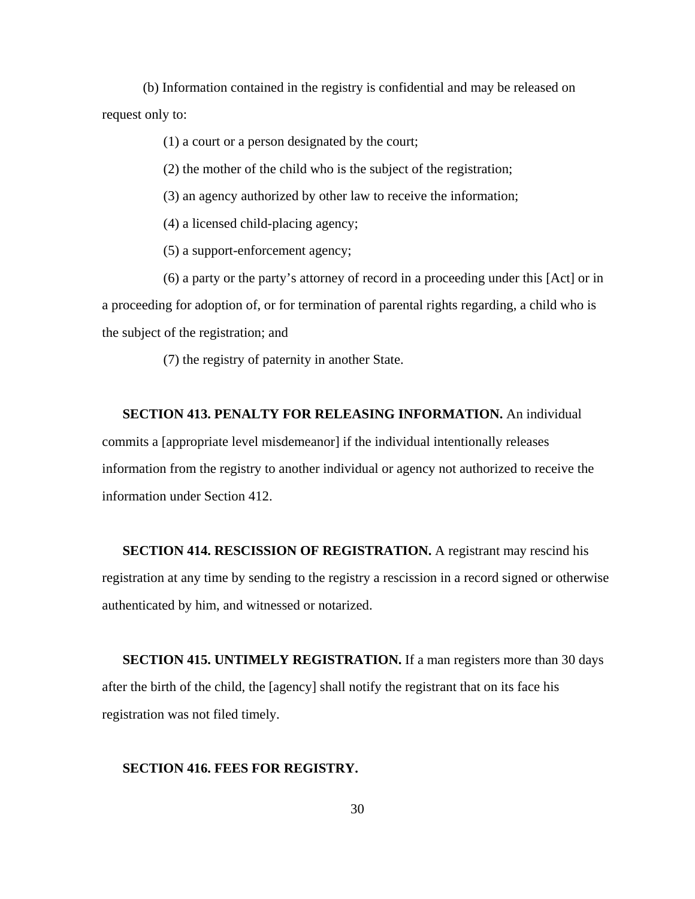(b) Information contained in the registry is confidential and may be released on request only to:

(1) a court or a person designated by the court;

(2) the mother of the child who is the subject of the registration;

(3) an agency authorized by other law to receive the information;

(4) a licensed child-placing agency;

(5) a support-enforcement agency;

(6) a party or the party's attorney of record in a proceeding under this [Act] or in a proceeding for adoption of, or for termination of parental rights regarding, a child who is the subject of the registration; and

(7) the registry of paternity in another State.

**SECTION 413. PENALTY FOR RELEASING INFORMATION.** An individual commits a [appropriate level misdemeanor] if the individual intentionally releases information from the registry to another individual or agency not authorized to receive the information under Section 412.

**SECTION 414. RESCISSION OF REGISTRATION.** A registrant may rescind his registration at any time by sending to the registry a rescission in a record signed or otherwise authenticated by him, and witnessed or notarized.

**SECTION 415. UNTIMELY REGISTRATION.** If a man registers more than 30 days after the birth of the child, the [agency] shall notify the registrant that on its face his registration was not filed timely.

**SECTION 416. FEES FOR REGISTRY.**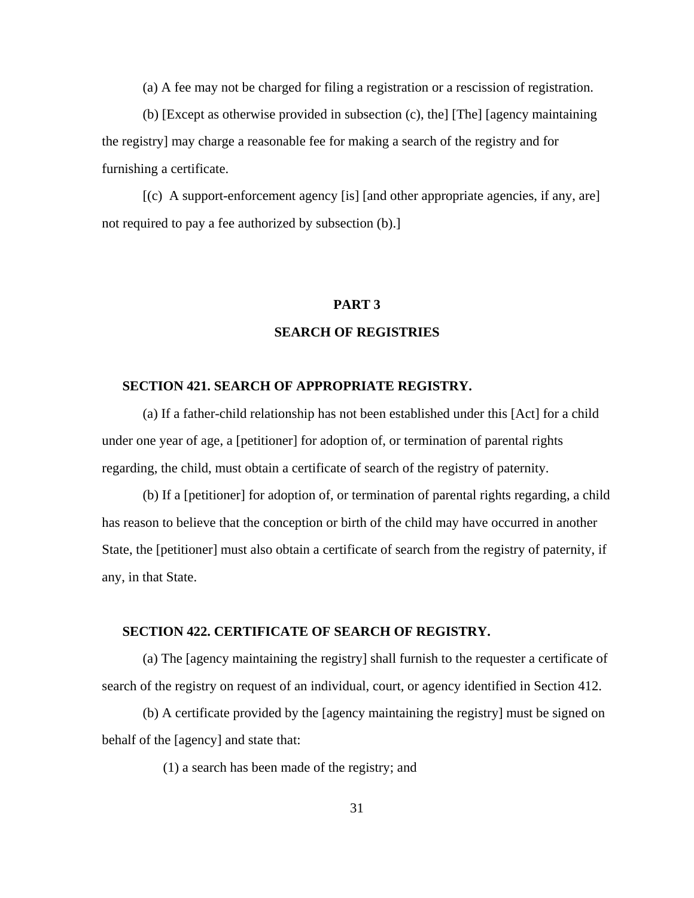(a) A fee may not be charged for filing a registration or a rescission of registration.

(b) [Except as otherwise provided in subsection (c), the] [The] [agency maintaining the registry] may charge a reasonable fee for making a search of the registry and for furnishing a certificate.

[(c) A support-enforcement agency [is] [and other appropriate agencies, if any, are] not required to pay a fee authorized by subsection (b).]

## PART 3

## SEARCH OF REGISTRIES

### SECTION 421. SEARCH OF APPROPRIATE REGISTRY.

(a) If a father-child relationship has not been established under this [Act] for a child under one year of age, a [petitioner] for adoption of, or termination of parental rights regarding, the child, must obtain a certificate of search of the registry of paternity.

(b) If a [petitioner] for adoption of, or termination of parental rights regarding, a child has reason to believe that the conception or birth of the child may have occurred in another State, the [petitioner] must also obtain a certificate of search from the registry of paternity, if any, in that State.

### SECTION 422. CERTIFICATE OF SEARCH OF REGISTRY.

(a) The [agency maintaining the registry] shall furnish to the requester a certificate of search of the registry on request of an individual, court, or agency identified in Section 412.

(b) A certificate provided by the [agency maintaining the registry] must be signed on behalf of the [agency] and state that:

(1) a search has been made of the registry; and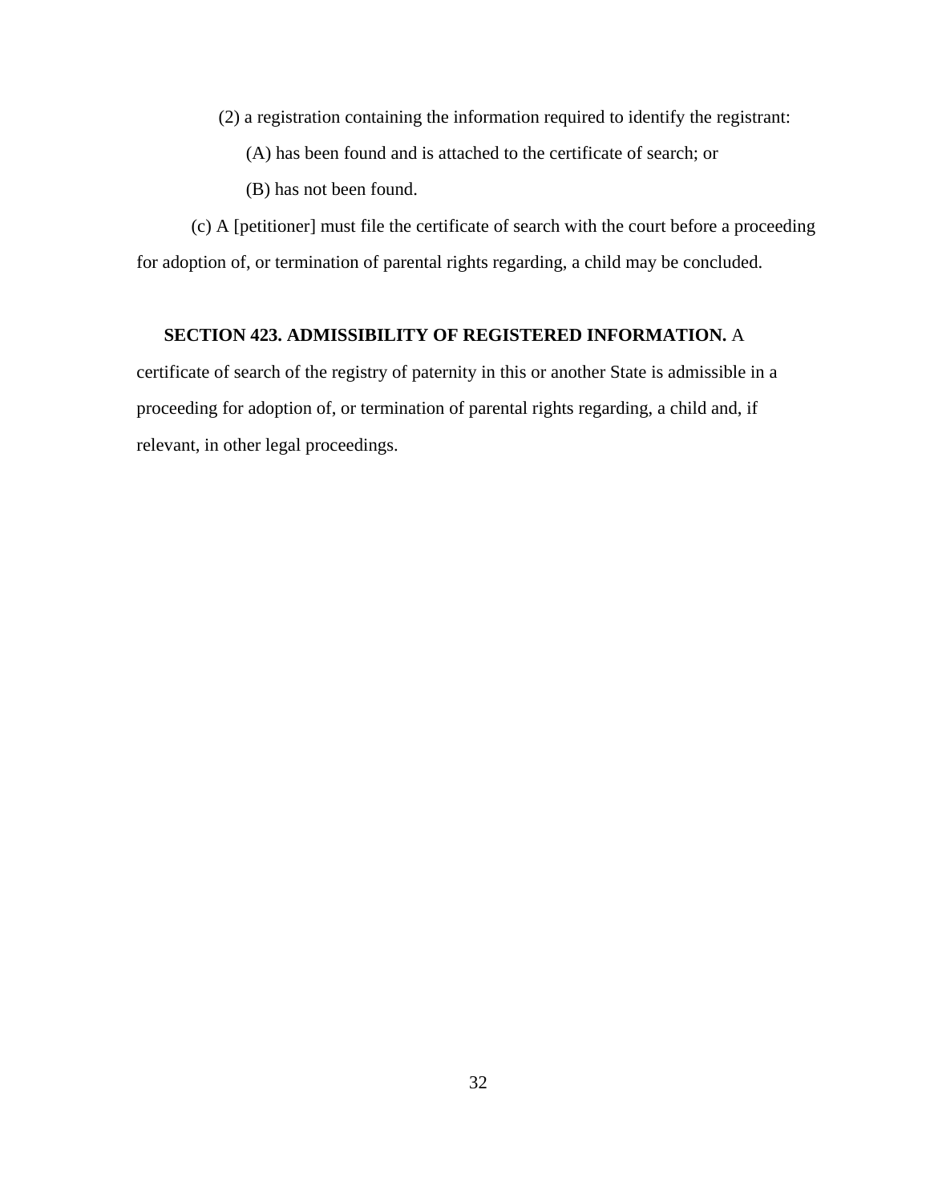(2) a registration containing the information required to identify the registrant:

(A) has been found and is attached to the certificate of search; or

(B) has not been found.

(c) A [petitioner] must file the certificate of search with the court before a proceeding for adoption of, or termination of parental rights regarding, a child may be concluded.

**SECTION 423. ADMISSIBILITY OF REGISTERED INFORMATION.** A certificate of search of the registry of paternity in this or another State is admissible in a proceeding for adoption of, or termination of parental rights regarding, a child and, if relevant, in other legal proceedings.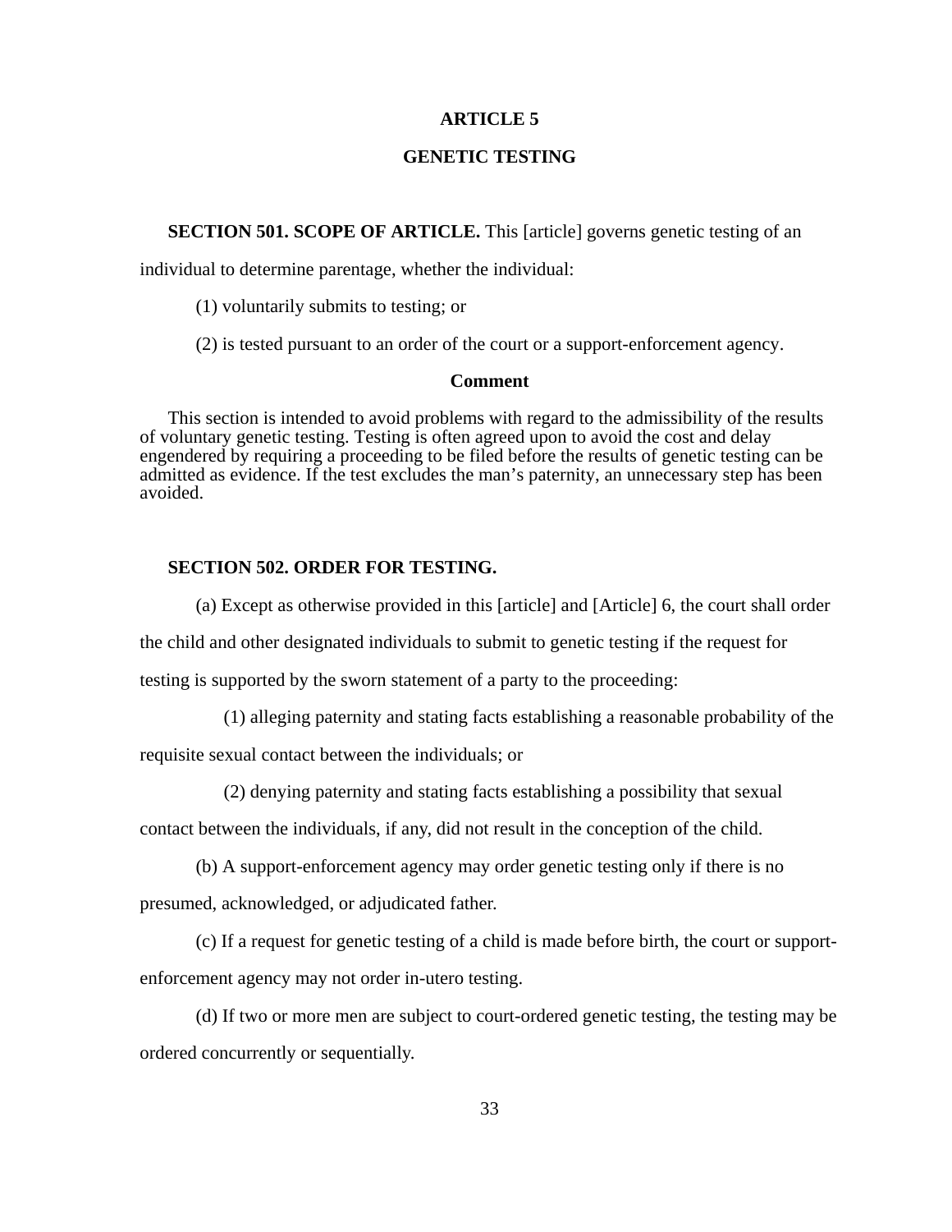# ARTICLE 5

# GENETIC TESTING

**SECTION 501. SCOPE OF ARTICLE.** This [article] governs genetic testing of an individual to determine parentage, whether the individual:

(1) voluntarily submits to testing; or

(2) is tested pursuant to an order of the court or a support-enforcement agency.

**Comment**

This section is intended to avoid problems with regard to the admissibility of the results of voluntary genetic testing. Testing is often agreed upon to avoid the cost and delay engendered by requiring a proceeding to be filed before the results of genetic testing can be admitted as evidence. If the test excludes the man's paternity, an unnecessary step has been avoided.

**SECTION 502. ORDER FOR TESTING.**

(a) Except as otherwise provided in this [article] and [Article] 6, the court shall order the child and other designated individuals to submit to genetic testing if the request for testing is supported by the sworn statement of a party to the proceeding:

(1) alleging paternity and stating facts establishing a reasonable probability of the requisite sexual contact between the individuals; or

(2) denying paternity and stating facts establishing a possibility that sexual contact between the individuals, if any, did not result in the conception of the child.

(b) A support-enforcement agency may order genetic testing only if there is no presumed, acknowledged, or adjudicated father.

(c) If a request for genetic testing of a child is made before birth, the court or support-enforcement agency may not order in-utero testing.

(d) If two or more men are subject to court-ordered genetic testing, the testing may be ordered concurrently or sequentially.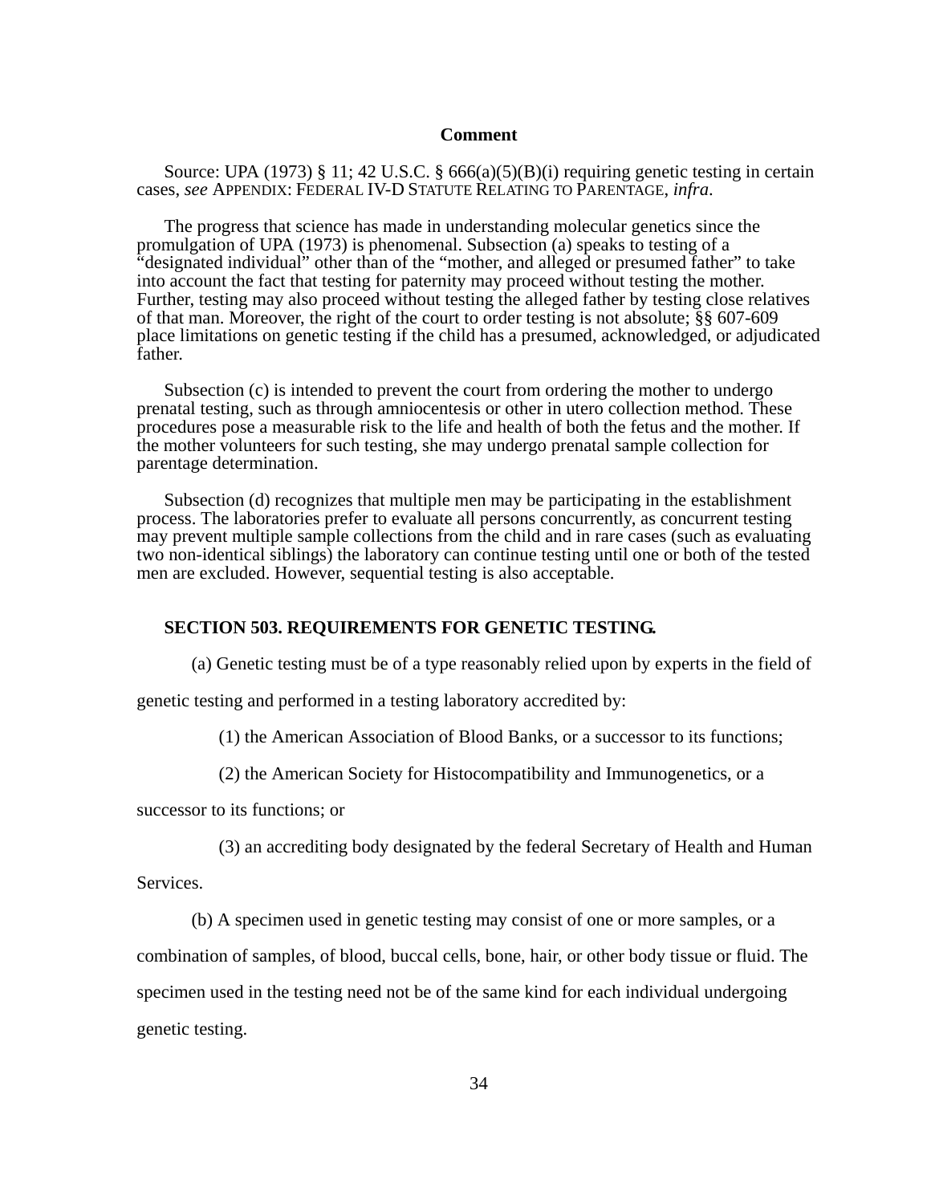### Comment

Source: UPA (1973) § 11; 42 U.S.C. § 666(a)(5)(B)(i) requiring genetic testing in certain cases, *see* APPENDIX: FEDERAL IV-D STATUTE RELATING TO PARENTAGE, *infra*.

The progress that science has made in understanding molecular genetics since the promulgation of UPA (1973) is phenomenal. Subsection (a) speaks to testing of a "designated individual" other than of the "mother, and alleged or presumed father" to take into account the fact that testing for paternity may proceed without testing the mother. Further, testing may also proceed without testing the alleged father by testing close relatives of that man. Moreover, the right of the court to order testing is not absolute; §§ 607-609 place limitations on genetic testing if the child has a presumed, acknowledged, or adjudicated father.

Subsection (c) is intended to prevent the court from ordering the mother to undergo prenatal testing, such as through amniocentesis or other in utero collection method. These procedures pose a measurable risk to the life and health of both the fetus and the mother. If the mother volunteers for such testing, she may undergo prenatal sample collection for parentage determination.

Subsection (d) recognizes that multiple men may be participating in the establishment process. The laboratories prefer to evaluate all persons concurrently, as concurrent testing may prevent multiple sample collections from the child and in rare cases (such as evaluating two non-identical siblings) the laboratory can continue testing until one or both of the tested men are excluded. However, sequential testing is also acceptable.

**SECTION 503. REQUIREMENTS FOR GENETIC TESTING.**

(a) Genetic testing must be of a type reasonably relied upon by experts in the field of genetic testing and performed in a testing laboratory accredited by:

(1) the American Association of Blood Banks, or a successor to its functions;

(2) the American Society for Histocompatibility and Immunogenetics, or a successor to its functions; or

(3) an accrediting body designated by the federal Secretary of Health and Human Services.

(b) A specimen used in genetic testing may consist of one or more samples, or a combination of samples, of blood, buccal cells, bone, hair, or other body tissue or fluid. The specimen used in the testing need not be of the same kind for each individual undergoing genetic testing.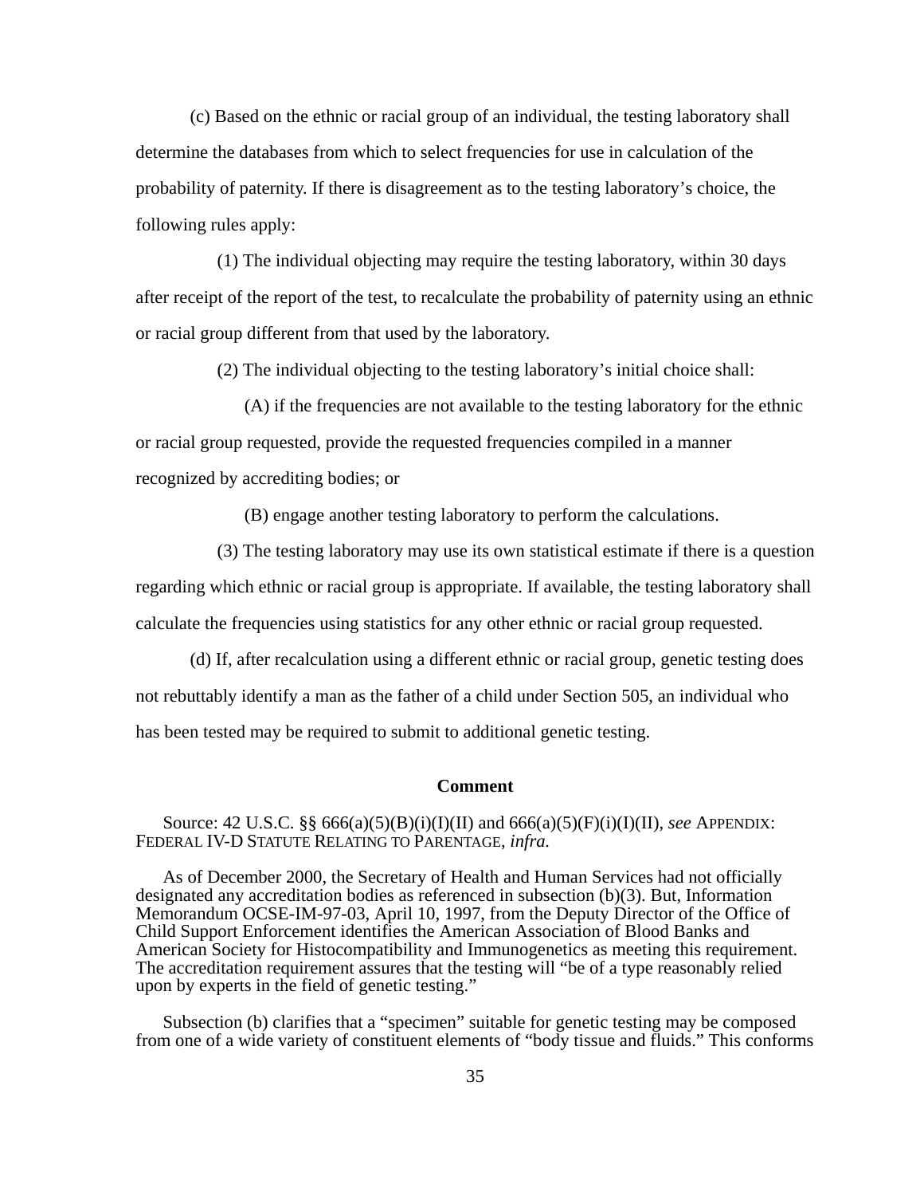(c) Based on the ethnic or racial group of an individual, the testing laboratory shall determine the databases from which to select frequencies for use in calculation of the probability of paternity. If there is disagreement as to the testing laboratory's choice, the following rules apply:

(1) The individual objecting may require the testing laboratory, within 30 days after receipt of the report of the test, to recalculate the probability of paternity using an ethnic or racial group different from that used by the laboratory.

(2) The individual objecting to the testing laboratory's initial choice shall:

(A) if the frequencies are not available to the testing laboratory for the ethnic or racial group requested, provide the requested frequencies compiled in a manner recognized by accrediting bodies; or

(B) engage another testing laboratory to perform the calculations.

(3) The testing laboratory may use its own statistical estimate if there is a question regarding which ethnic or racial group is appropriate. If available, the testing laboratory shall calculate the frequencies using statistics for any other ethnic or racial group requested.

(d) If, after recalculation using a different ethnic or racial group, genetic testing does not rebuttably identify a man as the father of a child under Section 505, an individual who has been tested may be required to submit to additional genetic testing.

**Comment**

Source: 42 U.S.C. §§ 666(a)(5)(B)(i)(I)(II) and 666(a)(5)(F)(i)(I)(II), *see* APPENDIX: FEDERAL IV-D STATUTE RELATING TO PARENTAGE, *infra.*

As of December 2000, the Secretary of Health and Human Services had not officially designated any accreditation bodies as referenced in subsection (b)(3). But, Information Memorandum OCSE-IM-97-03, April 10, 1997, from the Deputy Director of the Office of Child Support Enforcement identifies the American Association of Blood Banks and American Society for Histocompatibility and Immunogenetics as meeting this requirement. The accreditation requirement assures that the testing will "be of a type reasonably relied upon by experts in the field of genetic testing."

Subsection (b) clarifies that a "specimen" suitable for genetic testing may be composed from one of a wide variety of constituent elements of "body tissue and fluids." This conforms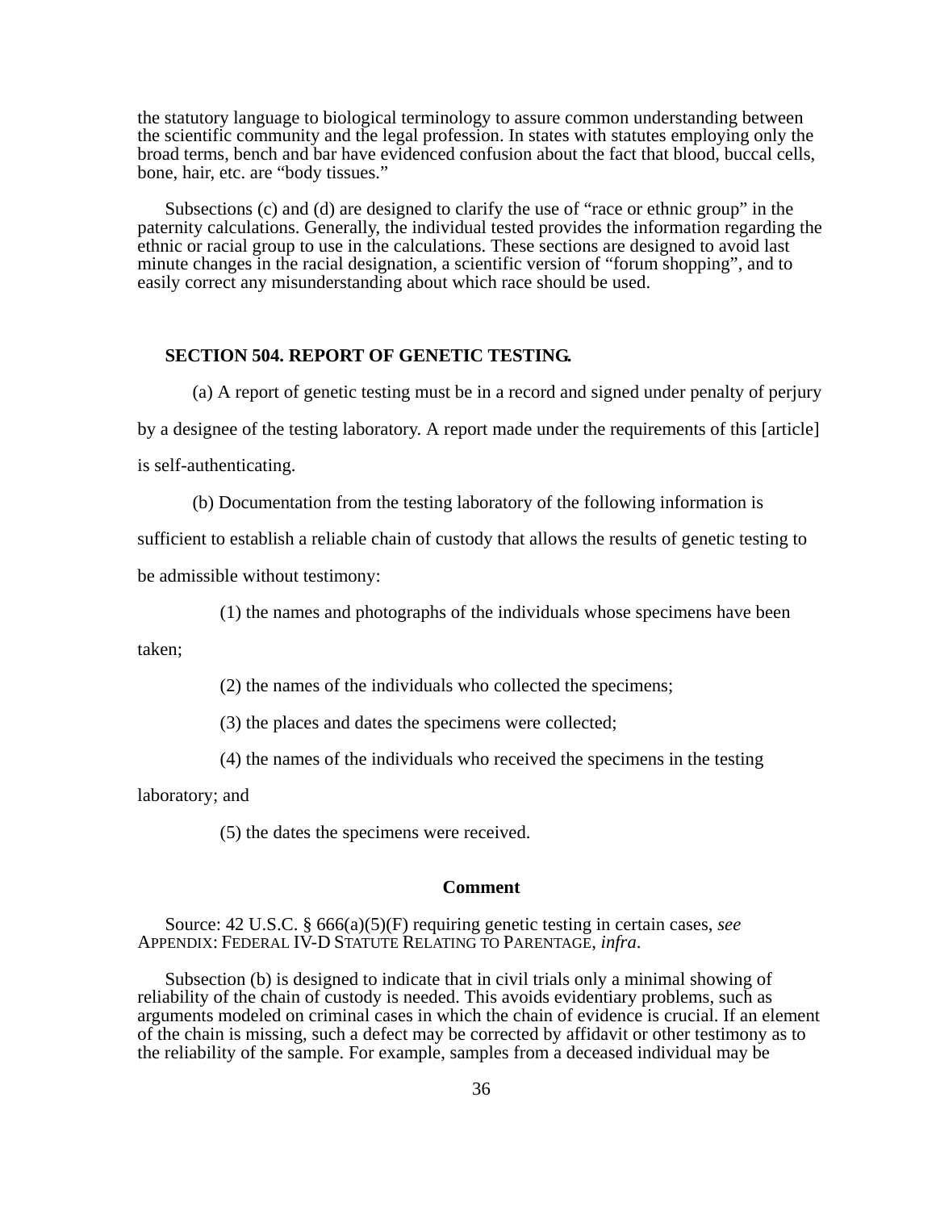the statutory language to biological terminology to assure common understanding between the scientific community and the legal profession. In states with statutes employing only the broad terms, bench and bar have evidenced confusion about the fact that blood, buccal cells, bone, hair, etc. are "body tissues."

Subsections (c) and (d) are designed to clarify the use of "race or ethnic group" in the paternity calculations. Generally, the individual tested provides the information regarding the ethnic or racial group to use in the calculations. These sections are designed to avoid last minute changes in the racial designation, a scientific version of "forum shopping", and to easily correct any misunderstanding about which race should be used.

**SECTION 504. REPORT OF GENETIC TESTING.**

(a) A report of genetic testing must be in a record and signed under penalty of perjury by a designee of the testing laboratory. A report made under the requirements of this [article] is self-authenticating.

(b) Documentation from the testing laboratory of the following information is sufficient to establish a reliable chain of custody that allows the results of genetic testing to be admissible without testimony:

(1) the names and photographs of the individuals whose specimens have been taken;

(2) the names of the individuals who collected the specimens;

(3) the places and dates the specimens were collected;

(4) the names of the individuals who received the specimens in the testing laboratory; and

(5) the dates the specimens were received.

**Comment**

Source: 42 U.S.C. § 666(a)(5)(F) requiring genetic testing in certain cases, *see* APPENDIX: FEDERAL IV-D STATUTE RELATING TO PARENTAGE, *infra*.

Subsection (b) is designed to indicate that in civil trials only a minimal showing of reliability of the chain of custody is needed. This avoids evidentiary problems, such as arguments modeled on criminal cases in which the chain of evidence is crucial. If an element of the chain is missing, such a defect may be corrected by affidavit or other testimony as to the reliability of the sample. For example, samples from a deceased individual may be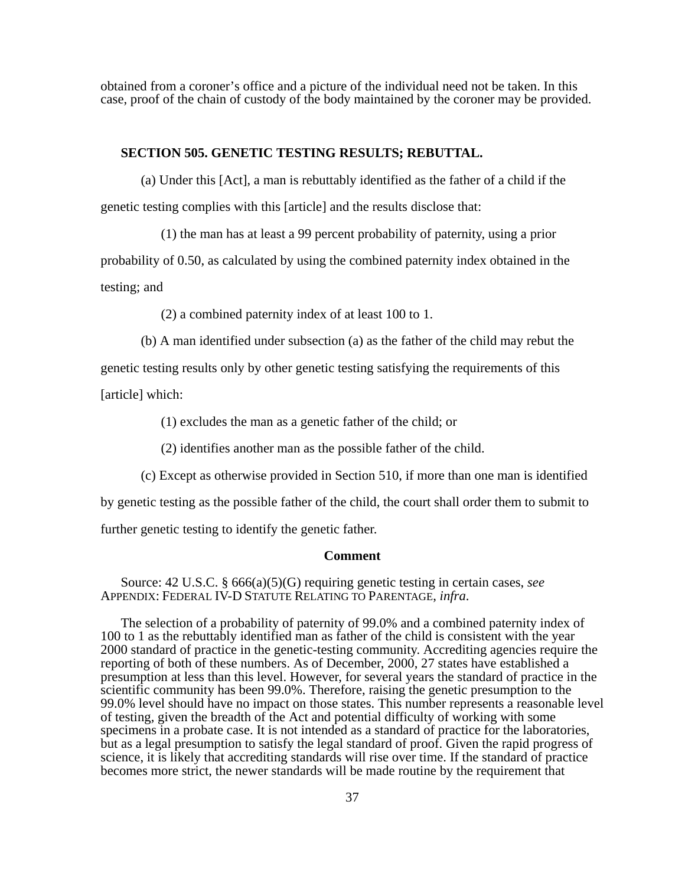obtained from a coroner's office and a picture of the individual need not be taken. In this case, proof of the chain of custody of the body maintained by the coroner may be provided.

## SECTION 505. GENETIC TESTING RESULTS; REBUTTAL.

(a) Under this [Act], a man is rebuttably identified as the father of a child if the genetic testing complies with this [article] and the results disclose that:

(1) the man has at least a 99 percent probability of paternity, using a prior probability of 0.50, as calculated by using the combined paternity index obtained in the testing; and

(2) a combined paternity index of at least 100 to 1.

(b) A man identified under subsection (a) as the father of the child may rebut the genetic testing results only by other genetic testing satisfying the requirements of this [article] which:

(1) excludes the man as a genetic father of the child; or

(2) identifies another man as the possible father of the child.

(c) Except as otherwise provided in Section 510, if more than one man is identified by genetic testing as the possible father of the child, the court shall order them to submit to further genetic testing to identify the genetic father.

**Comment**

Source: 42 U.S.C. § 666(a)(5)(G) requiring genetic testing in certain cases, *see* APPENDIX: FEDERAL IV-D STATUTE RELATING TO PARENTAGE, *infra*.

The selection of a probability of paternity of 99.0% and a combined paternity index of 100 to 1 as the rebuttably identified man as father of the child is consistent with the year 2000 standard of practice in the genetic-testing community. Accrediting agencies require the reporting of both of these numbers. As of December, 2000, 27 states have established a presumption at less than this level. However, for several years the standard of practice in the scientific community has been 99.0%. Therefore, raising the genetic presumption to the 99.0% level should have no impact on those states. This number represents a reasonable level of testing, given the breadth of the Act and potential difficulty of working with some specimens in a probate case. It is not intended as a standard of practice for the laboratories, but as a legal presumption to satisfy the legal standard of proof. Given the rapid progress of science, it is likely that accrediting standards will rise over time. If the standard of practice becomes more strict, the newer standards will be made routine by the requirement that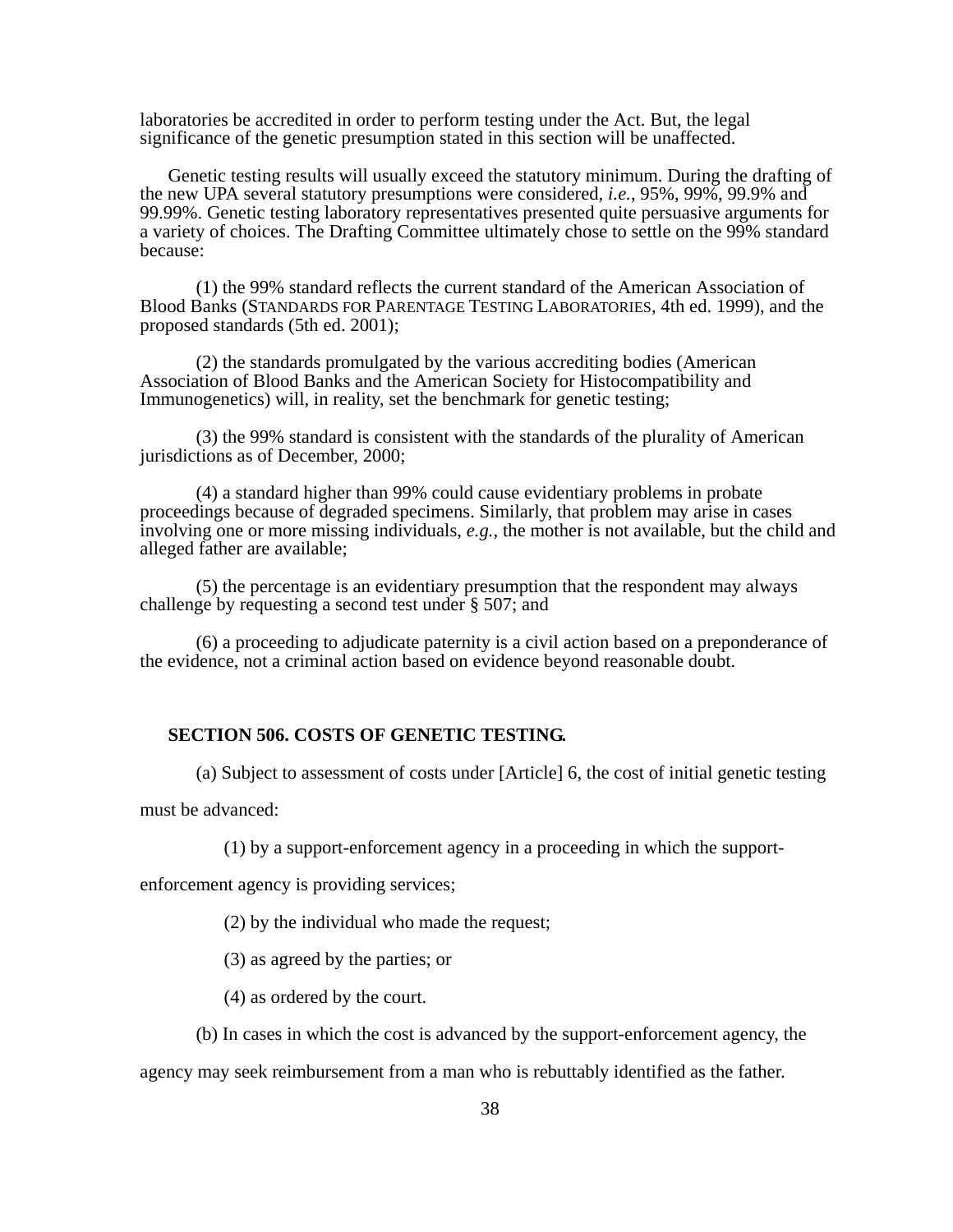laboratories be accredited in order to perform testing under the Act. But, the legal significance of the genetic presumption stated in this section will be unaffected.

Genetic testing results will usually exceed the statutory minimum. During the drafting of the new UPA several statutory presumptions were considered, *i.e.*, 95%, 99%, 99.9% and 99.99%. Genetic testing laboratory representatives presented quite persuasive arguments for a variety of choices. The Drafting Committee ultimately chose to settle on the 99% standard because:

(1) the 99% standard reflects the current standard of the American Association of Blood Banks (STANDARDS FOR PARENTAGE TESTING LABORATORIES, 4th ed. 1999), and the proposed standards (5th ed. 2001);

(2) the standards promulgated by the various accrediting bodies (American Association of Blood Banks and the American Society for Histocompatibility and Immunogenetics) will, in reality, set the benchmark for genetic testing;

(3) the 99% standard is consistent with the standards of the plurality of American jurisdictions as of December, 2000;

(4) a standard higher than 99% could cause evidentiary problems in probate proceedings because of degraded specimens. Similarly, that problem may arise in cases involving one or more missing individuals, *e.g.*, the mother is not available, but the child and alleged father are available;

(5) the percentage is an evidentiary presumption that the respondent may always challenge by requesting a second test under § 507; and

(6) a proceeding to adjudicate paternity is a civil action based on a preponderance of the evidence, not a criminal action based on evidence beyond reasonable doubt.

**SECTION 506. COSTS OF GENETIC TESTING.**

(a) Subject to assessment of costs under [Article] 6, the cost of initial genetic testing must be advanced:

(1) by a support-enforcement agency in a proceeding in which the support-enforcement agency is providing services;

(2) by the individual who made the request;

(3) as agreed by the parties; or

(4) as ordered by the court.

(b) In cases in which the cost is advanced by the support-enforcement agency, the agency may seek reimbursement from a man who is rebuttably identified as the father.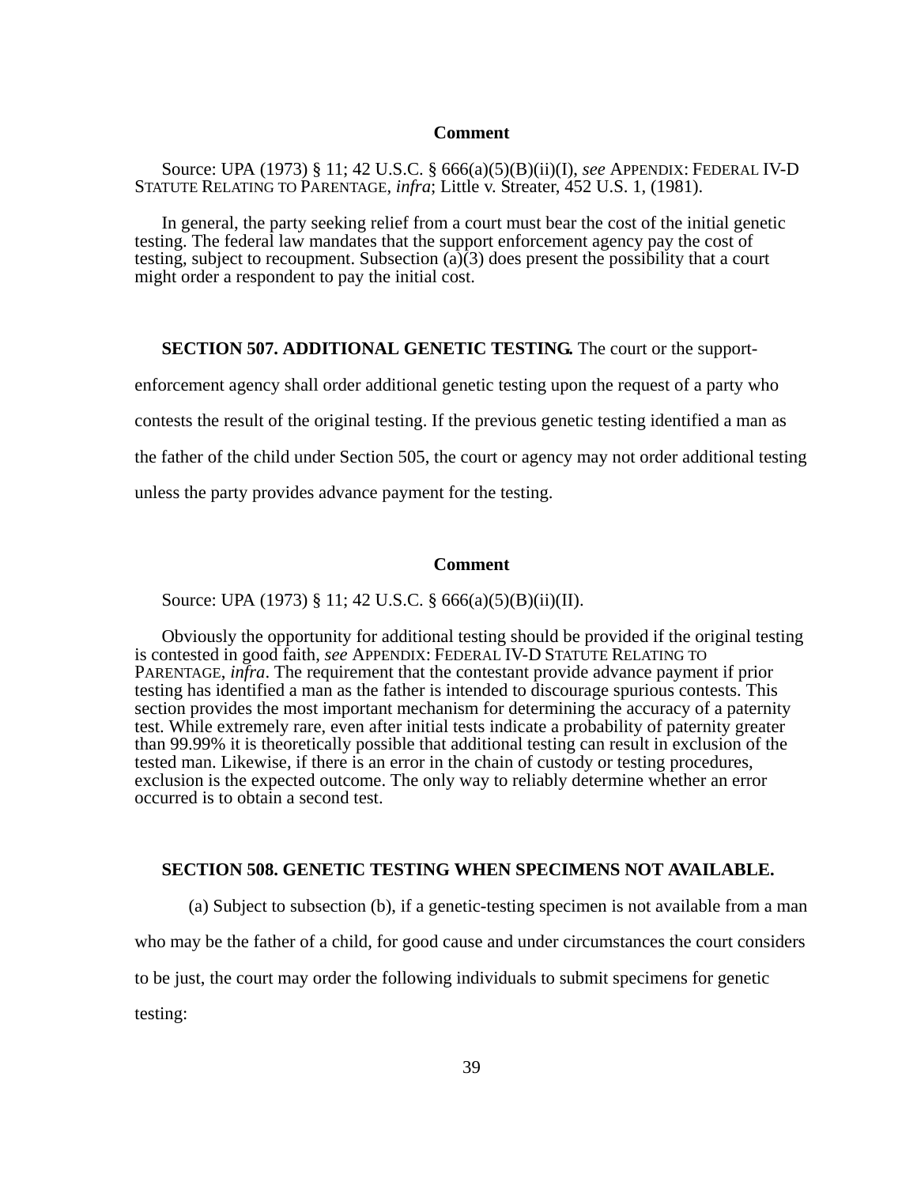### Comment

Source: UPA (1973) § 11; 42 U.S.C. § 666(a)(5)(B)(ii)(I), *see* APPENDIX: FEDERAL IV-D STATUTE RELATING TO PARENTAGE, *infra*; Little v. Streater, 452 U.S. 1, (1981).

In general, the party seeking relief from a court must bear the cost of the initial genetic testing. The federal law mandates that the support enforcement agency pay the cost of testing, subject to recoupment. Subsection (a)(3) does present the possibility that a court might order a respondent to pay the initial cost.

**SECTION 507. ADDITIONAL GENETIC TESTING.** The court or the support-enforcement agency shall order additional genetic testing upon the request of a party who contests the result of the original testing. If the previous genetic testing identified a man as the father of the child under Section 505, the court or agency may not order additional testing unless the party provides advance payment for the testing.

### Comment

Source: UPA (1973) § 11; 42 U.S.C. § 666(a)(5)(B)(ii)(II).

Obviously the opportunity for additional testing should be provided if the original testing is contested in good faith, *see* APPENDIX: FEDERAL IV-D STATUTE RELATING TO PARENTAGE, *infra*. The requirement that the contestant provide advance payment if prior testing has identified a man as the father is intended to discourage spurious contests. This section provides the most important mechanism for determining the accuracy of a paternity test. While extremely rare, even after initial tests indicate a probability of paternity greater than 99.99% it is theoretically possible that additional testing can result in exclusion of the tested man. Likewise, if there is an error in the chain of custody or testing procedures, exclusion is the expected outcome. The only way to reliably determine whether an error occurred is to obtain a second test.

**SECTION 508. GENETIC TESTING WHEN SPECIMENS NOT AVAILABLE.**

(a) Subject to subsection (b), if a genetic-testing specimen is not available from a man who may be the father of a child, for good cause and under circumstances the court considers to be just, the court may order the following individuals to submit specimens for genetic testing: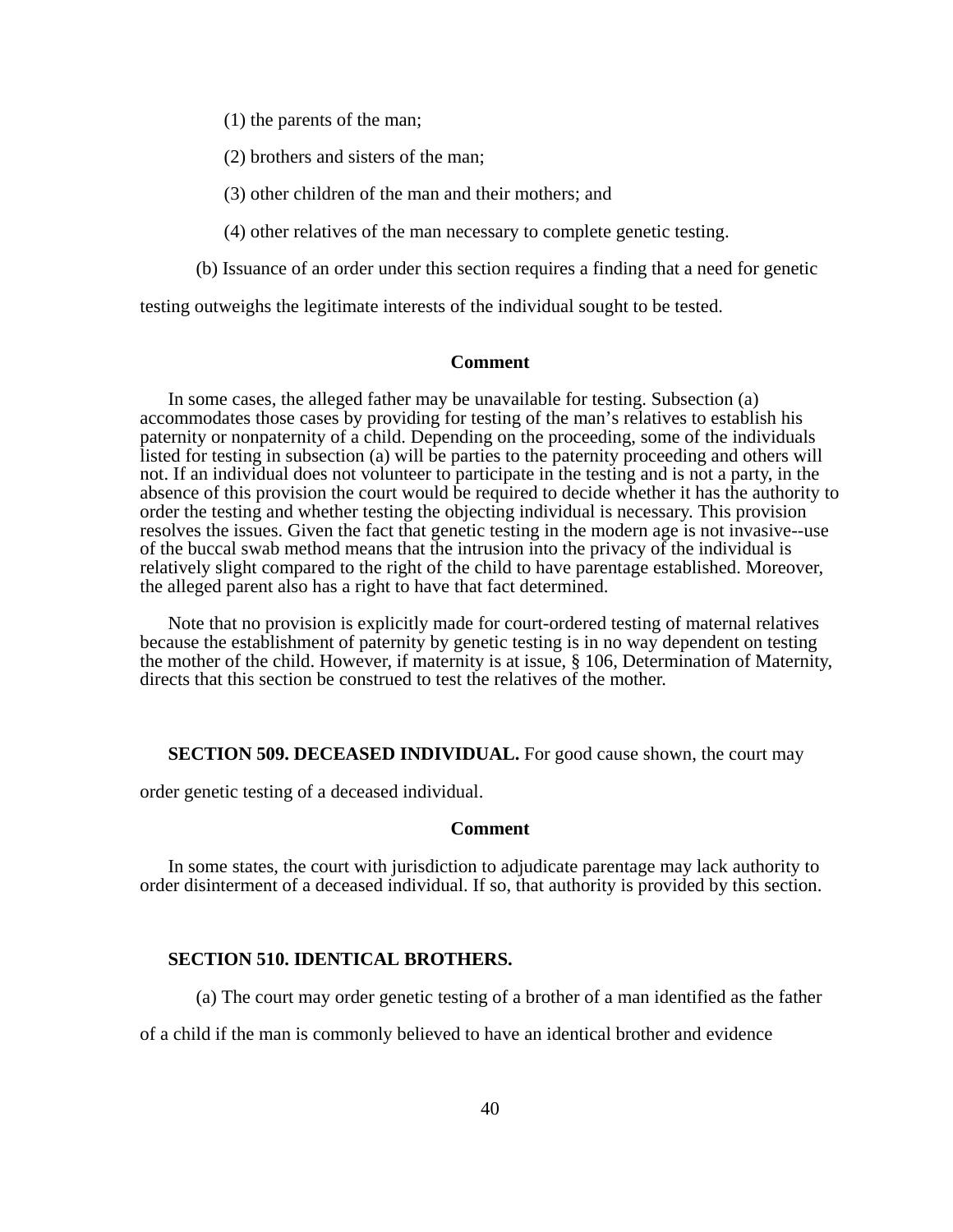(1) the parents of the man;

(2) brothers and sisters of the man;

(3) other children of the man and their mothers; and

(4) other relatives of the man necessary to complete genetic testing.

(b) Issuance of an order under this section requires a finding that a need for genetic testing outweighs the legitimate interests of the individual sought to be tested.

**Comment**

In some cases, the alleged father may be unavailable for testing. Subsection (a) accommodates those cases by providing for testing of the man's relatives to establish his paternity or nonpaternity of a child. Depending on the proceeding, some of the individuals listed for testing in subsection (a) will be parties to the paternity proceeding and others will not. If an individual does not volunteer to participate in the testing and is not a party, in the absence of this provision the court would be required to decide whether it has the authority to order the testing and whether testing the objecting individual is necessary. This provision resolves the issues. Given the fact that genetic testing in the modern age is not invasive--use of the buccal swab method means that the intrusion into the privacy of the individual is relatively slight compared to the right of the child to have parentage established. Moreover, the alleged parent also has a right to have that fact determined.

Note that no provision is explicitly made for court-ordered testing of maternal relatives because the establishment of paternity by genetic testing is in no way dependent on testing the mother of the child. However, if maternity is at issue, § 106, Determination of Maternity, directs that this section be construed to test the relatives of the mother.

**SECTION 509. DECEASED INDIVIDUAL.** For good cause shown, the court may order genetic testing of a deceased individual.

**Comment**

In some states, the court with jurisdiction to adjudicate parentage may lack authority to order disinterment of a deceased individual. If so, that authority is provided by this section.

**SECTION 510. IDENTICAL BROTHERS.**

(a) The court may order genetic testing of a brother of a man identified as the father of a child if the man is commonly believed to have an identical brother and evidence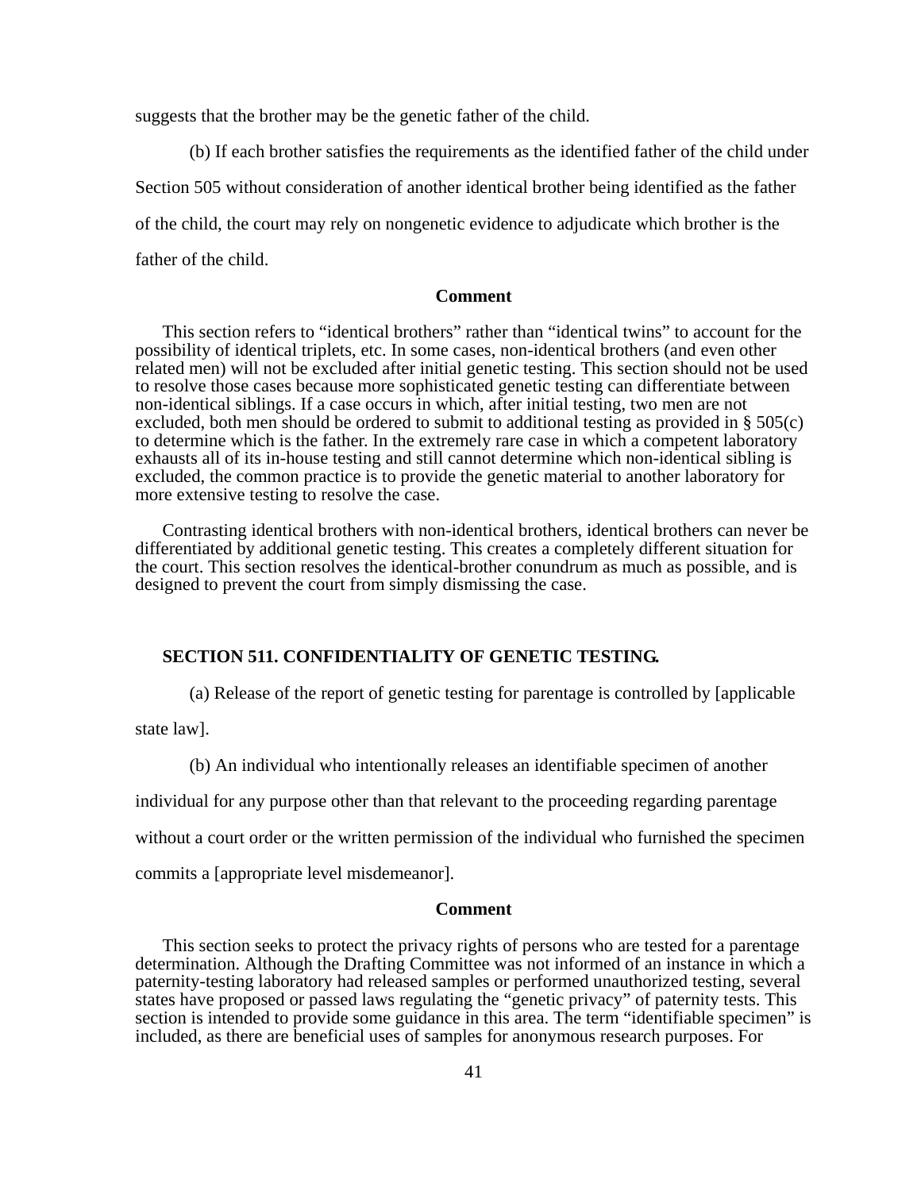suggests that the brother may be the genetic father of the child.

(b) If each brother satisfies the requirements as the identified father of the child under Section 505 without consideration of another identical brother being identified as the father of the child, the court may rely on nongenetic evidence to adjudicate which brother is the father of the child.

**Comment**

This section refers to "identical brothers" rather than "identical twins" to account for the possibility of identical triplets, etc. In some cases, non-identical brothers (and even other related men) will not be excluded after initial genetic testing. This section should not be used to resolve those cases because more sophisticated genetic testing can differentiate between non-identical siblings. If a case occurs in which, after initial testing, two men are not excluded, both men should be ordered to submit to additional testing as provided in § 505(c) to determine which is the father. In the extremely rare case in which a competent laboratory exhausts all of its in-house testing and still cannot determine which non-identical sibling is excluded, the common practice is to provide the genetic material to another laboratory for more extensive testing to resolve the case.

Contrasting identical brothers with non-identical brothers, identical brothers can never be differentiated by additional genetic testing. This creates a completely different situation for the court. This section resolves the identical-brother conundrum as much as possible, and is designed to prevent the court from simply dismissing the case.

### SECTION 511. CONFIDENTIALITY OF GENETIC TESTING.

(a) Release of the report of genetic testing for parentage is controlled by [applicable state law].

(b) An individual who intentionally releases an identifiable specimen of another individual for any purpose other than that relevant to the proceeding regarding parentage without a court order or the written permission of the individual who furnished the specimen commits a [appropriate level misdemeanor].

**Comment**

This section seeks to protect the privacy rights of persons who are tested for a parentage determination. Although the Drafting Committee was not informed of an instance in which a paternity-testing laboratory had released samples or performed unauthorized testing, several states have proposed or passed laws regulating the "genetic privacy" of paternity tests. This section is intended to provide some guidance in this area. The term "identifiable specimen" is included, as there are beneficial uses of samples for anonymous research purposes. For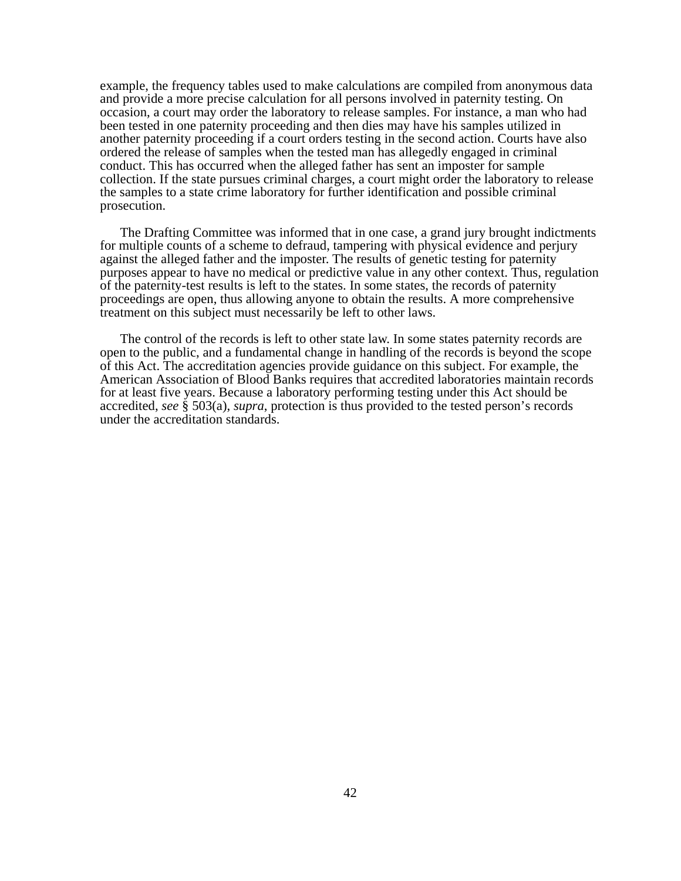example, the frequency tables used to make calculations are compiled from anonymous data and provide a more precise calculation for all persons involved in paternity testing. On occasion, a court may order the laboratory to release samples. For instance, a man who had been tested in one paternity proceeding and then dies may have his samples utilized in another paternity proceeding if a court orders testing in the second action. Courts have also ordered the release of samples when the tested man has allegedly engaged in criminal conduct. This has occurred when the alleged father has sent an imposter for sample collection. If the state pursues criminal charges, a court might order the laboratory to release the samples to a state crime laboratory for further identification and possible criminal prosecution.

The Drafting Committee was informed that in one case, a grand jury brought indictments for multiple counts of a scheme to defraud, tampering with physical evidence and perjury against the alleged father and the imposter. The results of genetic testing for paternity purposes appear to have no medical or predictive value in any other context. Thus, regulation of the paternity-test results is left to the states. In some states, the records of paternity proceedings are open, thus allowing anyone to obtain the results. A more comprehensive treatment on this subject must necessarily be left to other laws.

The control of the records is left to other state law. In some states paternity records are open to the public, and a fundamental change in handling of the records is beyond the scope of this Act. The accreditation agencies provide guidance on this subject. For example, the American Association of Blood Banks requires that accredited laboratories maintain records for at least five years. Because a laboratory performing testing under this Act should be accredited, *see* § 503(a), *supra*, protection is thus provided to the tested person's records under the accreditation standards.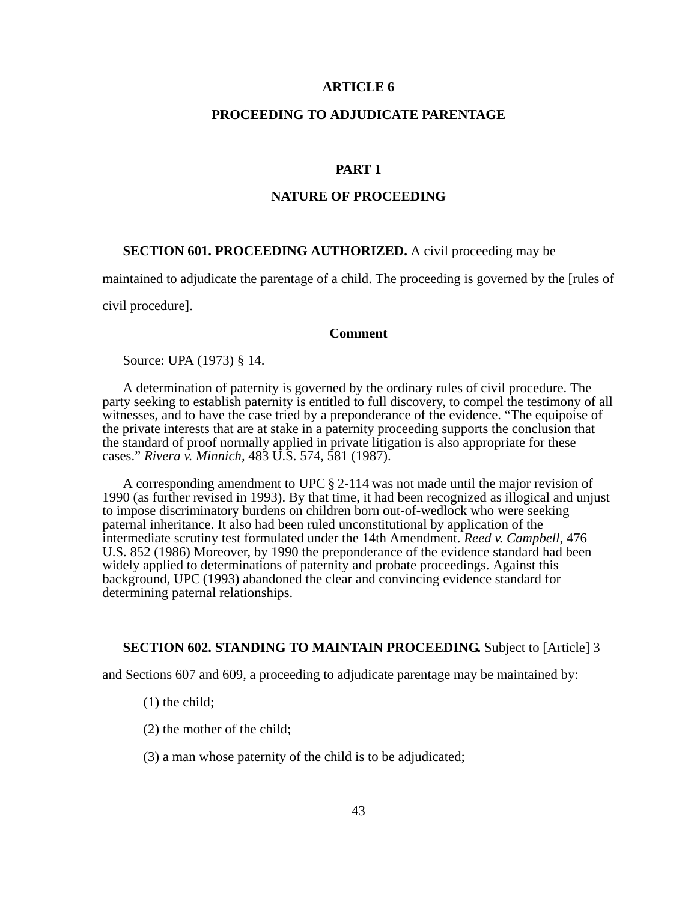# ARTICLE 6

# PROCEEDING TO ADJUDICATE PARENTAGE

## PART 1

## NATURE OF PROCEEDING

**SECTION 601. PROCEEDING AUTHORIZED.** A civil proceeding may be maintained to adjudicate the parentage of a child. The proceeding is governed by the [rules of civil procedure].

**Comment**

Source: UPA (1973) § 14.

A determination of paternity is governed by the ordinary rules of civil procedure. The party seeking to establish paternity is entitled to full discovery, to compel the testimony of all witnesses, and to have the case tried by a preponderance of the evidence. "The equipoise of the private interests that are at stake in a paternity proceeding supports the conclusion that the standard of proof normally applied in private litigation is also appropriate for these cases." *Rivera v. Minnich*, 483 U.S. 574, 581 (1987).

A corresponding amendment to UPC § 2-114 was not made until the major revision of 1990 (as further revised in 1993). By that time, it had been recognized as illogical and unjust to impose discriminatory burdens on children born out-of-wedlock who were seeking paternal inheritance. It also had been ruled unconstitutional by application of the intermediate scrutiny test formulated under the 14th Amendment. *Reed v. Campbell*, 476 U.S. 852 (1986) Moreover, by 1990 the preponderance of the evidence standard had been widely applied to determinations of paternity and probate proceedings. Against this background, UPC (1993) abandoned the clear and convincing evidence standard for determining paternal relationships.

**SECTION 602. STANDING TO MAINTAIN PROCEEDING.** Subject to [Article] 3 and Sections 607 and 609, a proceeding to adjudicate parentage may be maintained by:

(1) the child;

(2) the mother of the child;

(3) a man whose paternity of the child is to be adjudicated;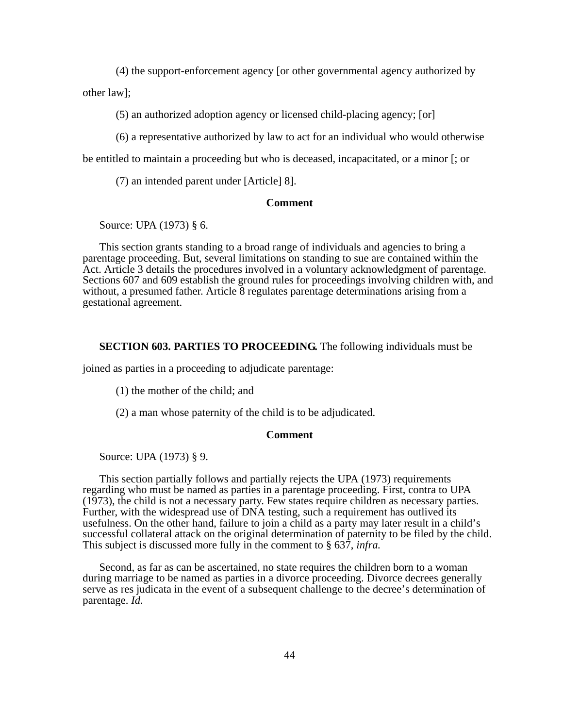(4) the support-enforcement agency [or other governmental agency authorized by other law];

(5) an authorized adoption agency or licensed child-placing agency; [or]

(6) a representative authorized by law to act for an individual who would otherwise be entitled to maintain a proceeding but who is deceased, incapacitated, or a minor [; or

(7) an intended parent under [Article] 8].

**Comment**

Source: UPA (1973) § 6.

This section grants standing to a broad range of individuals and agencies to bring a parentage proceeding. But, several limitations on standing to sue are contained within the Act. Article 3 details the procedures involved in a voluntary acknowledgment of parentage. Sections 607 and 609 establish the ground rules for proceedings involving children with, and without, a presumed father. Article 8 regulates parentage determinations arising from a gestational agreement.

**SECTION 603. PARTIES TO PROCEEDING.** The following individuals must be joined as parties in a proceeding to adjudicate parentage:

(1) the mother of the child; and

(2) a man whose paternity of the child is to be adjudicated.

**Comment**

Source: UPA (1973) § 9.

This section partially follows and partially rejects the UPA (1973) requirements regarding who must be named as parties in a parentage proceeding. First, contra to UPA (1973), the child is not a necessary party. Few states require children as necessary parties. Further, with the widespread use of DNA testing, such a requirement has outlived its usefulness. On the other hand, failure to join a child as a party may later result in a child's successful collateral attack on the original determination of paternity to be filed by the child. This subject is discussed more fully in the comment to § 637, *infra.*

Second, as far as can be ascertained, no state requires the children born to a woman during marriage to be named as parties in a divorce proceeding. Divorce decrees generally serve as res judicata in the event of a subsequent challenge to the decree's determination of parentage. *Id.*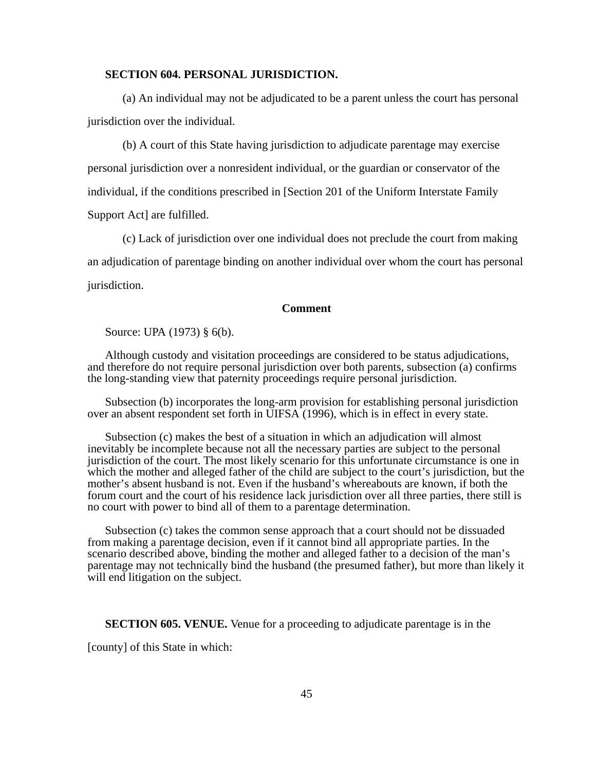**SECTION 604. PERSONAL JURISDICTION.**

(a) An individual may not be adjudicated to be a parent unless the court has personal jurisdiction over the individual.

(b) A court of this State having jurisdiction to adjudicate parentage may exercise personal jurisdiction over a nonresident individual, or the guardian or conservator of the individual, if the conditions prescribed in [Section 201 of the Uniform Interstate Family Support Act] are fulfilled.

(c) Lack of jurisdiction over one individual does not preclude the court from making an adjudication of parentage binding on another individual over whom the court has personal jurisdiction.

**Comment**

Source: UPA (1973) § 6(b).

Although custody and visitation proceedings are considered to be status adjudications, and therefore do not require personal jurisdiction over both parents, subsection (a) confirms the long-standing view that paternity proceedings require personal jurisdiction.

Subsection (b) incorporates the long-arm provision for establishing personal jurisdiction over an absent respondent set forth in UIFSA (1996), which is in effect in every state.

Subsection (c) makes the best of a situation in which an adjudication will almost inevitably be incomplete because not all the necessary parties are subject to the personal jurisdiction of the court. The most likely scenario for this unfortunate circumstance is one in which the mother and alleged father of the child are subject to the court's jurisdiction, but the mother's absent husband is not. Even if the husband's whereabouts are known, if both the forum court and the court of his residence lack jurisdiction over all three parties, there still is no court with power to bind all of them to a parentage determination.

Subsection (c) takes the common sense approach that a court should not be dissuaded from making a parentage decision, even if it cannot bind all appropriate parties. In the scenario described above, binding the mother and alleged father to a decision of the man's parentage may not technically bind the husband (the presumed father), but more than likely it will end litigation on the subject.

**SECTION 605. VENUE.** Venue for a proceeding to adjudicate parentage is in the [county] of this State in which: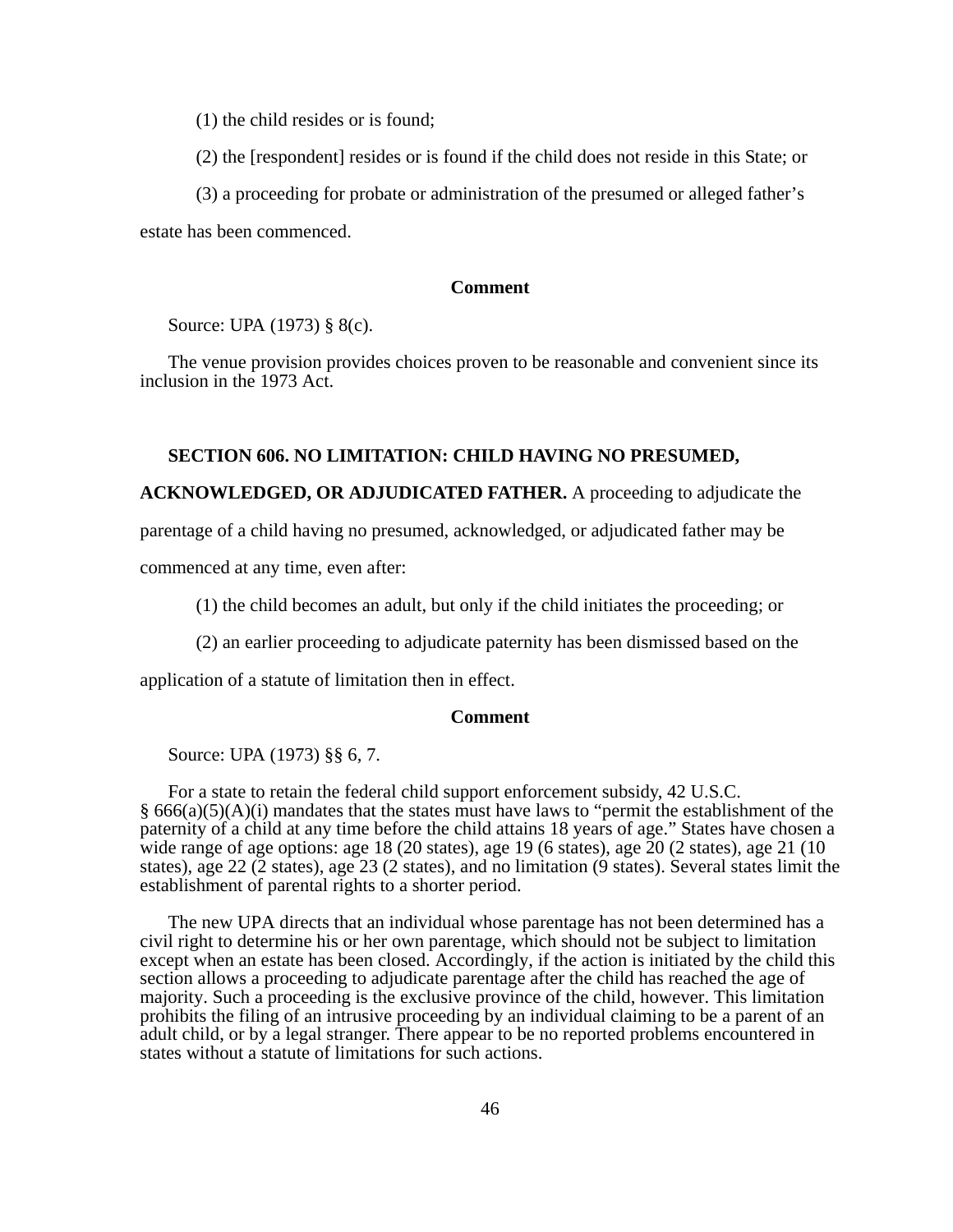(1) the child resides or is found;

(2) the [respondent] resides or is found if the child does not reside in this State; or

(3) a proceeding for probate or administration of the presumed or alleged father's estate has been commenced.

**Comment**

Source: UPA (1973) § 8(c).

The venue provision provides choices proven to be reasonable and convenient since its inclusion in the 1973 Act.

**SECTION 606. NO LIMITATION: CHILD HAVING NO PRESUMED, ACKNOWLEDGED, OR ADJUDICATED FATHER.** A proceeding to adjudicate the parentage of a child having no presumed, acknowledged, or adjudicated father may be commenced at any time, even after:

(1) the child becomes an adult, but only if the child initiates the proceeding; or

(2) an earlier proceeding to adjudicate paternity has been dismissed based on the application of a statute of limitation then in effect.

**Comment**

Source: UPA (1973) §§ 6, 7.

For a state to retain the federal child support enforcement subsidy, 42 U.S.C. § 666(a)(5)(A)(i) mandates that the states must have laws to "permit the establishment of the paternity of a child at any time before the child attains 18 years of age." States have chosen a wide range of age options: age 18 (20 states), age 19 (6 states), age 20 (2 states), age 21 (10 states), age 22 (2 states), age 23 (2 states), and no limitation (9 states). Several states limit the establishment of parental rights to a shorter period.

The new UPA directs that an individual whose parentage has not been determined has a civil right to determine his or her own parentage, which should not be subject to limitation except when an estate has been closed. Accordingly, if the action is initiated by the child this section allows a proceeding to adjudicate parentage after the child has reached the age of majority. Such a proceeding is the exclusive province of the child, however. This limitation prohibits the filing of an intrusive proceeding by an individual claiming to be a parent of an adult child, or by a legal stranger. There appear to be no reported problems encountered in states without a statute of limitations for such actions.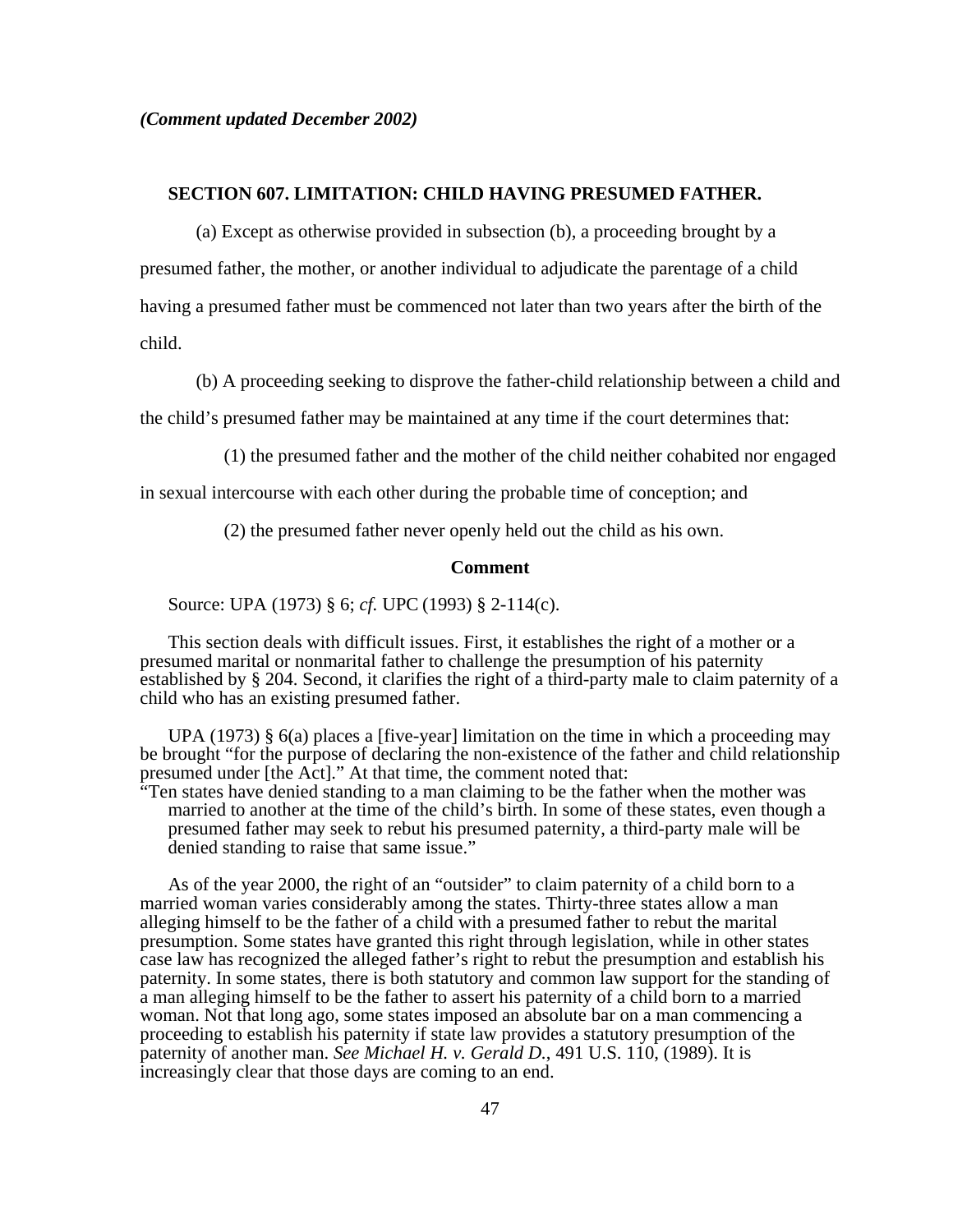*(Comment updated December 2002)*

### SECTION 607. LIMITATION: CHILD HAVING PRESUMED FATHER.

(a) Except as otherwise provided in subsection (b), a proceeding brought by a presumed father, the mother, or another individual to adjudicate the parentage of a child having a presumed father must be commenced not later than two years after the birth of the child.

(b) A proceeding seeking to disprove the father-child relationship between a child and the child's presumed father may be maintained at any time if the court determines that:

(1) the presumed father and the mother of the child neither cohabited nor engaged in sexual intercourse with each other during the probable time of conception; and

(2) the presumed father never openly held out the child as his own.

**Comment**

Source: UPA (1973) § 6; *cf.* UPC (1993) § 2-114(c).

This section deals with difficult issues. First, it establishes the right of a mother or a presumed marital or nonmarital father to challenge the presumption of his paternity established by § 204. Second, it clarifies the right of a third-party male to claim paternity of a child who has an existing presumed father.

UPA (1973) § 6(a) places a [five-year] limitation on the time in which a proceeding may be brought "for the purpose of declaring the non-existence of the father and child relationship presumed under [the Act]." At that time, the comment noted that:

"Ten states have denied standing to a man claiming to be the father when the mother was married to another at the time of the child's birth. In some of these states, even though a presumed father may seek to rebut his presumed paternity, a third-party male will be denied standing to raise that same issue."

As of the year 2000, the right of an "outsider" to claim paternity of a child born to a married woman varies considerably among the states. Thirty-three states allow a man alleging himself to be the father of a child with a presumed father to rebut the marital presumption. Some states have granted this right through legislation, while in other states case law has recognized the alleged father's right to rebut the presumption and establish his paternity. In some states, there is both statutory and common law support for the standing of a man alleging himself to be the father to assert his paternity of a child born to a married woman. Not that long ago, some states imposed an absolute bar on a man commencing a proceeding to establish his paternity if state law provides a statutory presumption of the paternity of another man. *See Michael H. v. Gerald D.*, 491 U.S. 110, (1989). It is increasingly clear that those days are coming to an end.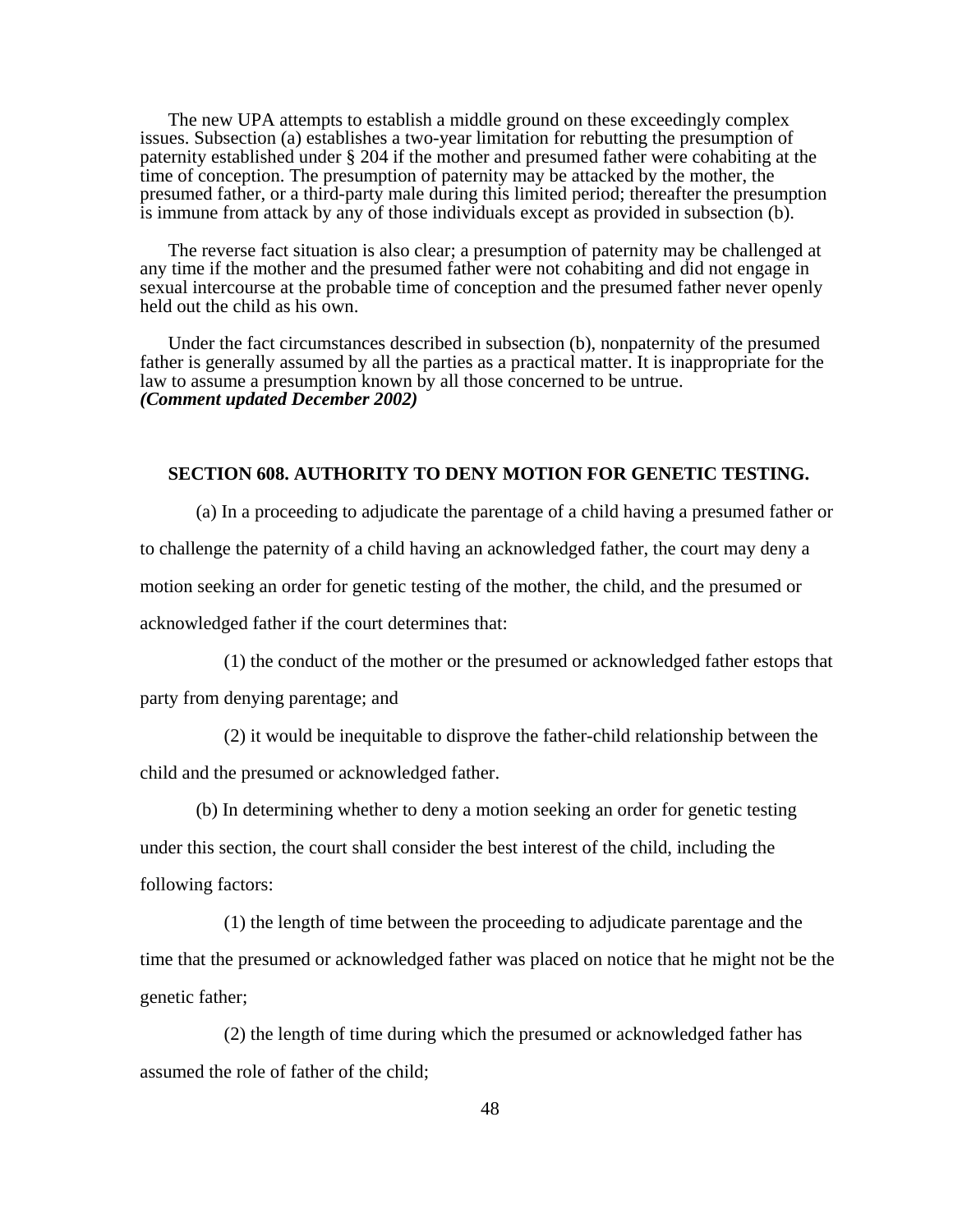The new UPA attempts to establish a middle ground on these exceedingly complex issues. Subsection (a) establishes a two-year limitation for rebutting the presumption of paternity established under § 204 if the mother and presumed father were cohabiting at the time of conception. The presumption of paternity may be attacked by the mother, the presumed father, or a third-party male during this limited period; thereafter the presumption is immune from attack by any of those individuals except as provided in subsection (b).

The reverse fact situation is also clear; a presumption of paternity may be challenged at any time if the mother and the presumed father were not cohabiting and did not engage in sexual intercourse at the probable time of conception and the presumed father never openly held out the child as his own.

Under the fact circumstances described in subsection (b), nonpaternity of the presumed father is generally assumed by all the parties as a practical matter. It is inappropriate for the law to assume a presumption known by all those concerned to be untrue.
***(Comment updated December 2002)***

**SECTION 608. AUTHORITY TO DENY MOTION FOR GENETIC TESTING.**

(a) In a proceeding to adjudicate the parentage of a child having a presumed father or to challenge the paternity of a child having an acknowledged father, the court may deny a motion seeking an order for genetic testing of the mother, the child, and the presumed or acknowledged father if the court determines that:

(1) the conduct of the mother or the presumed or acknowledged father estops that party from denying parentage; and

(2) it would be inequitable to disprove the father-child relationship between the child and the presumed or acknowledged father.

(b) In determining whether to deny a motion seeking an order for genetic testing under this section, the court shall consider the best interest of the child, including the following factors:

(1) the length of time between the proceeding to adjudicate parentage and the time that the presumed or acknowledged father was placed on notice that he might not be the genetic father;

(2) the length of time during which the presumed or acknowledged father has assumed the role of father of the child;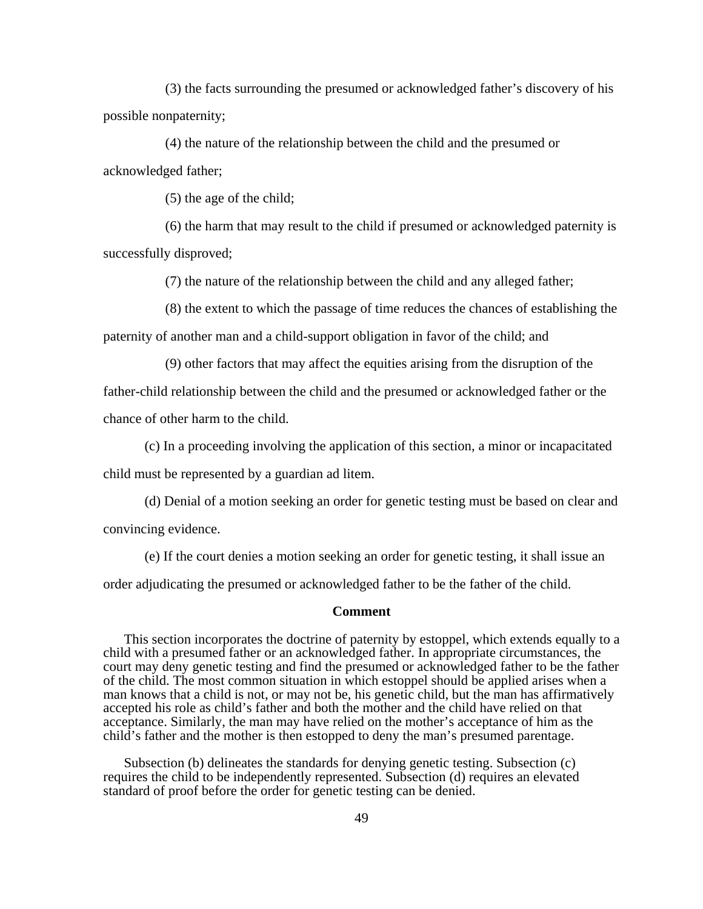(3) the facts surrounding the presumed or acknowledged father's discovery of his possible nonpaternity;

(4) the nature of the relationship between the child and the presumed or acknowledged father;

(5) the age of the child;

(6) the harm that may result to the child if presumed or acknowledged paternity is successfully disproved;

(7) the nature of the relationship between the child and any alleged father;

(8) the extent to which the passage of time reduces the chances of establishing the paternity of another man and a child-support obligation in favor of the child; and

(9) other factors that may affect the equities arising from the disruption of the father-child relationship between the child and the presumed or acknowledged father or the chance of other harm to the child.

(c) In a proceeding involving the application of this section, a minor or incapacitated child must be represented by a guardian ad litem.

(d) Denial of a motion seeking an order for genetic testing must be based on clear and convincing evidence.

(e) If the court denies a motion seeking an order for genetic testing, it shall issue an order adjudicating the presumed or acknowledged father to be the father of the child.

**Comment**

This section incorporates the doctrine of paternity by estoppel, which extends equally to a child with a presumed father or an acknowledged father. In appropriate circumstances, the court may deny genetic testing and find the presumed or acknowledged father to be the father of the child. The most common situation in which estoppel should be applied arises when a man knows that a child is not, or may not be, his genetic child, but the man has affirmatively accepted his role as child's father and both the mother and the child have relied on that acceptance. Similarly, the man may have relied on the mother's acceptance of him as the child's father and the mother is then estopped to deny the man's presumed parentage.

Subsection (b) delineates the standards for denying genetic testing. Subsection (c) requires the child to be independently represented. Subsection (d) requires an elevated standard of proof before the order for genetic testing can be denied.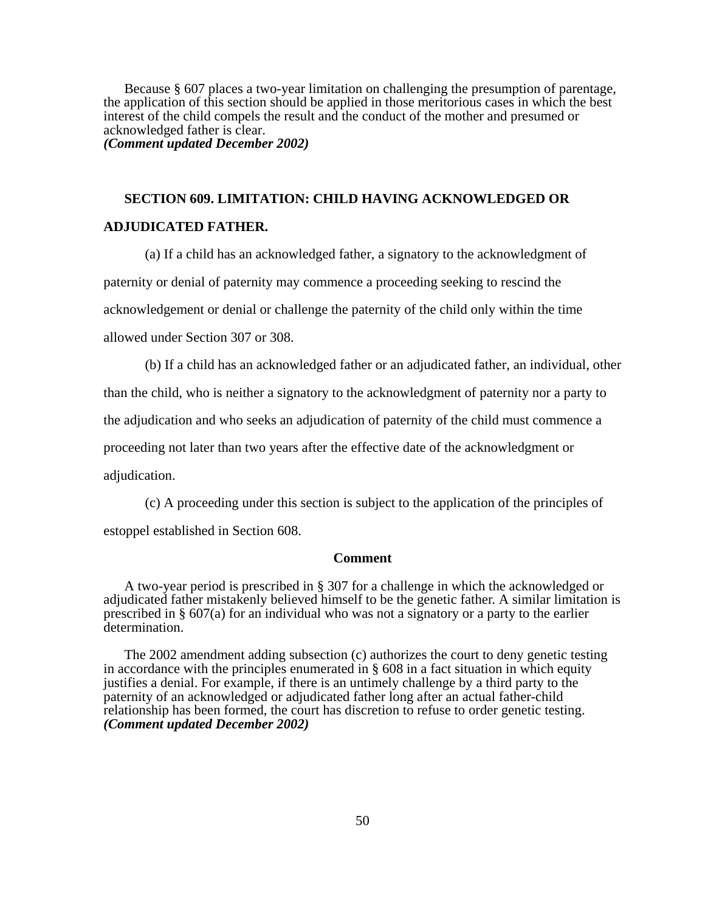Because § 607 places a two-year limitation on challenging the presumption of parentage, the application of this section should be applied in those meritorious cases in which the best interest of the child compels the result and the conduct of the mother and presumed or acknowledged father is clear.
***(Comment updated December 2002)***

**SECTION 609. LIMITATION: CHILD HAVING ACKNOWLEDGED OR ADJUDICATED FATHER.**

(a) If a child has an acknowledged father, a signatory to the acknowledgment of paternity or denial of paternity may commence a proceeding seeking to rescind the acknowledgement or denial or challenge the paternity of the child only within the time allowed under Section 307 or 308.

(b) If a child has an acknowledged father or an adjudicated father, an individual, other than the child, who is neither a signatory to the acknowledgment of paternity nor a party to the adjudication and who seeks an adjudication of paternity of the child must commence a proceeding not later than two years after the effective date of the acknowledgment or adjudication.

(c) A proceeding under this section is subject to the application of the principles of estoppel established in Section 608.

**Comment**

A two-year period is prescribed in § 307 for a challenge in which the acknowledged or adjudicated father mistakenly believed himself to be the genetic father. A similar limitation is prescribed in § 607(a) for an individual who was not a signatory or a party to the earlier determination.

The 2002 amendment adding subsection (c) authorizes the court to deny genetic testing in accordance with the principles enumerated in § 608 in a fact situation in which equity justifies a denial. For example, if there is an untimely challenge by a third party to the paternity of an acknowledged or adjudicated father long after an actual father-child relationship has been formed, the court has discretion to refuse to order genetic testing.
***(Comment updated December 2002)***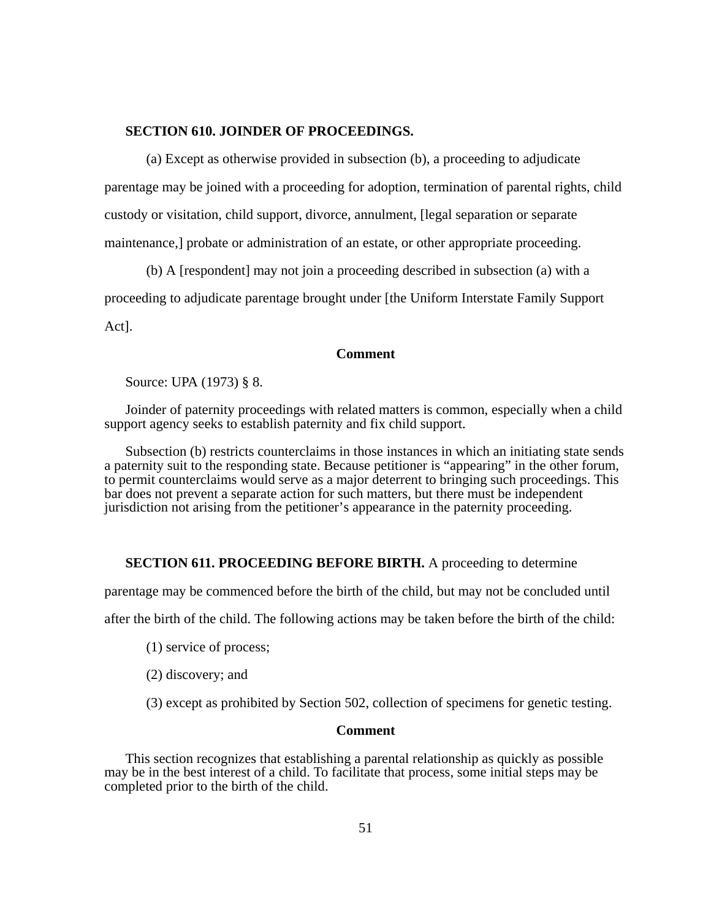**SECTION 610. JOINDER OF PROCEEDINGS.**

(a) Except as otherwise provided in subsection (b), a proceeding to adjudicate parentage may be joined with a proceeding for adoption, termination of parental rights, child custody or visitation, child support, divorce, annulment, [legal separation or separate maintenance,] probate or administration of an estate, or other appropriate proceeding.

(b) A [respondent] may not join a proceeding described in subsection (a) with a proceeding to adjudicate parentage brought under [the Uniform Interstate Family Support Act].

**Comment**

Source: UPA (1973) § 8.

Joinder of paternity proceedings with related matters is common, especially when a child support agency seeks to establish paternity and fix child support.

Subsection (b) restricts counterclaims in those instances in which an initiating state sends a paternity suit to the responding state. Because petitioner is "appearing" in the other forum, to permit counterclaims would serve as a major deterrent to bringing such proceedings. This bar does not prevent a separate action for such matters, but there must be independent jurisdiction not arising from the petitioner's appearance in the paternity proceeding.

**SECTION 611. PROCEEDING BEFORE BIRTH.** A proceeding to determine parentage may be commenced before the birth of the child, but may not be concluded until after the birth of the child. The following actions may be taken before the birth of the child:

(1) service of process;

(2) discovery; and

(3) except as prohibited by Section 502, collection of specimens for genetic testing.

**Comment**

This section recognizes that establishing a parental relationship as quickly as possible may be in the best interest of a child. To facilitate that process, some initial steps may be completed prior to the birth of the child.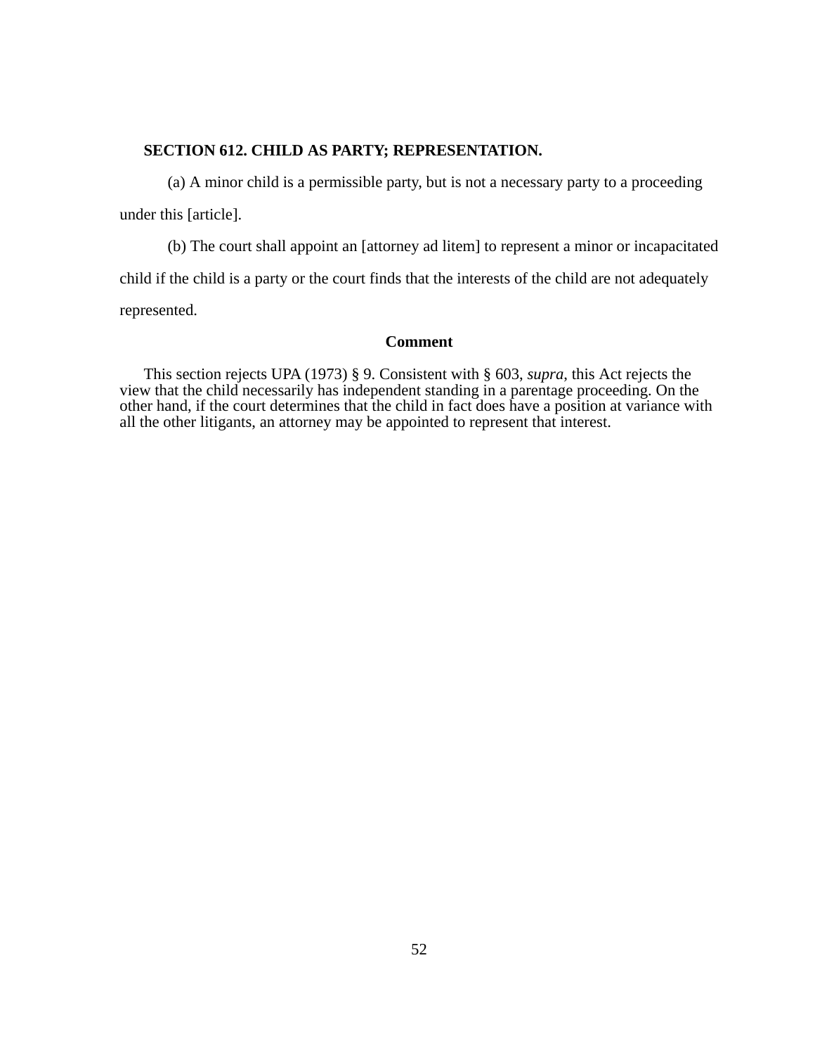**SECTION 612. CHILD AS PARTY; REPRESENTATION.**

(a) A minor child is a permissible party, but is not a necessary party to a proceeding under this [article].

(b) The court shall appoint an [attorney ad litem] to represent a minor or incapacitated child if the child is a party or the court finds that the interests of the child are not adequately represented.

**Comment**

This section rejects UPA (1973) § 9. Consistent with § 603, *supra*, this Act rejects the view that the child necessarily has independent standing in a parentage proceeding. On the other hand, if the court determines that the child in fact does have a position at variance with all the other litigants, an attorney may be appointed to represent that interest.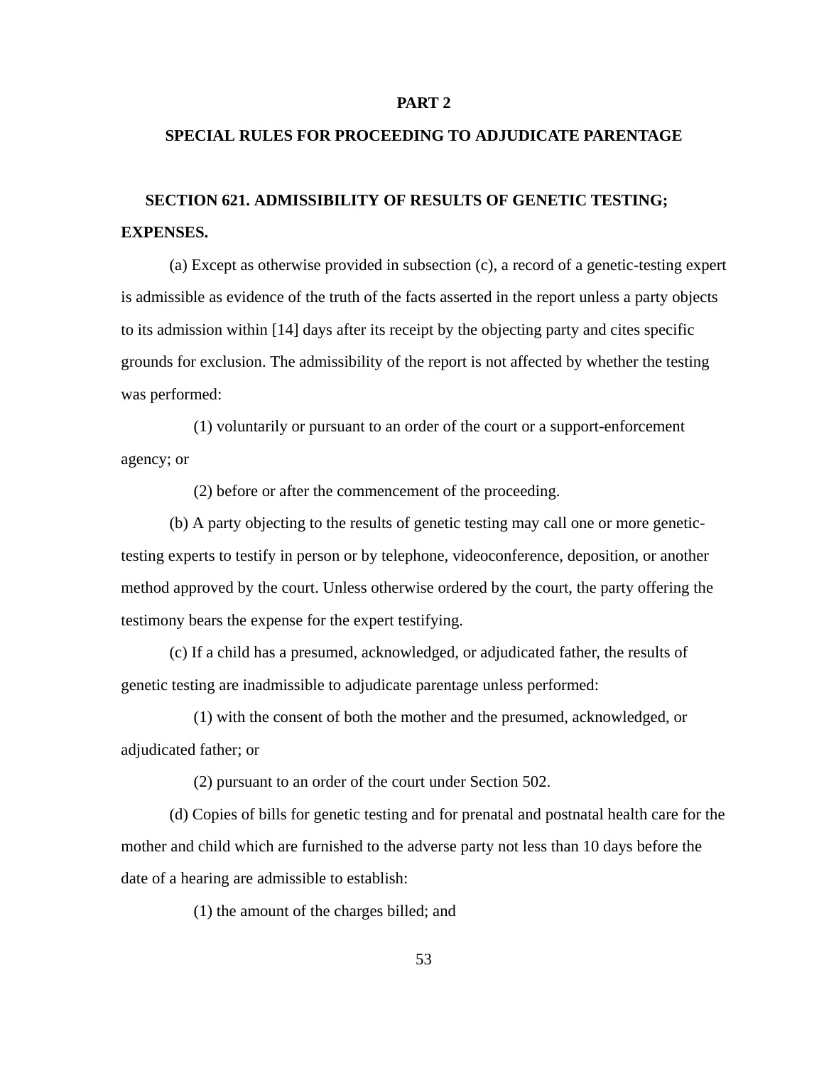## PART 2

## SPECIAL RULES FOR PROCEEDING TO ADJUDICATE PARENTAGE

### SECTION 621. ADMISSIBILITY OF RESULTS OF GENETIC TESTING; EXPENSES.

(a) Except as otherwise provided in subsection (c), a record of a genetic-testing expert is admissible as evidence of the truth of the facts asserted in the report unless a party objects to its admission within [14] days after its receipt by the objecting party and cites specific grounds for exclusion. The admissibility of the report is not affected by whether the testing was performed:

(1) voluntarily or pursuant to an order of the court or a support-enforcement agency; or

(2) before or after the commencement of the proceeding.

(b) A party objecting to the results of genetic testing may call one or more genetic-testing experts to testify in person or by telephone, videoconference, deposition, or another method approved by the court. Unless otherwise ordered by the court, the party offering the testimony bears the expense for the expert testifying.

(c) If a child has a presumed, acknowledged, or adjudicated father, the results of genetic testing are inadmissible to adjudicate parentage unless performed:

(1) with the consent of both the mother and the presumed, acknowledged, or adjudicated father; or

(2) pursuant to an order of the court under Section 502.

(d) Copies of bills for genetic testing and for prenatal and postnatal health care for the mother and child which are furnished to the adverse party not less than 10 days before the date of a hearing are admissible to establish:

(1) the amount of the charges billed; and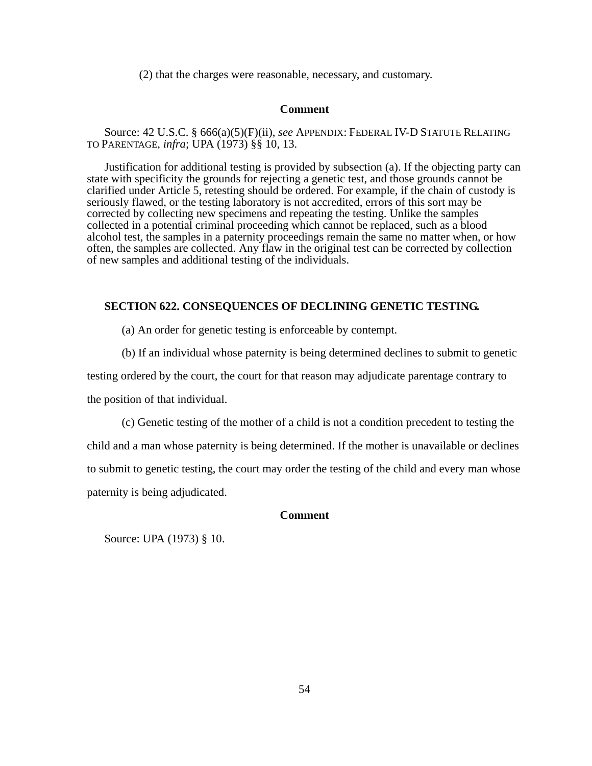(2) that the charges were reasonable, necessary, and customary.

**Comment**

Source: 42 U.S.C. § 666(a)(5)(F)(ii), *see* APPENDIX: FEDERAL IV-D STATUTE RELATING TO PARENTAGE, *infra*; UPA (1973) §§ 10, 13.

Justification for additional testing is provided by subsection (a). If the objecting party can state with specificity the grounds for rejecting a genetic test, and those grounds cannot be clarified under Article 5, retesting should be ordered. For example, if the chain of custody is seriously flawed, or the testing laboratory is not accredited, errors of this sort may be corrected by collecting new specimens and repeating the testing. Unlike the samples collected in a potential criminal proceeding which cannot be replaced, such as a blood alcohol test, the samples in a paternity proceedings remain the same no matter when, or how often, the samples are collected. Any flaw in the original test can be corrected by collection of new samples and additional testing of the individuals.

**SECTION 622. CONSEQUENCES OF DECLINING GENETIC TESTING.**

(a) An order for genetic testing is enforceable by contempt.

(b) If an individual whose paternity is being determined declines to submit to genetic testing ordered by the court, the court for that reason may adjudicate parentage contrary to the position of that individual.

(c) Genetic testing of the mother of a child is not a condition precedent to testing the child and a man whose paternity is being determined. If the mother is unavailable or declines to submit to genetic testing, the court may order the testing of the child and every man whose paternity is being adjudicated.

**Comment**

Source: UPA (1973) § 10.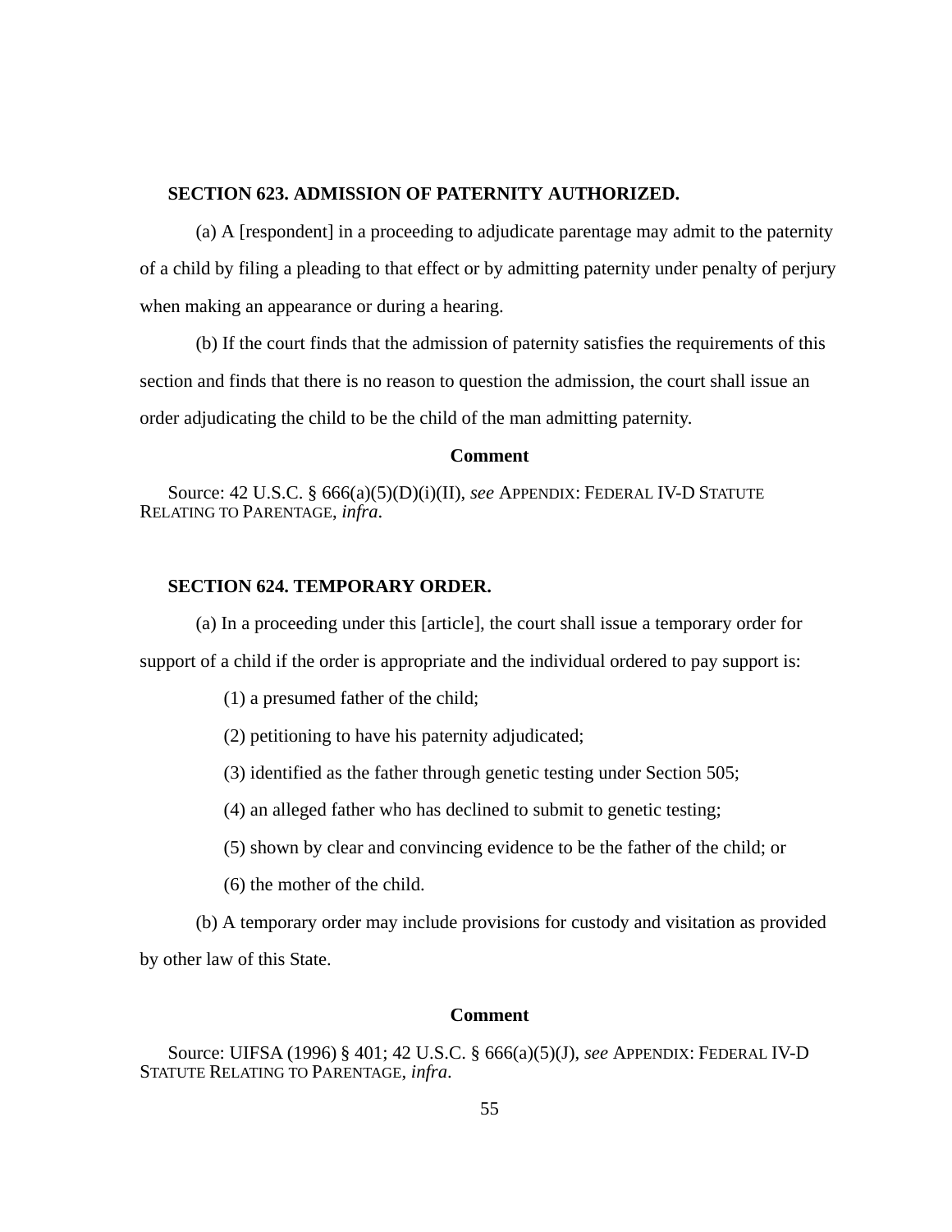**SECTION 623. ADMISSION OF PATERNITY AUTHORIZED.**

(a) A [respondent] in a proceeding to adjudicate parentage may admit to the paternity of a child by filing a pleading to that effect or by admitting paternity under penalty of perjury when making an appearance or during a hearing.

(b) If the court finds that the admission of paternity satisfies the requirements of this section and finds that there is no reason to question the admission, the court shall issue an order adjudicating the child to be the child of the man admitting paternity.

**Comment**

Source: 42 U.S.C. § 666(a)(5)(D)(i)(II), *see* APPENDIX: FEDERAL IV-D STATUTE RELATING TO PARENTAGE, *infra*.

**SECTION 624. TEMPORARY ORDER.**

(a) In a proceeding under this [article], the court shall issue a temporary order for support of a child if the order is appropriate and the individual ordered to pay support is:

(1) a presumed father of the child;

(2) petitioning to have his paternity adjudicated;

(3) identified as the father through genetic testing under Section 505;

(4) an alleged father who has declined to submit to genetic testing;

(5) shown by clear and convincing evidence to be the father of the child; or

(6) the mother of the child.

(b) A temporary order may include provisions for custody and visitation as provided by other law of this State.

**Comment**

Source: UIFSA (1996) § 401; 42 U.S.C. § 666(a)(5)(J), *see* APPENDIX: FEDERAL IV-D STATUTE RELATING TO PARENTAGE, *infra*.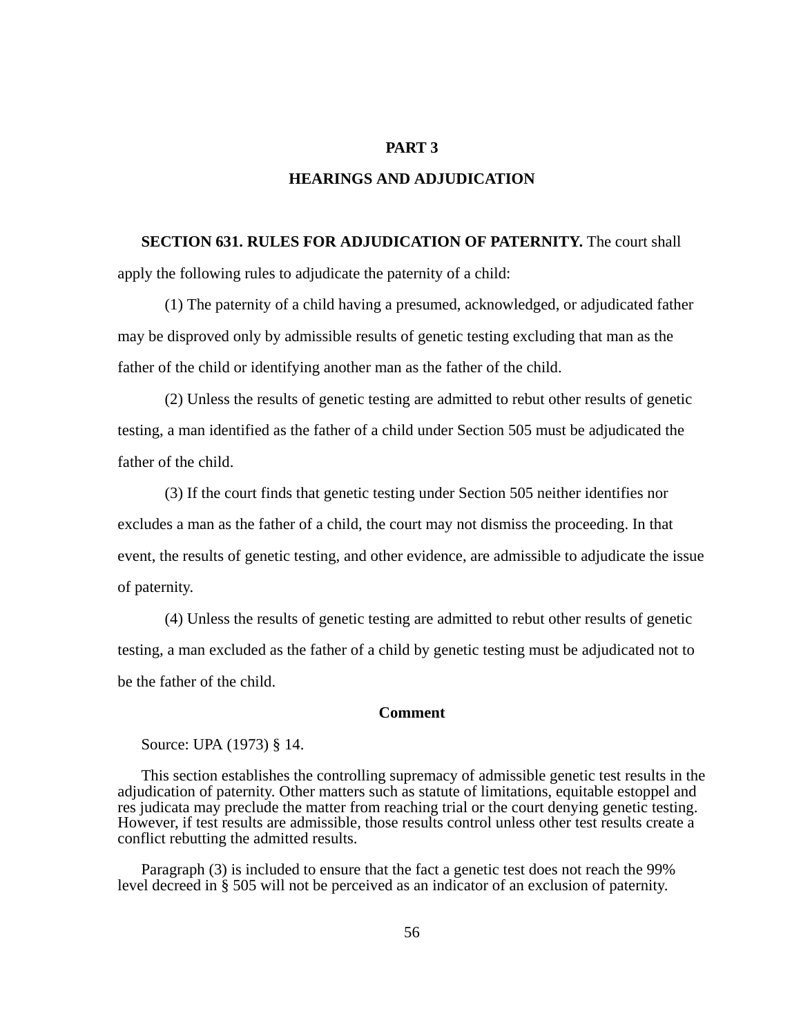## PART 3

## HEARINGS AND ADJUDICATION

**SECTION 631. RULES FOR ADJUDICATION OF PATERNITY.** The court shall apply the following rules to adjudicate the paternity of a child:

(1) The paternity of a child having a presumed, acknowledged, or adjudicated father may be disproved only by admissible results of genetic testing excluding that man as the father of the child or identifying another man as the father of the child.

(2) Unless the results of genetic testing are admitted to rebut other results of genetic testing, a man identified as the father of a child under Section 505 must be adjudicated the father of the child.

(3) If the court finds that genetic testing under Section 505 neither identifies nor excludes a man as the father of a child, the court may not dismiss the proceeding. In that event, the results of genetic testing, and other evidence, are admissible to adjudicate the issue of paternity.

(4) Unless the results of genetic testing are admitted to rebut other results of genetic testing, a man excluded as the father of a child by genetic testing must be adjudicated not to be the father of the child.

**Comment**

Source: UPA (1973) § 14.

This section establishes the controlling supremacy of admissible genetic test results in the adjudication of paternity. Other matters such as statute of limitations, equitable estoppel and res judicata may preclude the matter from reaching trial or the court denying genetic testing. However, if test results are admissible, those results control unless other test results create a conflict rebutting the admitted results.

Paragraph (3) is included to ensure that the fact a genetic test does not reach the 99% level decreed in § 505 will not be perceived as an indicator of an exclusion of paternity.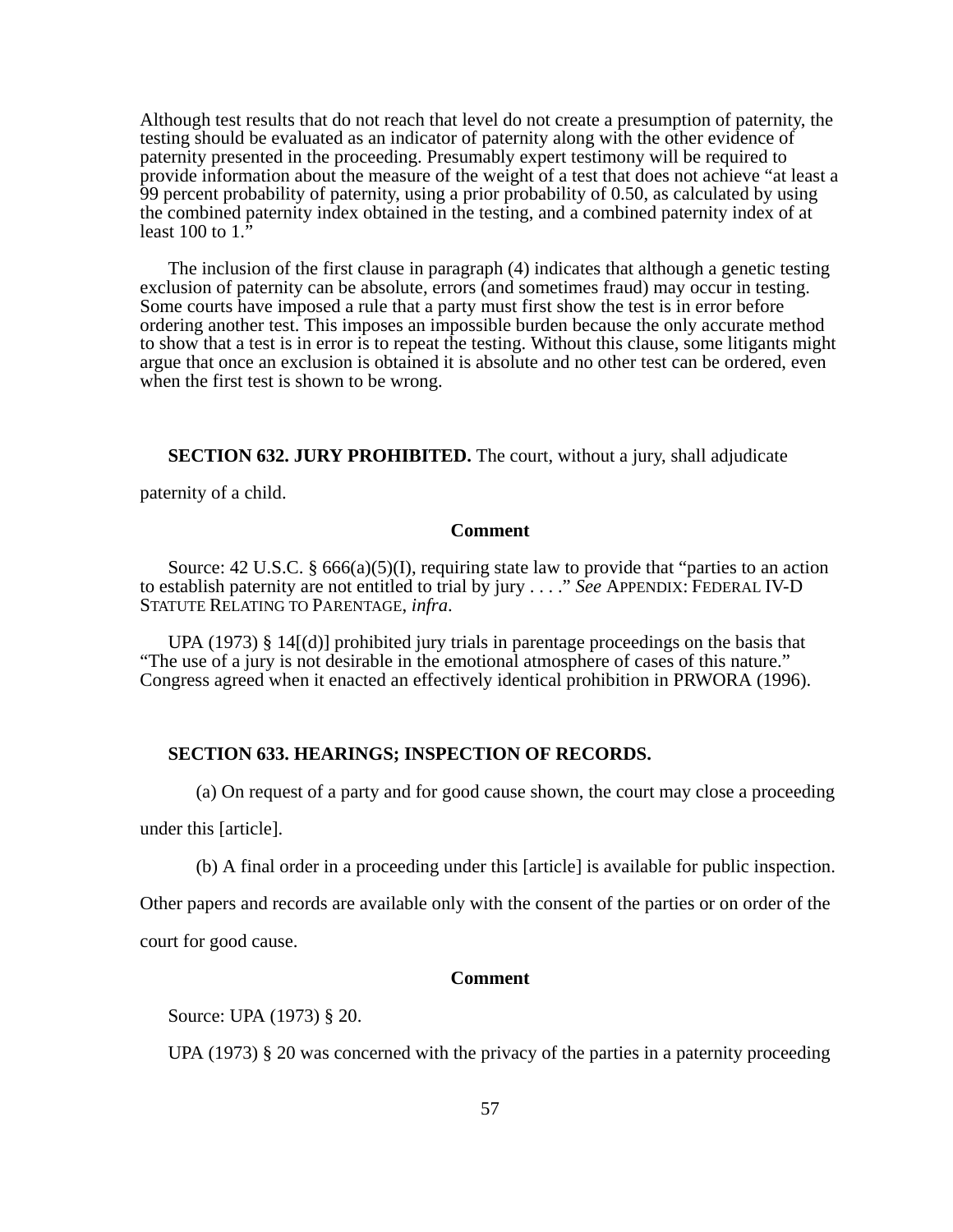Although test results that do not reach that level do not create a presumption of paternity, the testing should be evaluated as an indicator of paternity along with the other evidence of paternity presented in the proceeding. Presumably expert testimony will be required to provide information about the measure of the weight of a test that does not achieve "at least a 99 percent probability of paternity, using a prior probability of 0.50, as calculated by using the combined paternity index obtained in the testing, and a combined paternity index of at least 100 to 1."

The inclusion of the first clause in paragraph (4) indicates that although a genetic testing exclusion of paternity can be absolute, errors (and sometimes fraud) may occur in testing. Some courts have imposed a rule that a party must first show the test is in error before ordering another test. This imposes an impossible burden because the only accurate method to show that a test is in error is to repeat the testing. Without this clause, some litigants might argue that once an exclusion is obtained it is absolute and no other test can be ordered, even when the first test is shown to be wrong.

**SECTION 632. JURY PROHIBITED.** The court, without a jury, shall adjudicate paternity of a child.

**Comment**

Source: 42 U.S.C. § 666(a)(5)(I), requiring state law to provide that "parties to an action to establish paternity are not entitled to trial by jury . . . ." *See* APPENDIX: FEDERAL IV-D STATUTE RELATING TO PARENTAGE, *infra*.

UPA (1973) § 14[(d)] prohibited jury trials in parentage proceedings on the basis that "The use of a jury is not desirable in the emotional atmosphere of cases of this nature." Congress agreed when it enacted an effectively identical prohibition in PRWORA (1996).

**SECTION 633. HEARINGS; INSPECTION OF RECORDS.**

(a) On request of a party and for good cause shown, the court may close a proceeding under this [article].

(b) A final order in a proceeding under this [article] is available for public inspection. Other papers and records are available only with the consent of the parties or on order of the court for good cause.

**Comment**

Source: UPA (1973) § 20.

UPA (1973) § 20 was concerned with the privacy of the parties in a paternity proceeding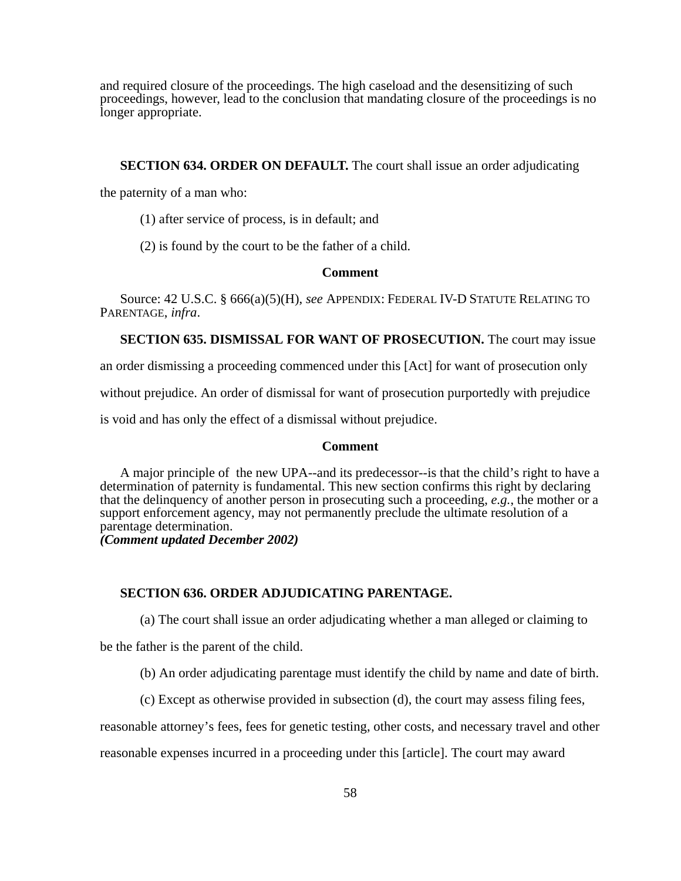and required closure of the proceedings. The high caseload and the desensitizing of such proceedings, however, lead to the conclusion that mandating closure of the proceedings is no longer appropriate.

**SECTION 634. ORDER ON DEFAULT.** The court shall issue an order adjudicating the paternity of a man who:

(1) after service of process, is in default; and

(2) is found by the court to be the father of a child.

**Comment**

Source: 42 U.S.C. § 666(a)(5)(H), *see* APPENDIX: FEDERAL IV-D STATUTE RELATING TO PARENTAGE, *infra*.

**SECTION 635. DISMISSAL FOR WANT OF PROSECUTION.** The court may issue an order dismissing a proceeding commenced under this [Act] for want of prosecution only without prejudice. An order of dismissal for want of prosecution purportedly with prejudice is void and has only the effect of a dismissal without prejudice.

**Comment**

A major principle of the new UPA--and its predecessor--is that the child's right to have a determination of paternity is fundamental. This new section confirms this right by declaring that the delinquency of another person in prosecuting such a proceeding, *e.g.*, the mother or a support enforcement agency, may not permanently preclude the ultimate resolution of a parentage determination.
***(Comment updated December 2002)***

**SECTION 636. ORDER ADJUDICATING PARENTAGE.**

(a) The court shall issue an order adjudicating whether a man alleged or claiming to be the father is the parent of the child.

(b) An order adjudicating parentage must identify the child by name and date of birth.

(c) Except as otherwise provided in subsection (d), the court may assess filing fees, reasonable attorney's fees, fees for genetic testing, other costs, and necessary travel and other reasonable expenses incurred in a proceeding under this [article]. The court may award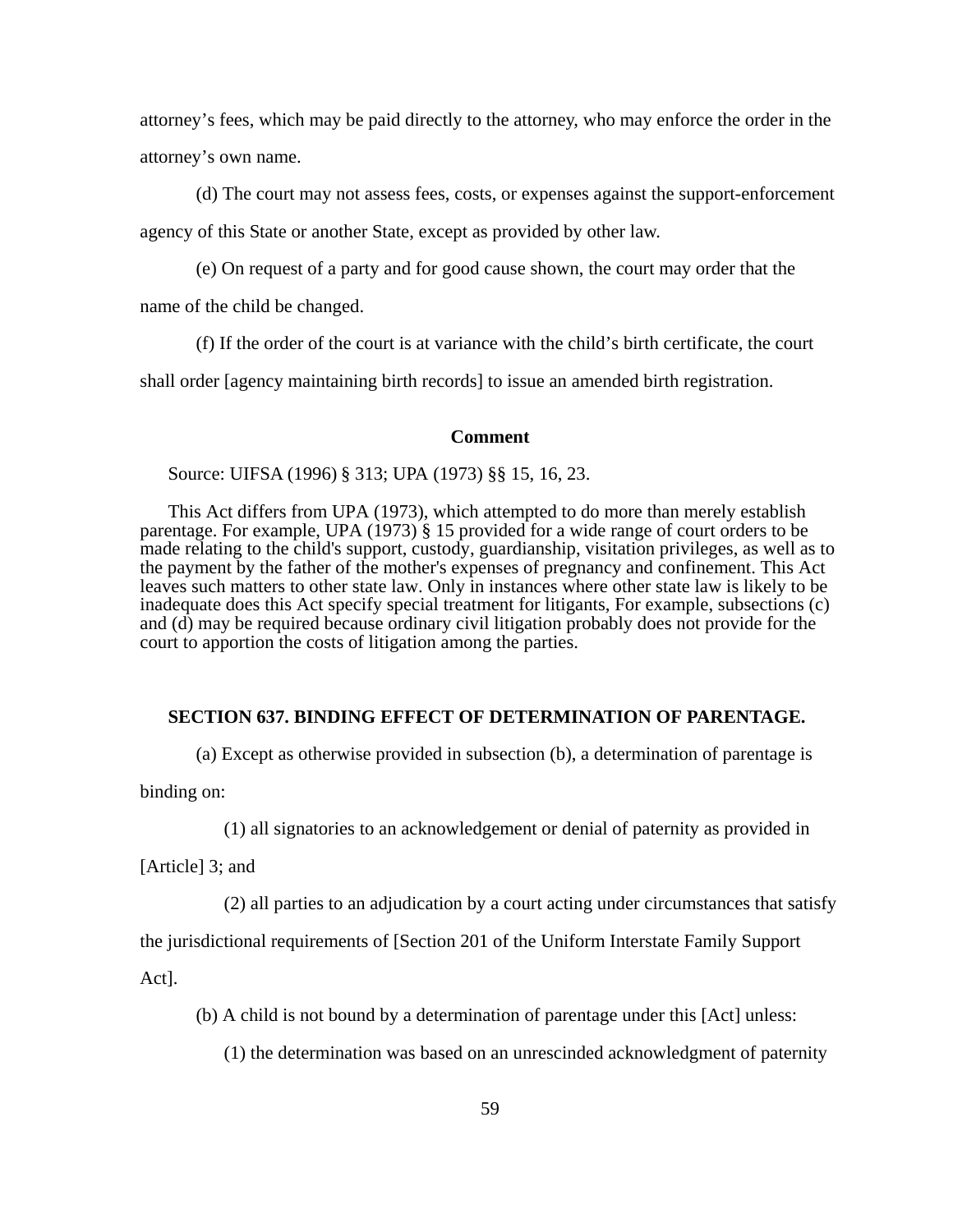attorney's fees, which may be paid directly to the attorney, who may enforce the order in the attorney's own name.

(d) The court may not assess fees, costs, or expenses against the support-enforcement agency of this State or another State, except as provided by other law.

(e) On request of a party and for good cause shown, the court may order that the name of the child be changed.

(f) If the order of the court is at variance with the child's birth certificate, the court shall order [agency maintaining birth records] to issue an amended birth registration.

**Comment**

Source: UIFSA (1996) § 313; UPA (1973) §§ 15, 16, 23.

This Act differs from UPA (1973), which attempted to do more than merely establish parentage. For example, UPA (1973) § 15 provided for a wide range of court orders to be made relating to the child's support, custody, guardianship, visitation privileges, as well as to the payment by the father of the mother's expenses of pregnancy and confinement. This Act leaves such matters to other state law. Only in instances where other state law is likely to be inadequate does this Act specify special treatment for litigants, For example, subsections (c) and (d) may be required because ordinary civil litigation probably does not provide for the court to apportion the costs of litigation among the parties.

**SECTION 637. BINDING EFFECT OF DETERMINATION OF PARENTAGE.**

(a) Except as otherwise provided in subsection (b), a determination of parentage is binding on:

(1) all signatories to an acknowledgement or denial of paternity as provided in [Article] 3; and

(2) all parties to an adjudication by a court acting under circumstances that satisfy the jurisdictional requirements of [Section 201 of the Uniform Interstate Family Support Act].

(b) A child is not bound by a determination of parentage under this [Act] unless:

(1) the determination was based on an unrescinded acknowledgment of paternity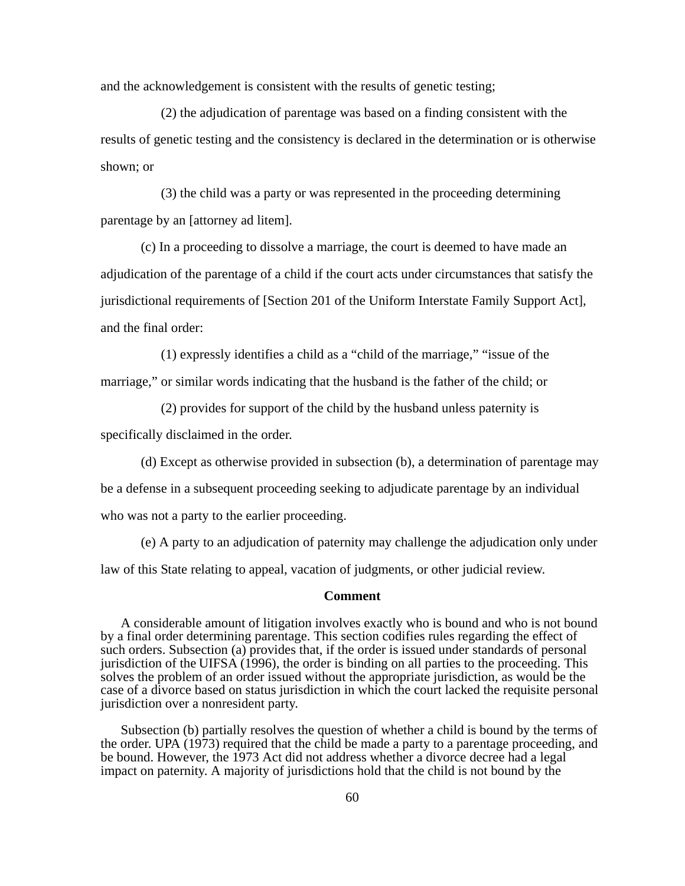and the acknowledgement is consistent with the results of genetic testing;

(2) the adjudication of parentage was based on a finding consistent with the results of genetic testing and the consistency is declared in the determination or is otherwise shown; or

(3) the child was a party or was represented in the proceeding determining parentage by an [attorney ad litem].

(c) In a proceeding to dissolve a marriage, the court is deemed to have made an adjudication of the parentage of a child if the court acts under circumstances that satisfy the jurisdictional requirements of [Section 201 of the Uniform Interstate Family Support Act], and the final order:

(1) expressly identifies a child as a "child of the marriage," "issue of the marriage," or similar words indicating that the husband is the father of the child; or

(2) provides for support of the child by the husband unless paternity is specifically disclaimed in the order.

(d) Except as otherwise provided in subsection (b), a determination of parentage may be a defense in a subsequent proceeding seeking to adjudicate parentage by an individual who was not a party to the earlier proceeding.

(e) A party to an adjudication of paternity may challenge the adjudication only under law of this State relating to appeal, vacation of judgments, or other judicial review.

**Comment**

A considerable amount of litigation involves exactly who is bound and who is not bound by a final order determining parentage. This section codifies rules regarding the effect of such orders. Subsection (a) provides that, if the order is issued under standards of personal jurisdiction of the UIFSA (1996), the order is binding on all parties to the proceeding. This solves the problem of an order issued without the appropriate jurisdiction, as would be the case of a divorce based on status jurisdiction in which the court lacked the requisite personal jurisdiction over a nonresident party.

Subsection (b) partially resolves the question of whether a child is bound by the terms of the order. UPA (1973) required that the child be made a party to a parentage proceeding, and be bound. However, the 1973 Act did not address whether a divorce decree had a legal impact on paternity. A majority of jurisdictions hold that the child is not bound by the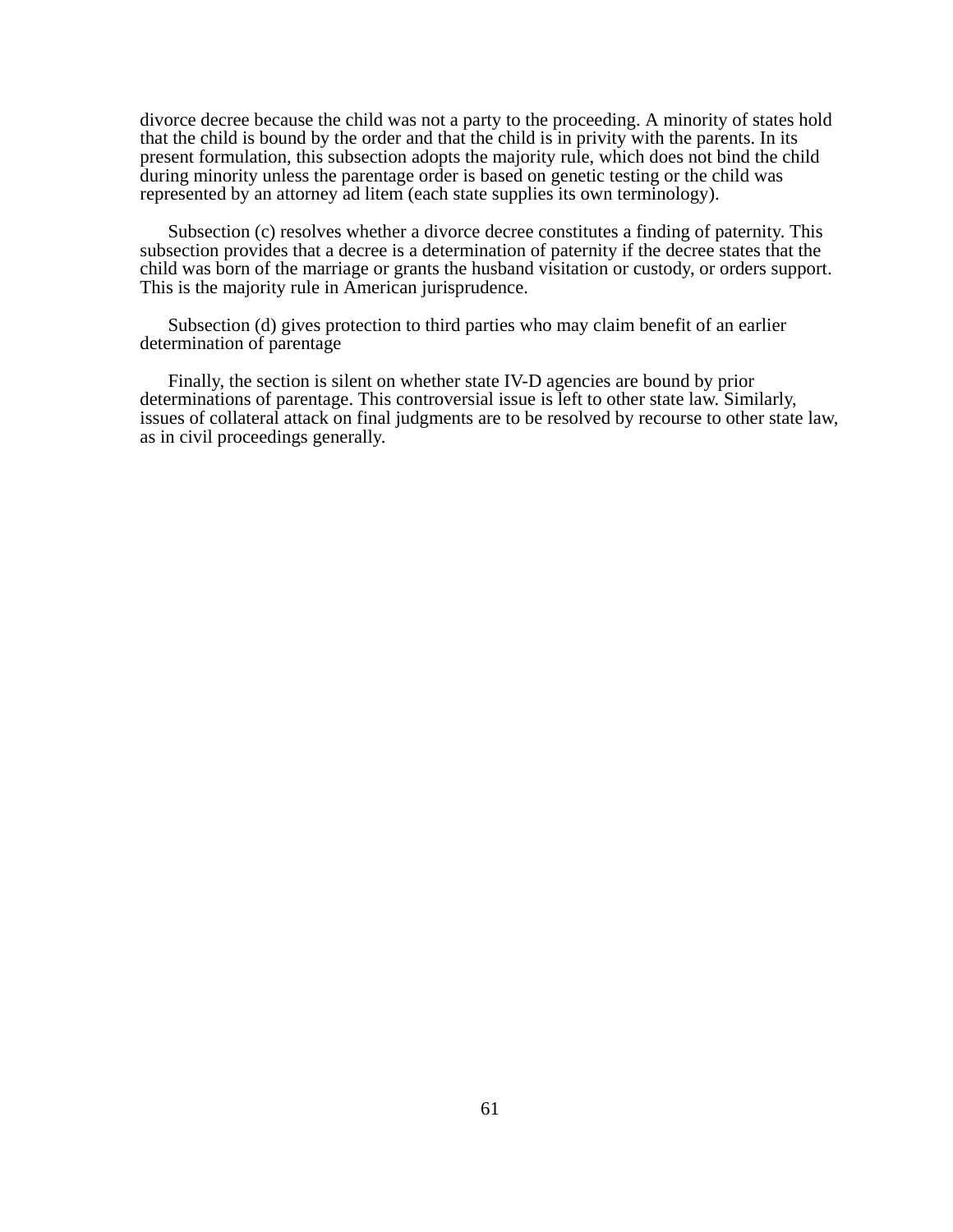divorce decree because the child was not a party to the proceeding. A minority of states hold that the child is bound by the order and that the child is in privity with the parents. In its present formulation, this subsection adopts the majority rule, which does not bind the child during minority unless the parentage order is based on genetic testing or the child was represented by an attorney ad litem (each state supplies its own terminology).

Subsection (c) resolves whether a divorce decree constitutes a finding of paternity. This subsection provides that a decree is a determination of paternity if the decree states that the child was born of the marriage or grants the husband visitation or custody, or orders support. This is the majority rule in American jurisprudence.

Subsection (d) gives protection to third parties who may claim benefit of an earlier determination of parentage

Finally, the section is silent on whether state IV-D agencies are bound by prior determinations of parentage. This controversial issue is left to other state law. Similarly, issues of collateral attack on final judgments are to be resolved by recourse to other state law, as in civil proceedings generally.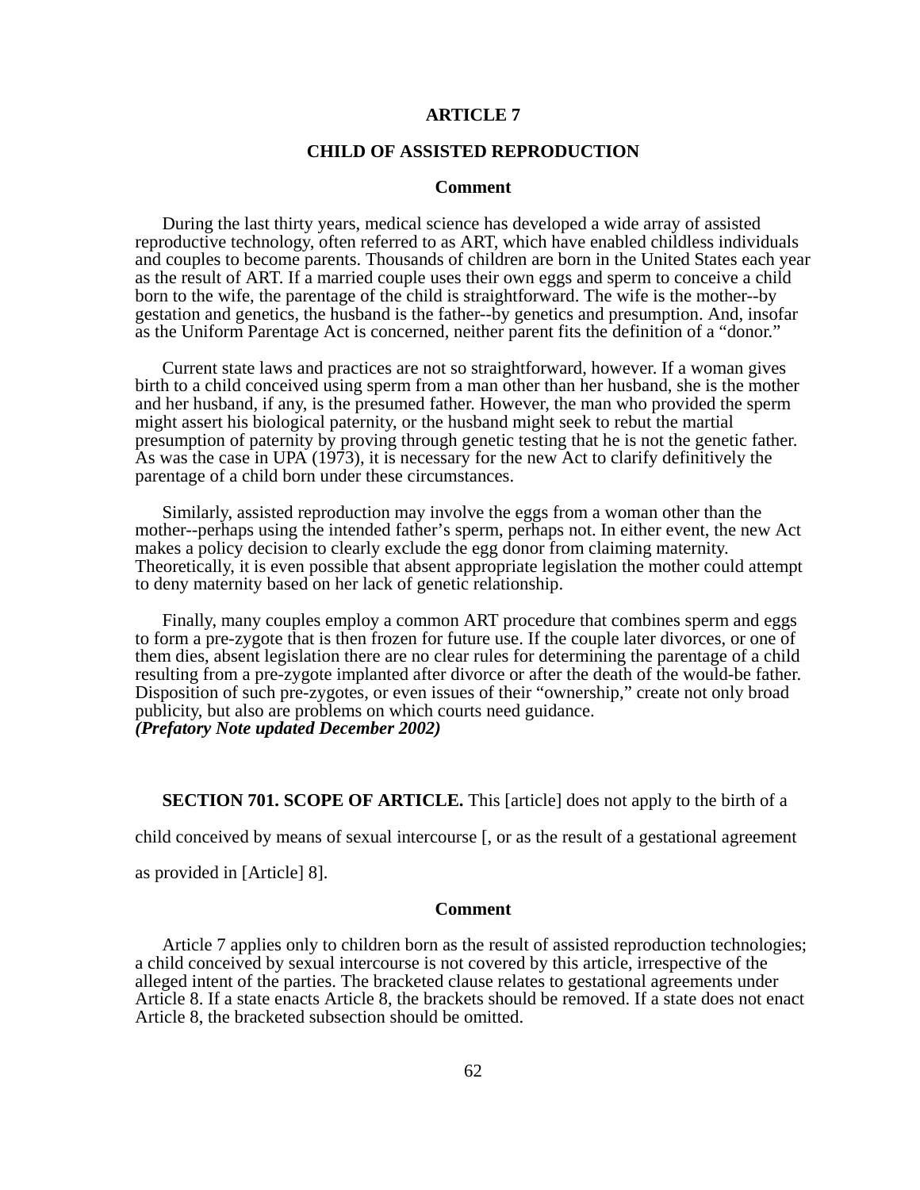## ARTICLE 7

## CHILD OF ASSISTED REPRODUCTION

### Comment

During the last thirty years, medical science has developed a wide array of assisted reproductive technology, often referred to as ART, which have enabled childless individuals and couples to become parents. Thousands of children are born in the United States each year as the result of ART. If a married couple uses their own eggs and sperm to conceive a child born to the wife, the parentage of the child is straightforward. The wife is the mother--by gestation and genetics, the husband is the father--by genetics and presumption. And, insofar as the Uniform Parentage Act is concerned, neither parent fits the definition of a "donor."

Current state laws and practices are not so straightforward, however. If a woman gives birth to a child conceived using sperm from a man other than her husband, she is the mother and her husband, if any, is the presumed father. However, the man who provided the sperm might assert his biological paternity, or the husband might seek to rebut the martial presumption of paternity by proving through genetic testing that he is not the genetic father. As was the case in UPA (1973), it is necessary for the new Act to clarify definitively the parentage of a child born under these circumstances.

Similarly, assisted reproduction may involve the eggs from a woman other than the mother--perhaps using the intended father's sperm, perhaps not. In either event, the new Act makes a policy decision to clearly exclude the egg donor from claiming maternity. Theoretically, it is even possible that absent appropriate legislation the mother could attempt to deny maternity based on her lack of genetic relationship.

Finally, many couples employ a common ART procedure that combines sperm and eggs to form a pre-zygote that is then frozen for future use. If the couple later divorces, or one of them dies, absent legislation there are no clear rules for determining the parentage of a child resulting from a pre-zygote implanted after divorce or after the death of the would-be father. Disposition of such pre-zygotes, or even issues of their "ownership," create not only broad publicity, but also are problems on which courts need guidance.
***(Prefatory Note updated December 2002)***

**SECTION 701. SCOPE OF ARTICLE.** This [article] does not apply to the birth of a child conceived by means of sexual intercourse [, or as the result of a gestational agreement as provided in [Article] 8].

### Comment

Article 7 applies only to children born as the result of assisted reproduction technologies; a child conceived by sexual intercourse is not covered by this article, irrespective of the alleged intent of the parties. The bracketed clause relates to gestational agreements under Article 8. If a state enacts Article 8, the brackets should be removed. If a state does not enact Article 8, the bracketed subsection should be omitted.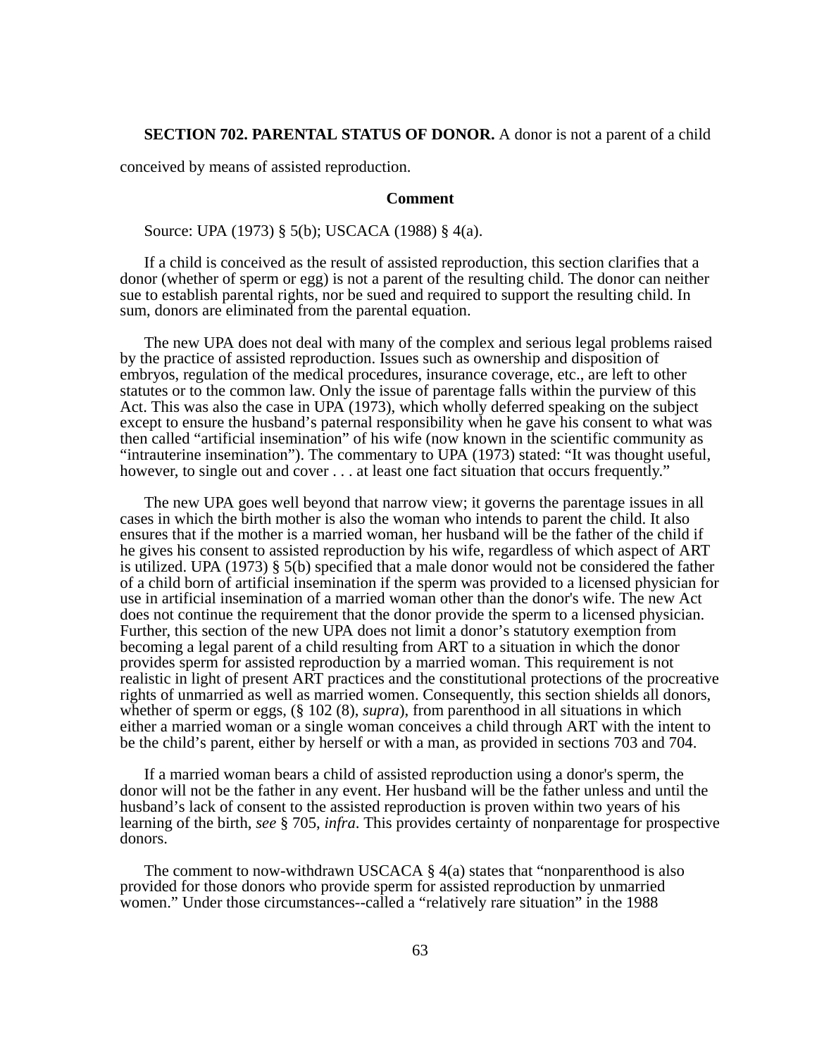**SECTION 702. PARENTAL STATUS OF DONOR.** A donor is not a parent of a child conceived by means of assisted reproduction.

**Comment**

Source: UPA (1973) § 5(b); USCACA (1988) § 4(a).

If a child is conceived as the result of assisted reproduction, this section clarifies that a donor (whether of sperm or egg) is not a parent of the resulting child. The donor can neither sue to establish parental rights, nor be sued and required to support the resulting child. In sum, donors are eliminated from the parental equation.

The new UPA does not deal with many of the complex and serious legal problems raised by the practice of assisted reproduction. Issues such as ownership and disposition of embryos, regulation of the medical procedures, insurance coverage, etc., are left to other statutes or to the common law. Only the issue of parentage falls within the purview of this Act. This was also the case in UPA (1973), which wholly deferred speaking on the subject except to ensure the husband's paternal responsibility when he gave his consent to what was then called "artificial insemination" of his wife (now known in the scientific community as "intrauterine insemination"). The commentary to UPA (1973) stated: "It was thought useful, however, to single out and cover . . . at least one fact situation that occurs frequently."

The new UPA goes well beyond that narrow view; it governs the parentage issues in all cases in which the birth mother is also the woman who intends to parent the child. It also ensures that if the mother is a married woman, her husband will be the father of the child if he gives his consent to assisted reproduction by his wife, regardless of which aspect of ART is utilized. UPA (1973) § 5(b) specified that a male donor would not be considered the father of a child born of artificial insemination if the sperm was provided to a licensed physician for use in artificial insemination of a married woman other than the donor's wife. The new Act does not continue the requirement that the donor provide the sperm to a licensed physician. Further, this section of the new UPA does not limit a donor's statutory exemption from becoming a legal parent of a child resulting from ART to a situation in which the donor provides sperm for assisted reproduction by a married woman. This requirement is not realistic in light of present ART practices and the constitutional protections of the procreative rights of unmarried as well as married women. Consequently, this section shields all donors, whether of sperm or eggs, (§ 102 (8), *supra*), from parenthood in all situations in which either a married woman or a single woman conceives a child through ART with the intent to be the child's parent, either by herself or with a man, as provided in sections 703 and 704.

If a married woman bears a child of assisted reproduction using a donor's sperm, the donor will not be the father in any event. Her husband will be the father unless and until the husband's lack of consent to the assisted reproduction is proven within two years of his learning of the birth, *see* § 705, *infra*. This provides certainty of nonparentage for prospective donors.

The comment to now-withdrawn USCACA § 4(a) states that "nonparenthood is also provided for those donors who provide sperm for assisted reproduction by unmarried women." Under those circumstances--called a "relatively rare situation" in the 1988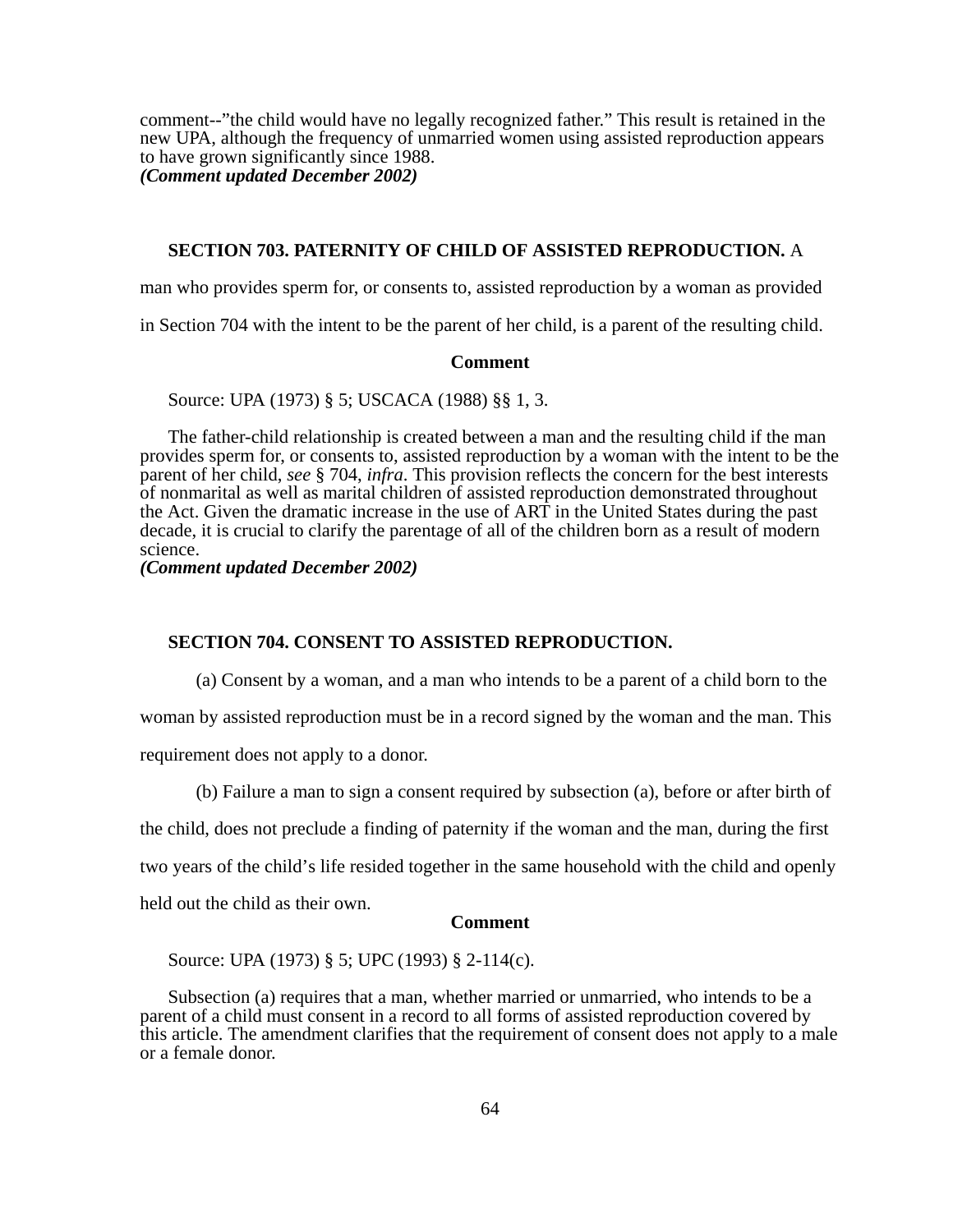comment--"the child would have no legally recognized father." This result is retained in the new UPA, although the frequency of unmarried women using assisted reproduction appears to have grown significantly since 1988.
***(Comment updated December 2002)***

**SECTION 703. PATERNITY OF CHILD OF ASSISTED REPRODUCTION.** A man who provides sperm for, or consents to, assisted reproduction by a woman as provided in Section 704 with the intent to be the parent of her child, is a parent of the resulting child.

**Comment**

Source: UPA (1973) § 5; USCACA (1988) §§ 1, 3.

The father-child relationship is created between a man and the resulting child if the man provides sperm for, or consents to, assisted reproduction by a woman with the intent to be the parent of her child, *see* § 704, *infra*. This provision reflects the concern for the best interests of nonmarital as well as marital children of assisted reproduction demonstrated throughout the Act. Given the dramatic increase in the use of ART in the United States during the past decade, it is crucial to clarify the parentage of all of the children born as a result of modern science.
***(Comment updated December 2002)***

**SECTION 704. CONSENT TO ASSISTED REPRODUCTION.**

(a) Consent by a woman, and a man who intends to be a parent of a child born to the woman by assisted reproduction must be in a record signed by the woman and the man. This requirement does not apply to a donor.

(b) Failure a man to sign a consent required by subsection (a), before or after birth of the child, does not preclude a finding of paternity if the woman and the man, during the first two years of the child's life resided together in the same household with the child and openly held out the child as their own.

**Comment**

Source: UPA (1973) § 5; UPC (1993) § 2-114(c).

Subsection (a) requires that a man, whether married or unmarried, who intends to be a parent of a child must consent in a record to all forms of assisted reproduction covered by this article. The amendment clarifies that the requirement of consent does not apply to a male or a female donor.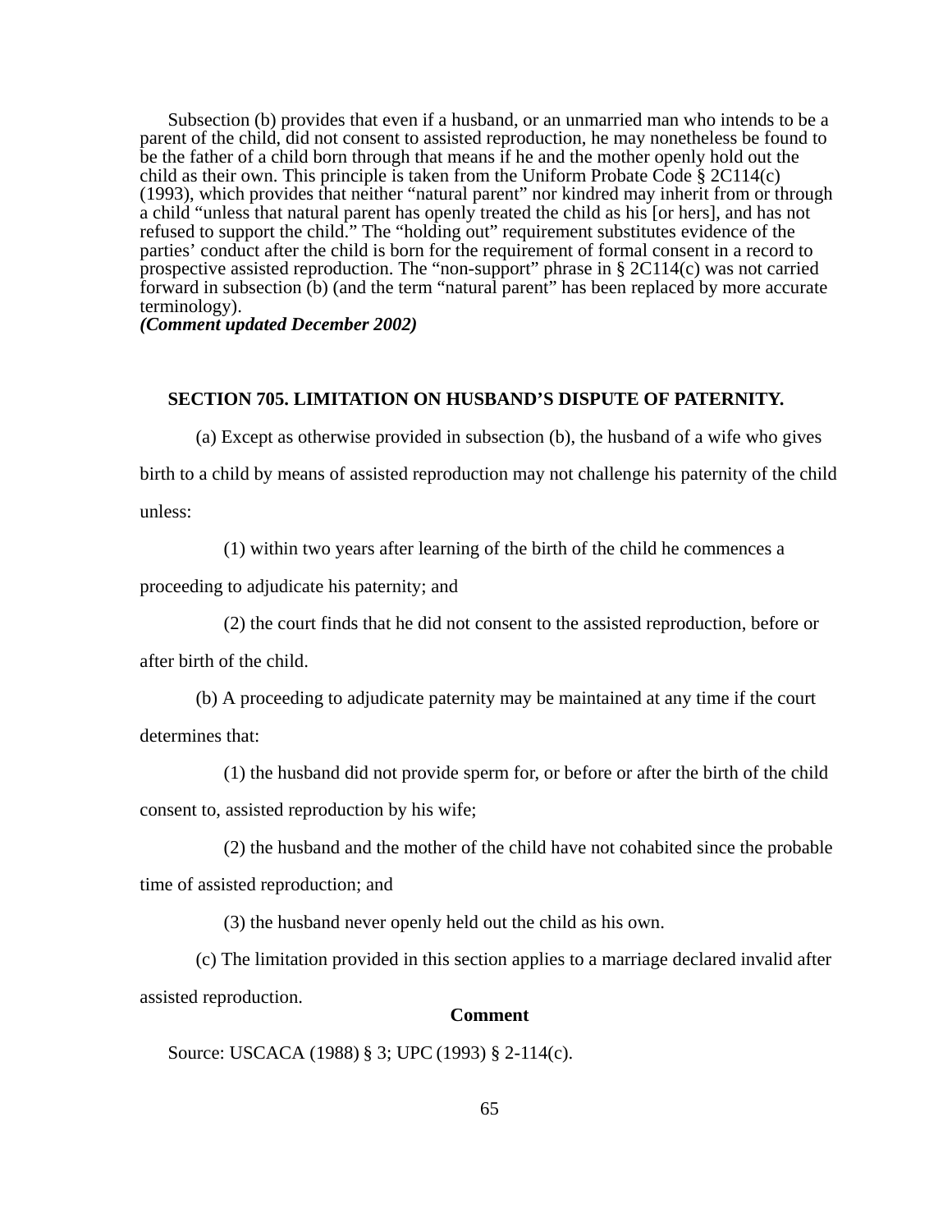Subsection (b) provides that even if a husband, or an unmarried man who intends to be a parent of the child, did not consent to assisted reproduction, he may nonetheless be found to be the father of a child born through that means if he and the mother openly hold out the child as their own. This principle is taken from the Uniform Probate Code § 2C114(c) (1993), which provides that neither "natural parent" nor kindred may inherit from or through a child "unless that natural parent has openly treated the child as his [or hers], and has not refused to support the child." The "holding out" requirement substitutes evidence of the parties' conduct after the child is born for the requirement of formal consent in a record to prospective assisted reproduction. The "non-support" phrase in § 2C114(c) was not carried forward in subsection (b) (and the term "natural parent" has been replaced by more accurate terminology).

***(Comment updated December 2002)***

### SECTION 705. LIMITATION ON HUSBAND'S DISPUTE OF PATERNITY.

(a) Except as otherwise provided in subsection (b), the husband of a wife who gives birth to a child by means of assisted reproduction may not challenge his paternity of the child unless:

(1) within two years after learning of the birth of the child he commences a proceeding to adjudicate his paternity; and

(2) the court finds that he did not consent to the assisted reproduction, before or after birth of the child.

(b) A proceeding to adjudicate paternity may be maintained at any time if the court determines that:

(1) the husband did not provide sperm for, or before or after the birth of the child consent to, assisted reproduction by his wife;

(2) the husband and the mother of the child have not cohabited since the probable time of assisted reproduction; and

(3) the husband never openly held out the child as his own.

(c) The limitation provided in this section applies to a marriage declared invalid after assisted reproduction.

**Comment**

Source: USCACA (1988) § 3; UPC (1993) § 2-114(c).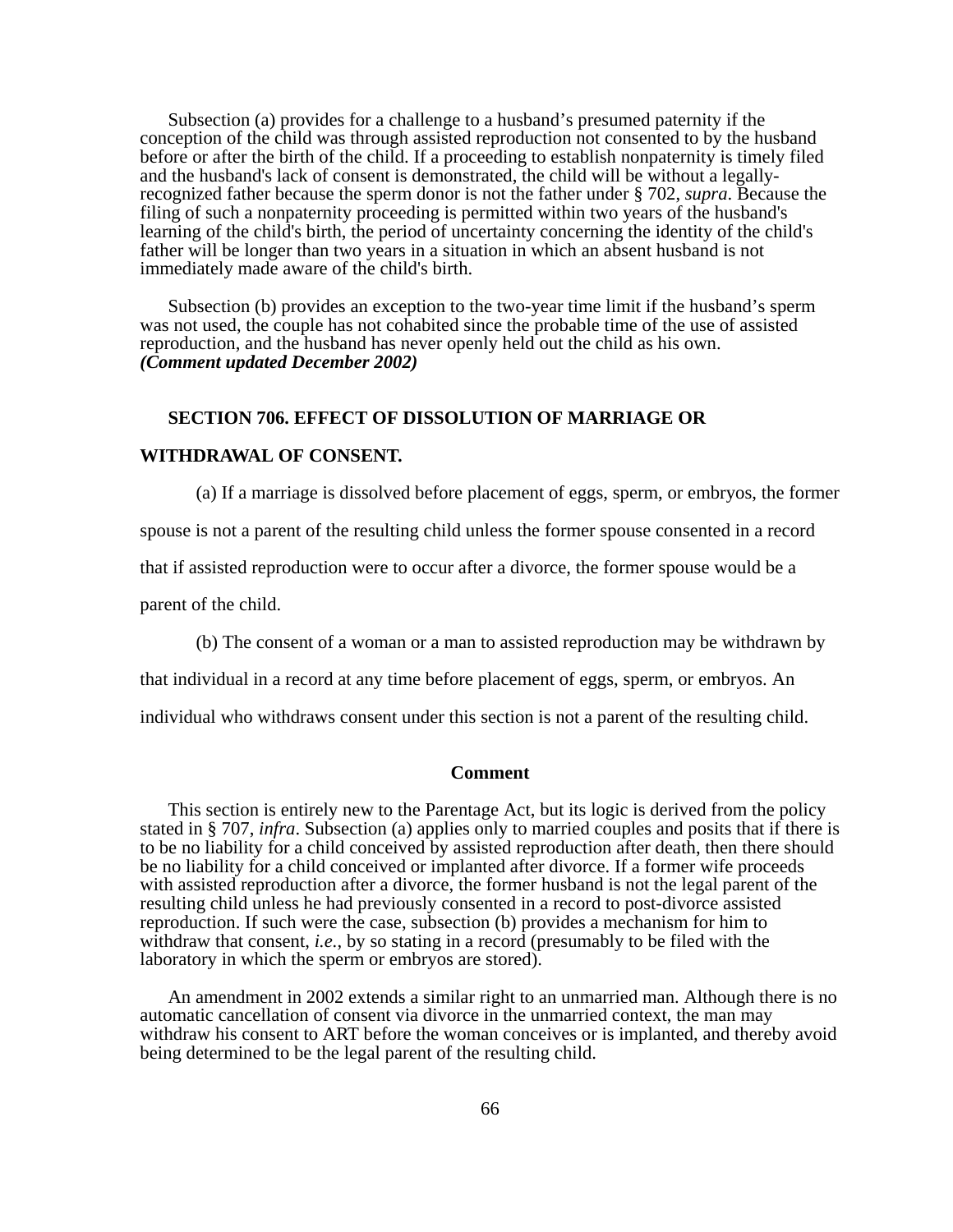Subsection (a) provides for a challenge to a husband's presumed paternity if the conception of the child was through assisted reproduction not consented to by the husband before or after the birth of the child. If a proceeding to establish nonpaternity is timely filed and the husband's lack of consent is demonstrated, the child will be without a legally-recognized father because the sperm donor is not the father under § 702, *supra*. Because the filing of such a nonpaternity proceeding is permitted within two years of the husband's learning of the child's birth, the period of uncertainty concerning the identity of the child's father will be longer than two years in a situation in which an absent husband is not immediately made aware of the child's birth.

Subsection (b) provides an exception to the two-year time limit if the husband's sperm was not used, the couple has not cohabited since the probable time of the use of assisted reproduction, and the husband has never openly held out the child as his own.
***(Comment updated December 2002)***

## SECTION 706. EFFECT OF DISSOLUTION OF MARRIAGE OR WITHDRAWAL OF CONSENT.

(a) If a marriage is dissolved before placement of eggs, sperm, or embryos, the former spouse is not a parent of the resulting child unless the former spouse consented in a record that if assisted reproduction were to occur after a divorce, the former spouse would be a parent of the child.

(b) The consent of a woman or a man to assisted reproduction may be withdrawn by that individual in a record at any time before placement of eggs, sperm, or embryos. An individual who withdraws consent under this section is not a parent of the resulting child.

### Comment

This section is entirely new to the Parentage Act, but its logic is derived from the policy stated in § 707, *infra*. Subsection (a) applies only to married couples and posits that if there is to be no liability for a child conceived by assisted reproduction after death, then there should be no liability for a child conceived or implanted after divorce. If a former wife proceeds with assisted reproduction after a divorce, the former husband is not the legal parent of the resulting child unless he had previously consented in a record to post-divorce assisted reproduction. If such were the case, subsection (b) provides a mechanism for him to withdraw that consent, *i.e.*, by so stating in a record (presumably to be filed with the laboratory in which the sperm or embryos are stored).

An amendment in 2002 extends a similar right to an unmarried man. Although there is no automatic cancellation of consent via divorce in the unmarried context, the man may withdraw his consent to ART before the woman conceives or is implanted, and thereby avoid being determined to be the legal parent of the resulting child.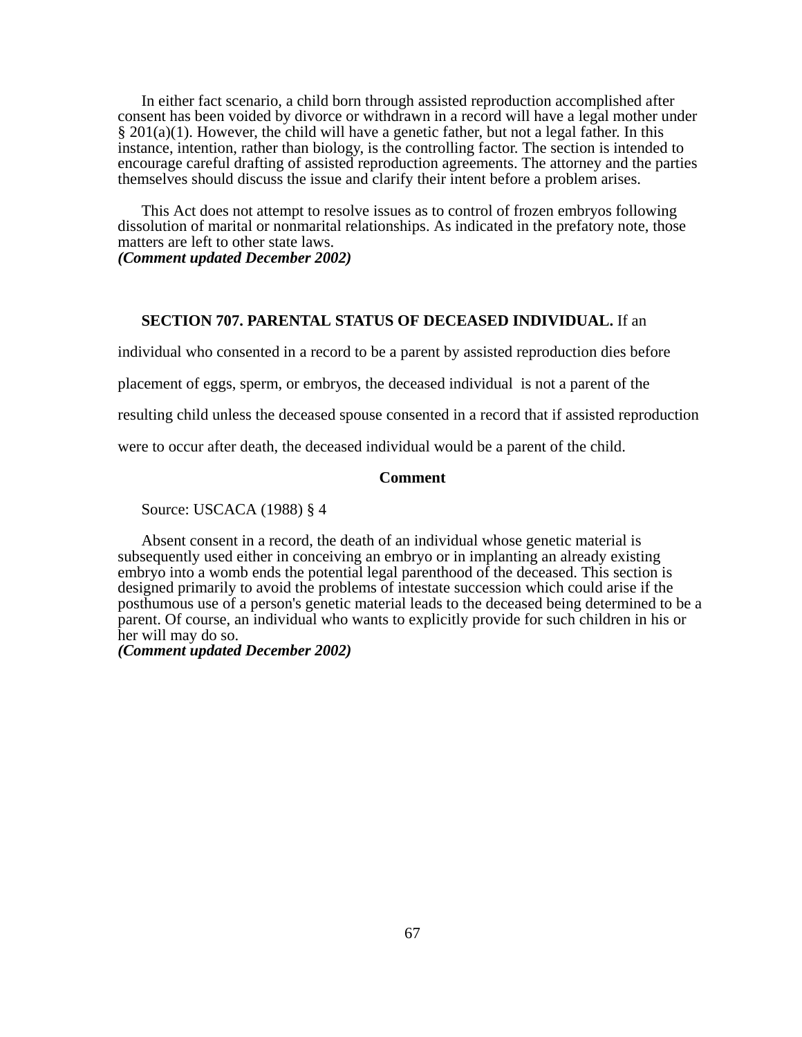In either fact scenario, a child born through assisted reproduction accomplished after consent has been voided by divorce or withdrawn in a record will have a legal mother under § 201(a)(1). However, the child will have a genetic father, but not a legal father. In this instance, intention, rather than biology, is the controlling factor. The section is intended to encourage careful drafting of assisted reproduction agreements. The attorney and the parties themselves should discuss the issue and clarify their intent before a problem arises.

This Act does not attempt to resolve issues as to control of frozen embryos following dissolution of marital or nonmarital relationships. As indicated in the prefatory note, those matters are left to other state laws.
***(Comment updated December 2002)***

**SECTION 707. PARENTAL STATUS OF DECEASED INDIVIDUAL.** If an individual who consented in a record to be a parent by assisted reproduction dies before placement of eggs, sperm, or embryos, the deceased individual is not a parent of the resulting child unless the deceased spouse consented in a record that if assisted reproduction were to occur after death, the deceased individual would be a parent of the child.

**Comment**

Source: USCACA (1988) § 4

Absent consent in a record, the death of an individual whose genetic material is subsequently used either in conceiving an embryo or in implanting an already existing embryo into a womb ends the potential legal parenthood of the deceased. This section is designed primarily to avoid the problems of intestate succession which could arise if the posthumous use of a person's genetic material leads to the deceased being determined to be a parent. Of course, an individual who wants to explicitly provide for such children in his or her will may do so.
***(Comment updated December 2002)***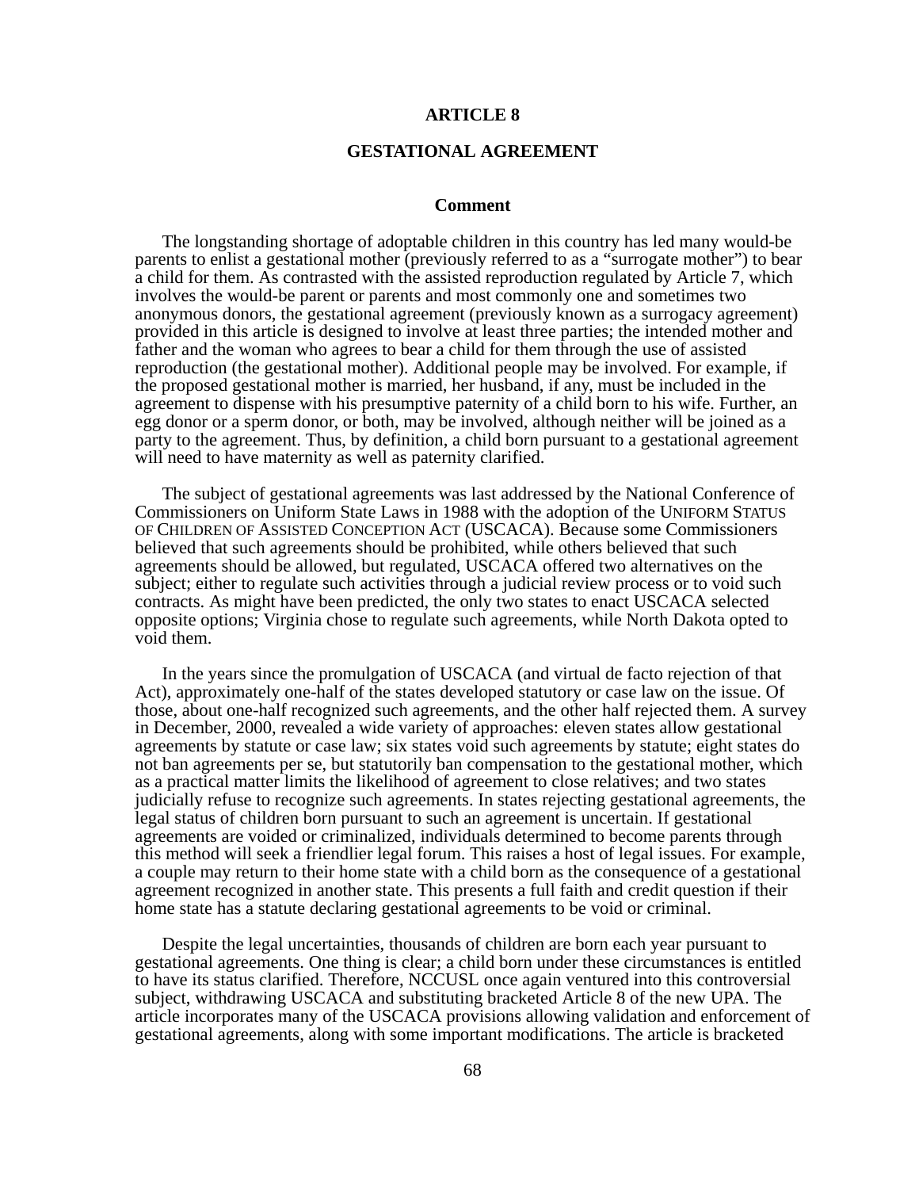# ARTICLE 8

## GESTATIONAL AGREEMENT

### Comment

The longstanding shortage of adoptable children in this country has led many would-be parents to enlist a gestational mother (previously referred to as a "surrogate mother") to bear a child for them. As contrasted with the assisted reproduction regulated by Article 7, which involves the would-be parent or parents and most commonly one and sometimes two anonymous donors, the gestational agreement (previously known as a surrogacy agreement) provided in this article is designed to involve at least three parties; the intended mother and father and the woman who agrees to bear a child for them through the use of assisted reproduction (the gestational mother). Additional people may be involved. For example, if the proposed gestational mother is married, her husband, if any, must be included in the agreement to dispense with his presumptive paternity of a child born to his wife. Further, an egg donor or a sperm donor, or both, may be involved, although neither will be joined as a party to the agreement. Thus, by definition, a child born pursuant to a gestational agreement will need to have maternity as well as paternity clarified.

The subject of gestational agreements was last addressed by the National Conference of Commissioners on Uniform State Laws in 1988 with the adoption of the UNIFORM STATUS OF CHILDREN OF ASSISTED CONCEPTION ACT (USCACA). Because some Commissioners believed that such agreements should be prohibited, while others believed that such agreements should be allowed, but regulated, USCACA offered two alternatives on the subject; either to regulate such activities through a judicial review process or to void such contracts. As might have been predicted, the only two states to enact USCACA selected opposite options; Virginia chose to regulate such agreements, while North Dakota opted to void them.

In the years since the promulgation of USCACA (and virtual de facto rejection of that Act), approximately one-half of the states developed statutory or case law on the issue. Of those, about one-half recognized such agreements, and the other half rejected them. A survey in December, 2000, revealed a wide variety of approaches: eleven states allow gestational agreements by statute or case law; six states void such agreements by statute; eight states do not ban agreements per se, but statutorily ban compensation to the gestational mother, which as a practical matter limits the likelihood of agreement to close relatives; and two states judicially refuse to recognize such agreements. In states rejecting gestational agreements, the legal status of children born pursuant to such an agreement is uncertain. If gestational agreements are voided or criminalized, individuals determined to become parents through this method will seek a friendlier legal forum. This raises a host of legal issues. For example, a couple may return to their home state with a child born as the consequence of a gestational agreement recognized in another state. This presents a full faith and credit question if their home state has a statute declaring gestational agreements to be void or criminal.

Despite the legal uncertainties, thousands of children are born each year pursuant to gestational agreements. One thing is clear; a child born under these circumstances is entitled to have its status clarified. Therefore, NCCUSL once again ventured into this controversial subject, withdrawing USCACA and substituting bracketed Article 8 of the new UPA. The article incorporates many of the USCACA provisions allowing validation and enforcement of gestational agreements, along with some important modifications. The article is bracketed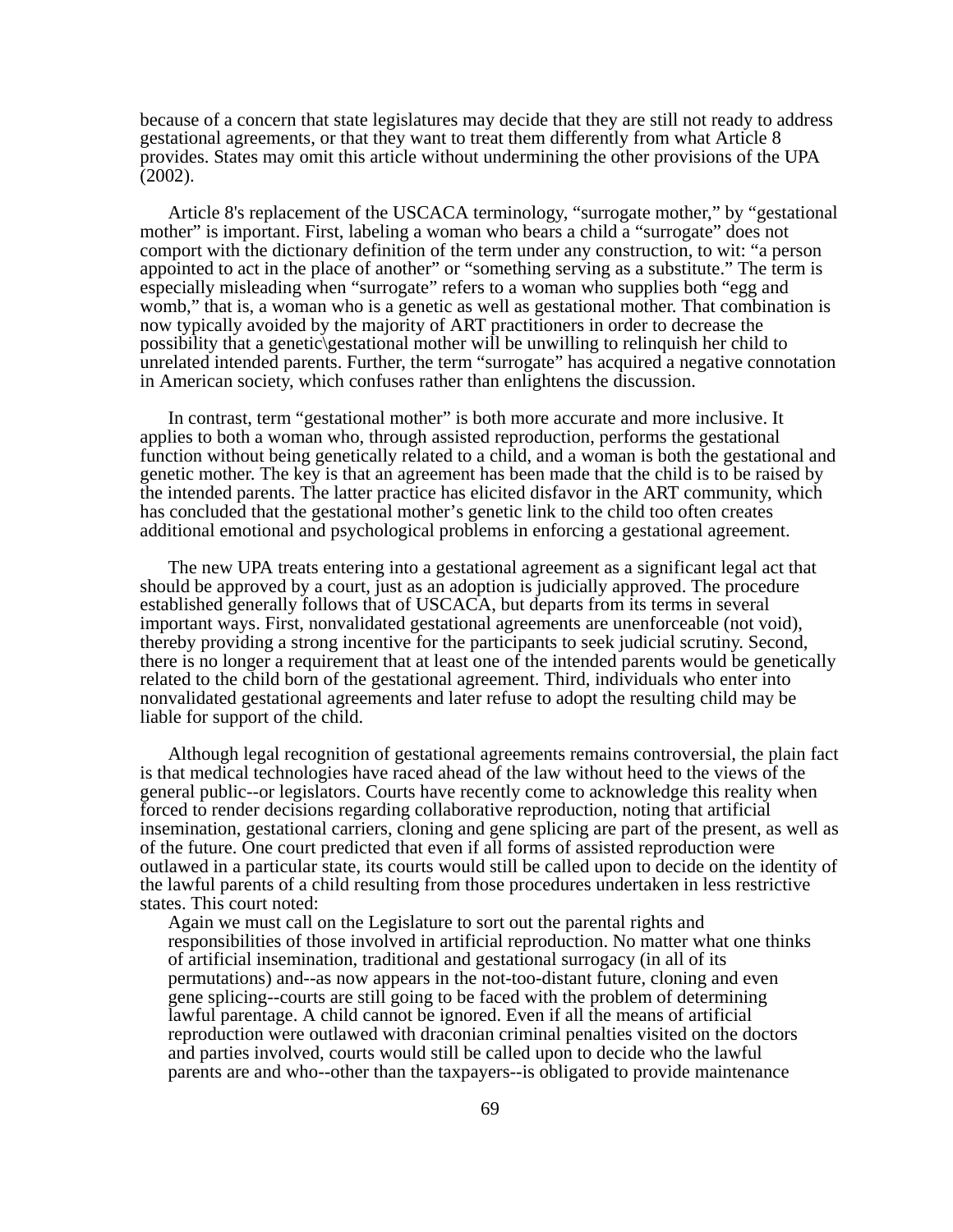because of a concern that state legislatures may decide that they are still not ready to address gestational agreements, or that they want to treat them differently from what Article 8 provides. States may omit this article without undermining the other provisions of the UPA (2002).

Article 8's replacement of the USCACA terminology, "surrogate mother," by "gestational mother" is important. First, labeling a woman who bears a child a "surrogate" does not comport with the dictionary definition of the term under any construction, to wit: "a person appointed to act in the place of another" or "something serving as a substitute." The term is especially misleading when "surrogate" refers to a woman who supplies both "egg and womb," that is, a woman who is a genetic as well as gestational mother. That combination is now typically avoided by the majority of ART practitioners in order to decrease the possibility that a genetic\gestational mother will be unwilling to relinquish her child to unrelated intended parents. Further, the term "surrogate" has acquired a negative connotation in American society, which confuses rather than enlightens the discussion.

In contrast, term "gestational mother" is both more accurate and more inclusive. It applies to both a woman who, through assisted reproduction, performs the gestational function without being genetically related to a child, and a woman is both the gestational and genetic mother. The key is that an agreement has been made that the child is to be raised by the intended parents. The latter practice has elicited disfavor in the ART community, which has concluded that the gestational mother's genetic link to the child too often creates additional emotional and psychological problems in enforcing a gestational agreement.

The new UPA treats entering into a gestational agreement as a significant legal act that should be approved by a court, just as an adoption is judicially approved. The procedure established generally follows that of USCACA, but departs from its terms in several important ways. First, nonvalidated gestational agreements are unenforceable (not void), thereby providing a strong incentive for the participants to seek judicial scrutiny. Second, there is no longer a requirement that at least one of the intended parents would be genetically related to the child born of the gestational agreement. Third, individuals who enter into nonvalidated gestational agreements and later refuse to adopt the resulting child may be liable for support of the child.

Although legal recognition of gestational agreements remains controversial, the plain fact is that medical technologies have raced ahead of the law without heed to the views of the general public--or legislators. Courts have recently come to acknowledge this reality when forced to render decisions regarding collaborative reproduction, noting that artificial insemination, gestational carriers, cloning and gene splicing are part of the present, as well as of the future. One court predicted that even if all forms of assisted reproduction were outlawed in a particular state, its courts would still be called upon to decide on the identity of the lawful parents of a child resulting from those procedures undertaken in less restrictive states. This court noted:

> Again we must call on the Legislature to sort out the parental rights and responsibilities of those involved in artificial reproduction. No matter what one thinks of artificial insemination, traditional and gestational surrogacy (in all of its permutations) and--as now appears in the not-too-distant future, cloning and even gene splicing--courts are still going to be faced with the problem of determining lawful parentage. A child cannot be ignored. Even if all the means of artificial reproduction were outlawed with draconian criminal penalties visited on the doctors and parties involved, courts would still be called upon to decide who the lawful parents are and who--other than the taxpayers--is obligated to provide maintenance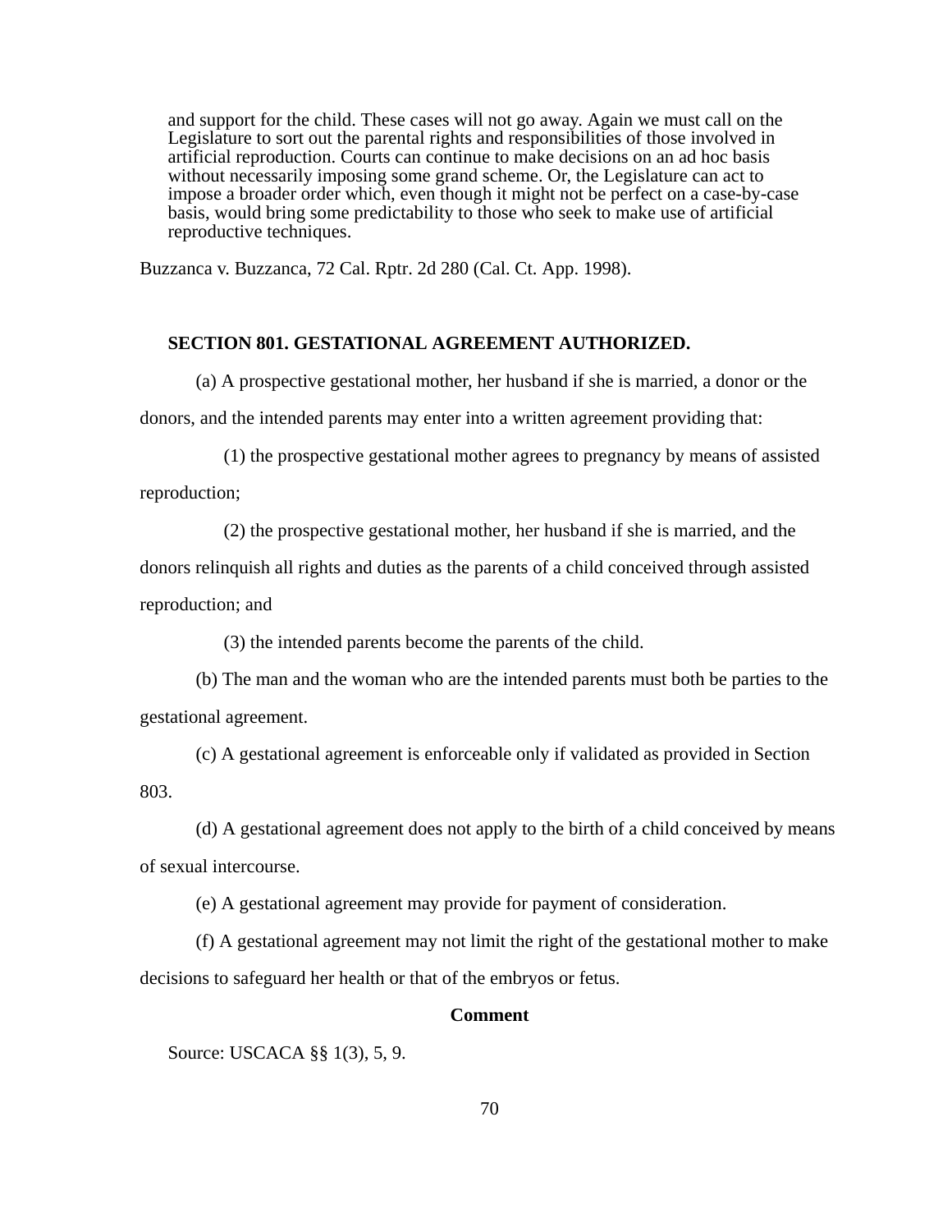> and support for the child. These cases will not go away. Again we must call on the Legislature to sort out the parental rights and responsibilities of those involved in artificial reproduction. Courts can continue to make decisions on an ad hoc basis without necessarily imposing some grand scheme. Or, the Legislature can act to impose a broader order which, even though it might not be perfect on a case-by-case basis, would bring some predictability to those who seek to make use of artificial reproductive techniques.

Buzzanca v. Buzzanca, 72 Cal. Rptr. 2d 280 (Cal. Ct. App. 1998).

**SECTION 801. GESTATIONAL AGREEMENT AUTHORIZED.**

(a) A prospective gestational mother, her husband if she is married, a donor or the donors, and the intended parents may enter into a written agreement providing that:

(1) the prospective gestational mother agrees to pregnancy by means of assisted reproduction;

(2) the prospective gestational mother, her husband if she is married, and the donors relinquish all rights and duties as the parents of a child conceived through assisted reproduction; and

(3) the intended parents become the parents of the child.

(b) The man and the woman who are the intended parents must both be parties to the gestational agreement.

(c) A gestational agreement is enforceable only if validated as provided in Section 803.

(d) A gestational agreement does not apply to the birth of a child conceived by means of sexual intercourse.

(e) A gestational agreement may provide for payment of consideration.

(f) A gestational agreement may not limit the right of the gestational mother to make decisions to safeguard her health or that of the embryos or fetus.

**Comment**

Source: USCACA §§ 1(3), 5, 9.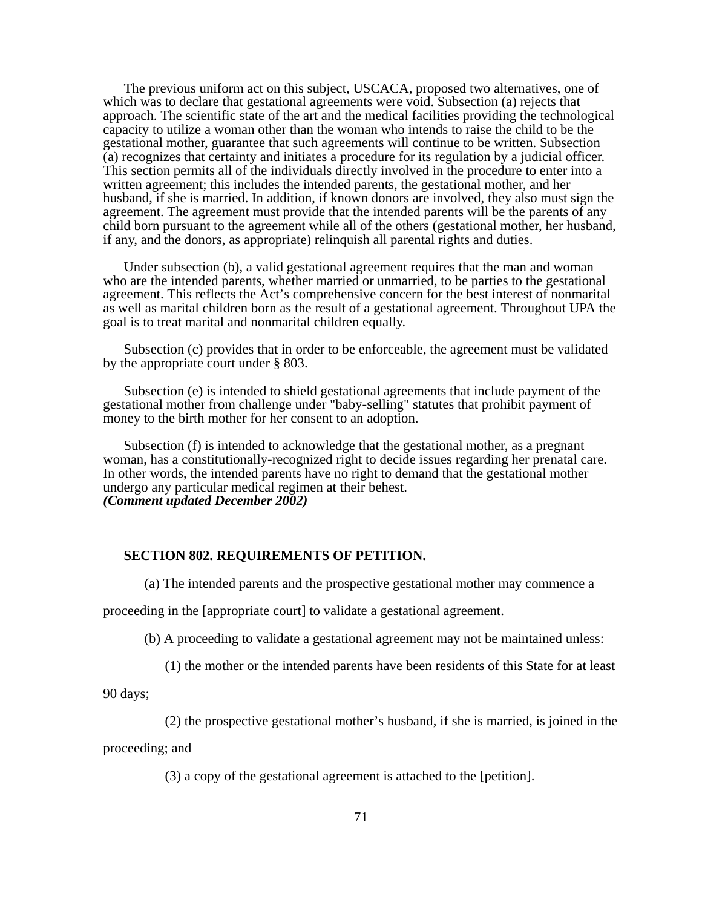The previous uniform act on this subject, USCACA, proposed two alternatives, one of which was to declare that gestational agreements were void. Subsection (a) rejects that approach. The scientific state of the art and the medical facilities providing the technological capacity to utilize a woman other than the woman who intends to raise the child to be the gestational mother, guarantee that such agreements will continue to be written. Subsection (a) recognizes that certainty and initiates a procedure for its regulation by a judicial officer. This section permits all of the individuals directly involved in the procedure to enter into a written agreement; this includes the intended parents, the gestational mother, and her husband, if she is married. In addition, if known donors are involved, they also must sign the agreement. The agreement must provide that the intended parents will be the parents of any child born pursuant to the agreement while all of the others (gestational mother, her husband, if any, and the donors, as appropriate) relinquish all parental rights and duties.

Under subsection (b), a valid gestational agreement requires that the man and woman who are the intended parents, whether married or unmarried, to be parties to the gestational agreement. This reflects the Act's comprehensive concern for the best interest of nonmarital as well as marital children born as the result of a gestational agreement. Throughout UPA the goal is to treat marital and nonmarital children equally.

Subsection (c) provides that in order to be enforceable, the agreement must be validated by the appropriate court under § 803.

Subsection (e) is intended to shield gestational agreements that include payment of the gestational mother from challenge under "baby-selling" statutes that prohibit payment of money to the birth mother for her consent to an adoption.

Subsection (f) is intended to acknowledge that the gestational mother, as a pregnant woman, has a constitutionally-recognized right to decide issues regarding her prenatal care. In other words, the intended parents have no right to demand that the gestational mother undergo any particular medical regimen at their behest.
***(Comment updated December 2002)***

**SECTION 802. REQUIREMENTS OF PETITION.**

(a) The intended parents and the prospective gestational mother may commence a proceeding in the [appropriate court] to validate a gestational agreement.

(b) A proceeding to validate a gestational agreement may not be maintained unless:

(1) the mother or the intended parents have been residents of this State for at least 90 days;

(2) the prospective gestational mother's husband, if she is married, is joined in the proceeding; and

(3) a copy of the gestational agreement is attached to the [petition].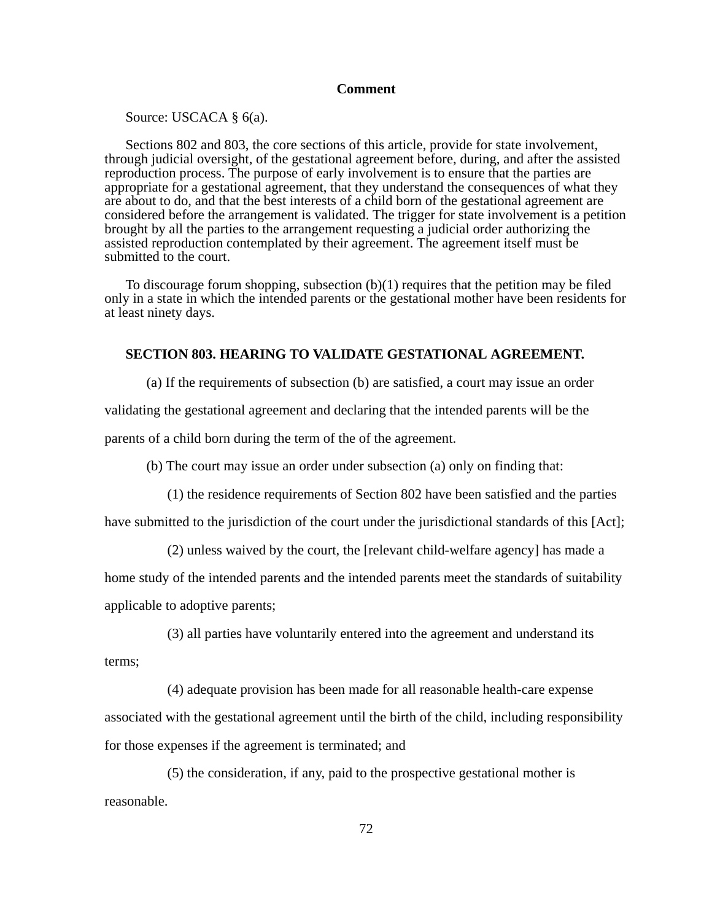**Comment**

Source: USCACA § 6(a).

Sections 802 and 803, the core sections of this article, provide for state involvement, through judicial oversight, of the gestational agreement before, during, and after the assisted reproduction process. The purpose of early involvement is to ensure that the parties are appropriate for a gestational agreement, that they understand the consequences of what they are about to do, and that the best interests of a child born of the gestational agreement are considered before the arrangement is validated. The trigger for state involvement is a petition brought by all the parties to the arrangement requesting a judicial order authorizing the assisted reproduction contemplated by their agreement. The agreement itself must be submitted to the court.

To discourage forum shopping, subsection (b)(1) requires that the petition may be filed only in a state in which the intended parents or the gestational mother have been residents for at least ninety days.

**SECTION 803. HEARING TO VALIDATE GESTATIONAL AGREEMENT.**

(a) If the requirements of subsection (b) are satisfied, a court may issue an order validating the gestational agreement and declaring that the intended parents will be the parents of a child born during the term of the of the agreement.

(b) The court may issue an order under subsection (a) only on finding that:

(1) the residence requirements of Section 802 have been satisfied and the parties have submitted to the jurisdiction of the court under the jurisdictional standards of this [Act];

(2) unless waived by the court, the [relevant child-welfare agency] has made a home study of the intended parents and the intended parents meet the standards of suitability applicable to adoptive parents;

(3) all parties have voluntarily entered into the agreement and understand its terms;

(4) adequate provision has been made for all reasonable health-care expense associated with the gestational agreement until the birth of the child, including responsibility for those expenses if the agreement is terminated; and

(5) the consideration, if any, paid to the prospective gestational mother is reasonable.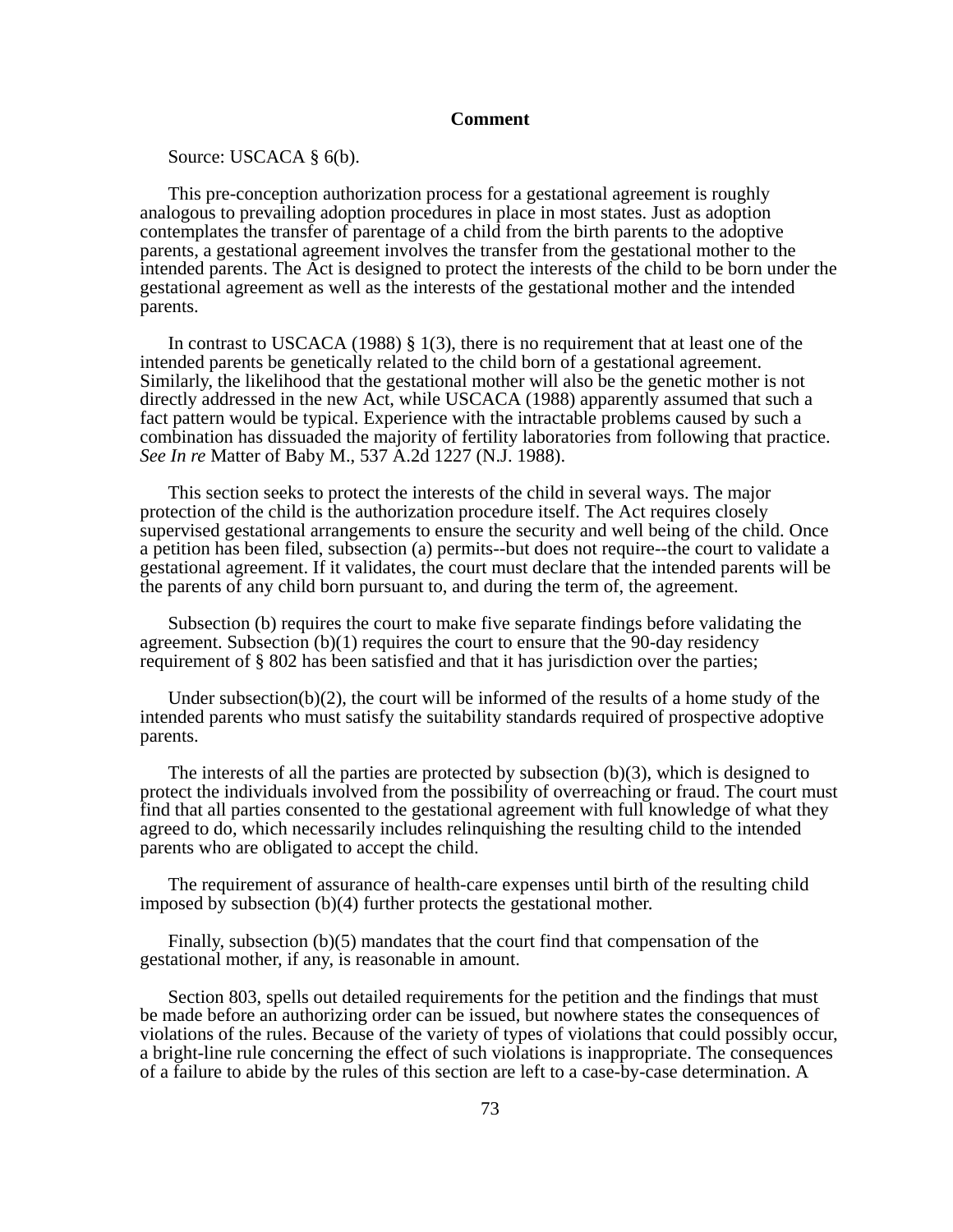**Comment**

Source: USCACA § 6(b).

This pre-conception authorization process for a gestational agreement is roughly analogous to prevailing adoption procedures in place in most states. Just as adoption contemplates the transfer of parentage of a child from the birth parents to the adoptive parents, a gestational agreement involves the transfer from the gestational mother to the intended parents. The Act is designed to protect the interests of the child to be born under the gestational agreement as well as the interests of the gestational mother and the intended parents.

In contrast to USCACA (1988) § 1(3), there is no requirement that at least one of the intended parents be genetically related to the child born of a gestational agreement. Similarly, the likelihood that the gestational mother will also be the genetic mother is not directly addressed in the new Act, while USCACA (1988) apparently assumed that such a fact pattern would be typical. Experience with the intractable problems caused by such a combination has dissuaded the majority of fertility laboratories from following that practice. *See In re* Matter of Baby M., 537 A.2d 1227 (N.J. 1988).

This section seeks to protect the interests of the child in several ways. The major protection of the child is the authorization procedure itself. The Act requires closely supervised gestational arrangements to ensure the security and well being of the child. Once a petition has been filed, subsection (a) permits--but does not require--the court to validate a gestational agreement. If it validates, the court must declare that the intended parents will be the parents of any child born pursuant to, and during the term of, the agreement.

Subsection (b) requires the court to make five separate findings before validating the agreement. Subsection (b)(1) requires the court to ensure that the 90-day residency requirement of § 802 has been satisfied and that it has jurisdiction over the parties;

Under subsection(b)(2), the court will be informed of the results of a home study of the intended parents who must satisfy the suitability standards required of prospective adoptive parents.

The interests of all the parties are protected by subsection (b)(3), which is designed to protect the individuals involved from the possibility of overreaching or fraud. The court must find that all parties consented to the gestational agreement with full knowledge of what they agreed to do, which necessarily includes relinquishing the resulting child to the intended parents who are obligated to accept the child.

The requirement of assurance of health-care expenses until birth of the resulting child imposed by subsection (b)(4) further protects the gestational mother.

Finally, subsection (b)(5) mandates that the court find that compensation of the gestational mother, if any, is reasonable in amount.

Section 803, spells out detailed requirements for the petition and the findings that must be made before an authorizing order can be issued, but nowhere states the consequences of violations of the rules. Because of the variety of types of violations that could possibly occur, a bright-line rule concerning the effect of such violations is inappropriate. The consequences of a failure to abide by the rules of this section are left to a case-by-case determination. A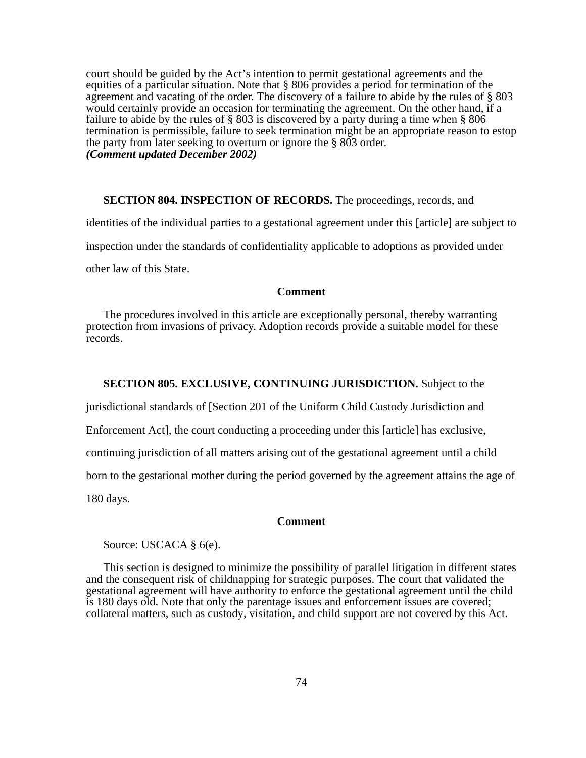court should be guided by the Act's intention to permit gestational agreements and the equities of a particular situation. Note that § 806 provides a period for termination of the agreement and vacating of the order. The discovery of a failure to abide by the rules of § 803 would certainly provide an occasion for terminating the agreement. On the other hand, if a failure to abide by the rules of § 803 is discovered by a party during a time when § 806 termination is permissible, failure to seek termination might be an appropriate reason to estop the party from later seeking to overturn or ignore the § 803 order.
***(Comment updated December 2002)***

**SECTION 804. INSPECTION OF RECORDS.** The proceedings, records, and identities of the individual parties to a gestational agreement under this [article] are subject to inspection under the standards of confidentiality applicable to adoptions as provided under other law of this State.

**Comment**

The procedures involved in this article are exceptionally personal, thereby warranting protection from invasions of privacy. Adoption records provide a suitable model for these records.

**SECTION 805. EXCLUSIVE, CONTINUING JURISDICTION.** Subject to the jurisdictional standards of [Section 201 of the Uniform Child Custody Jurisdiction and Enforcement Act], the court conducting a proceeding under this [article] has exclusive, continuing jurisdiction of all matters arising out of the gestational agreement until a child born to the gestational mother during the period governed by the agreement attains the age of 180 days.

**Comment**

Source: USCACA § 6(e).

This section is designed to minimize the possibility of parallel litigation in different states and the consequent risk of childnapping for strategic purposes. The court that validated the gestational agreement will have authority to enforce the gestational agreement until the child is 180 days old. Note that only the parentage issues and enforcement issues are covered; collateral matters, such as custody, visitation, and child support are not covered by this Act.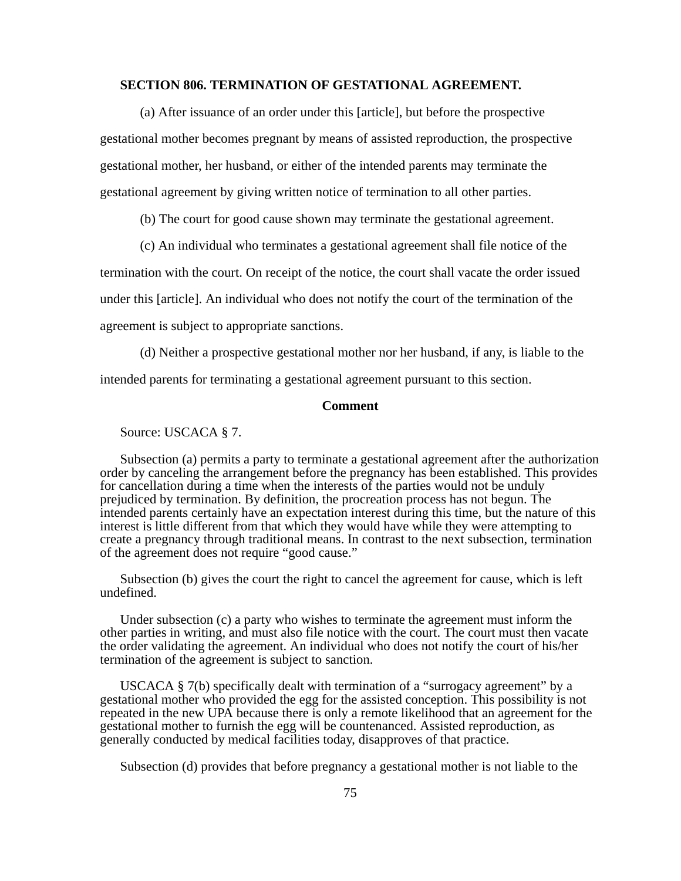**SECTION 806. TERMINATION OF GESTATIONAL AGREEMENT.**

(a) After issuance of an order under this [article], but before the prospective gestational mother becomes pregnant by means of assisted reproduction, the prospective gestational mother, her husband, or either of the intended parents may terminate the gestational agreement by giving written notice of termination to all other parties.

(b) The court for good cause shown may terminate the gestational agreement.

(c) An individual who terminates a gestational agreement shall file notice of the termination with the court. On receipt of the notice, the court shall vacate the order issued under this [article]. An individual who does not notify the court of the termination of the agreement is subject to appropriate sanctions.

(d) Neither a prospective gestational mother nor her husband, if any, is liable to the intended parents for terminating a gestational agreement pursuant to this section.

**Comment**

Source: USCACA § 7.

Subsection (a) permits a party to terminate a gestational agreement after the authorization order by canceling the arrangement before the pregnancy has been established. This provides for cancellation during a time when the interests of the parties would not be unduly prejudiced by termination. By definition, the procreation process has not begun. The intended parents certainly have an expectation interest during this time, but the nature of this interest is little different from that which they would have while they were attempting to create a pregnancy through traditional means. In contrast to the next subsection, termination of the agreement does not require "good cause."

Subsection (b) gives the court the right to cancel the agreement for cause, which is left undefined.

Under subsection (c) a party who wishes to terminate the agreement must inform the other parties in writing, and must also file notice with the court. The court must then vacate the order validating the agreement. An individual who does not notify the court of his/her termination of the agreement is subject to sanction.

USCACA § 7(b) specifically dealt with termination of a "surrogacy agreement" by a gestational mother who provided the egg for the assisted conception. This possibility is not repeated in the new UPA because there is only a remote likelihood that an agreement for the gestational mother to furnish the egg will be countenanced. Assisted reproduction, as generally conducted by medical facilities today, disapproves of that practice.

Subsection (d) provides that before pregnancy a gestational mother is not liable to the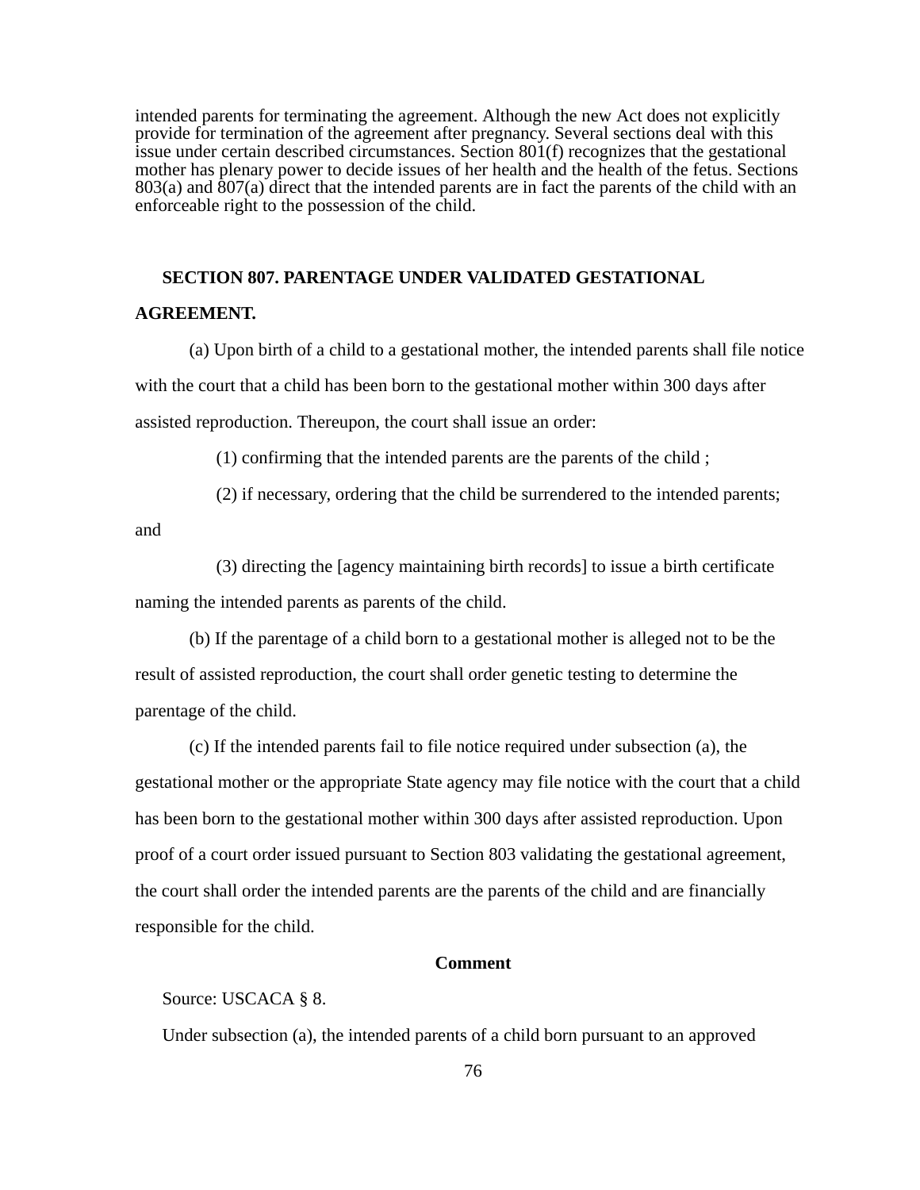intended parents for terminating the agreement. Although the new Act does not explicitly provide for termination of the agreement after pregnancy. Several sections deal with this issue under certain described circumstances. Section 801(f) recognizes that the gestational mother has plenary power to decide issues of her health and the health of the fetus. Sections 803(a) and 807(a) direct that the intended parents are in fact the parents of the child with an enforceable right to the possession of the child.

**SECTION 807. PARENTAGE UNDER VALIDATED GESTATIONAL AGREEMENT.**

(a) Upon birth of a child to a gestational mother, the intended parents shall file notice with the court that a child has been born to the gestational mother within 300 days after assisted reproduction. Thereupon, the court shall issue an order:

(1) confirming that the intended parents are the parents of the child ;

(2) if necessary, ordering that the child be surrendered to the intended parents; and

(3) directing the [agency maintaining birth records] to issue a birth certificate naming the intended parents as parents of the child.

(b) If the parentage of a child born to a gestational mother is alleged not to be the result of assisted reproduction, the court shall order genetic testing to determine the parentage of the child.

(c) If the intended parents fail to file notice required under subsection (a), the gestational mother or the appropriate State agency may file notice with the court that a child has been born to the gestational mother within 300 days after assisted reproduction. Upon proof of a court order issued pursuant to Section 803 validating the gestational agreement, the court shall order the intended parents are the parents of the child and are financially responsible for the child.

**Comment**

Source: USCACA § 8.

Under subsection (a), the intended parents of a child born pursuant to an approved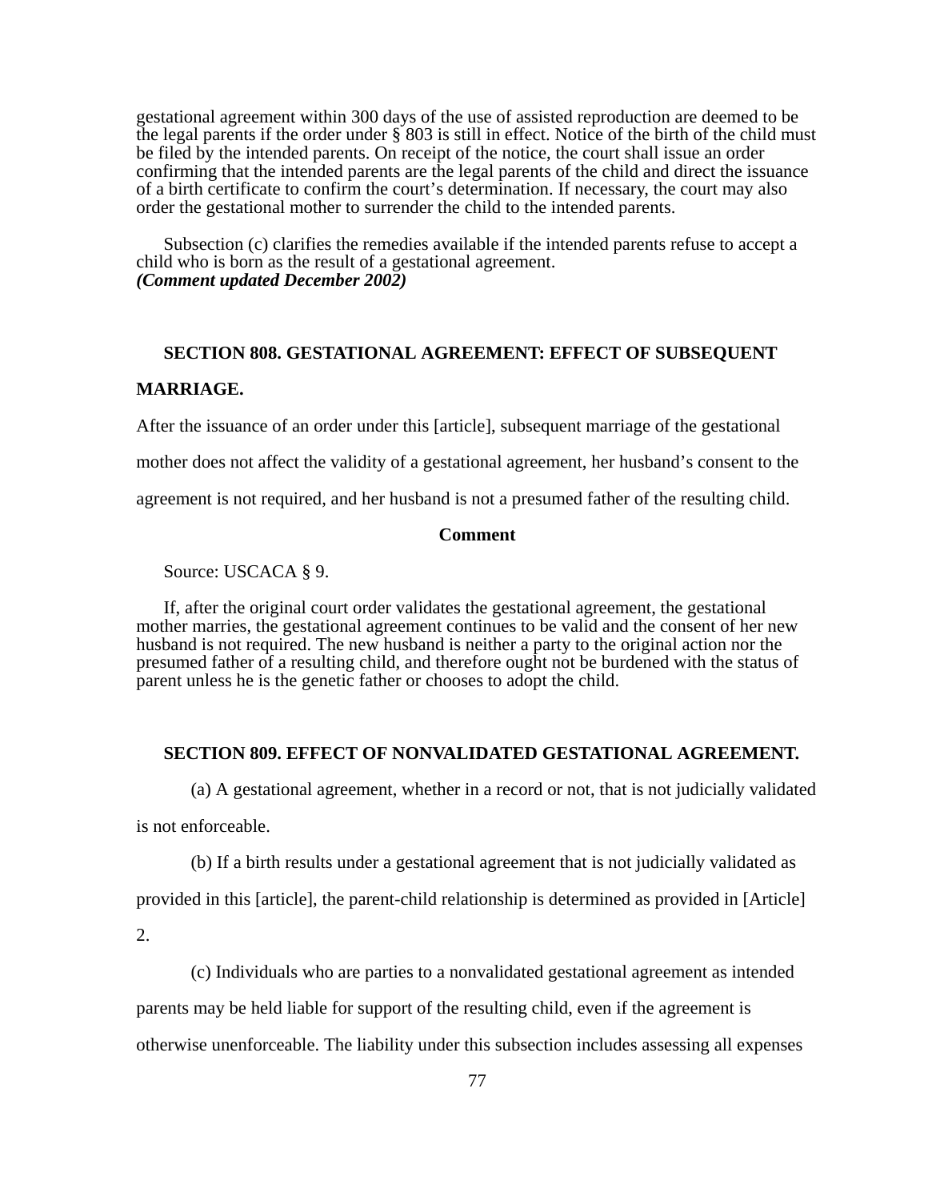gestational agreement within 300 days of the use of assisted reproduction are deemed to be the legal parents if the order under § 803 is still in effect. Notice of the birth of the child must be filed by the intended parents. On receipt of the notice, the court shall issue an order confirming that the intended parents are the legal parents of the child and direct the issuance of a birth certificate to confirm the court's determination. If necessary, the court may also order the gestational mother to surrender the child to the intended parents.

Subsection (c) clarifies the remedies available if the intended parents refuse to accept a child who is born as the result of a gestational agreement.
***(Comment updated December 2002)***

### SECTION 808. GESTATIONAL AGREEMENT: EFFECT OF SUBSEQUENT MARRIAGE.

After the issuance of an order under this [article], subsequent marriage of the gestational mother does not affect the validity of a gestational agreement, her husband's consent to the agreement is not required, and her husband is not a presumed father of the resulting child.

**Comment**

Source: USCACA § 9.

If, after the original court order validates the gestational agreement, the gestational mother marries, the gestational agreement continues to be valid and the consent of her new husband is not required. The new husband is neither a party to the original action nor the presumed father of a resulting child, and therefore ought not be burdened with the status of parent unless he is the genetic father or chooses to adopt the child.

### SECTION 809. EFFECT OF NONVALIDATED GESTATIONAL AGREEMENT.

(a) A gestational agreement, whether in a record or not, that is not judicially validated is not enforceable.

(b) If a birth results under a gestational agreement that is not judicially validated as provided in this [article], the parent-child relationship is determined as provided in [Article] 2.

(c) Individuals who are parties to a nonvalidated gestational agreement as intended parents may be held liable for support of the resulting child, even if the agreement is otherwise unenforceable. The liability under this subsection includes assessing all expenses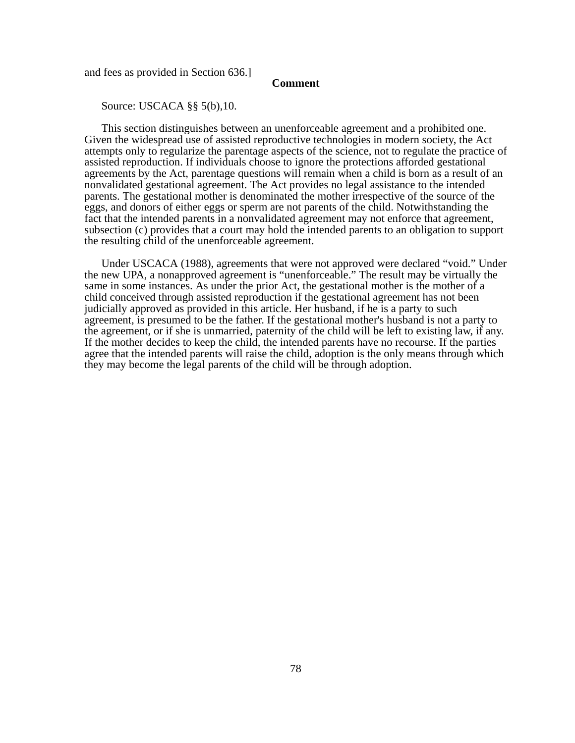and fees as provided in Section 636.]

**Comment**

Source: USCACA §§ 5(b),10.

This section distinguishes between an unenforceable agreement and a prohibited one. Given the widespread use of assisted reproductive technologies in modern society, the Act attempts only to regularize the parentage aspects of the science, not to regulate the practice of assisted reproduction. If individuals choose to ignore the protections afforded gestational agreements by the Act, parentage questions will remain when a child is born as a result of an nonvalidated gestational agreement. The Act provides no legal assistance to the intended parents. The gestational mother is denominated the mother irrespective of the source of the eggs, and donors of either eggs or sperm are not parents of the child. Notwithstanding the fact that the intended parents in a nonvalidated agreement may not enforce that agreement, subsection (c) provides that a court may hold the intended parents to an obligation to support the resulting child of the unenforceable agreement.

Under USCACA (1988), agreements that were not approved were declared "void." Under the new UPA, a nonapproved agreement is "unenforceable." The result may be virtually the same in some instances. As under the prior Act, the gestational mother is the mother of a child conceived through assisted reproduction if the gestational agreement has not been judicially approved as provided in this article. Her husband, if he is a party to such agreement, is presumed to be the father. If the gestational mother's husband is not a party to the agreement, or if she is unmarried, paternity of the child will be left to existing law, if any. If the mother decides to keep the child, the intended parents have no recourse. If the parties agree that the intended parents will raise the child, adoption is the only means through which they may become the legal parents of the child will be through adoption.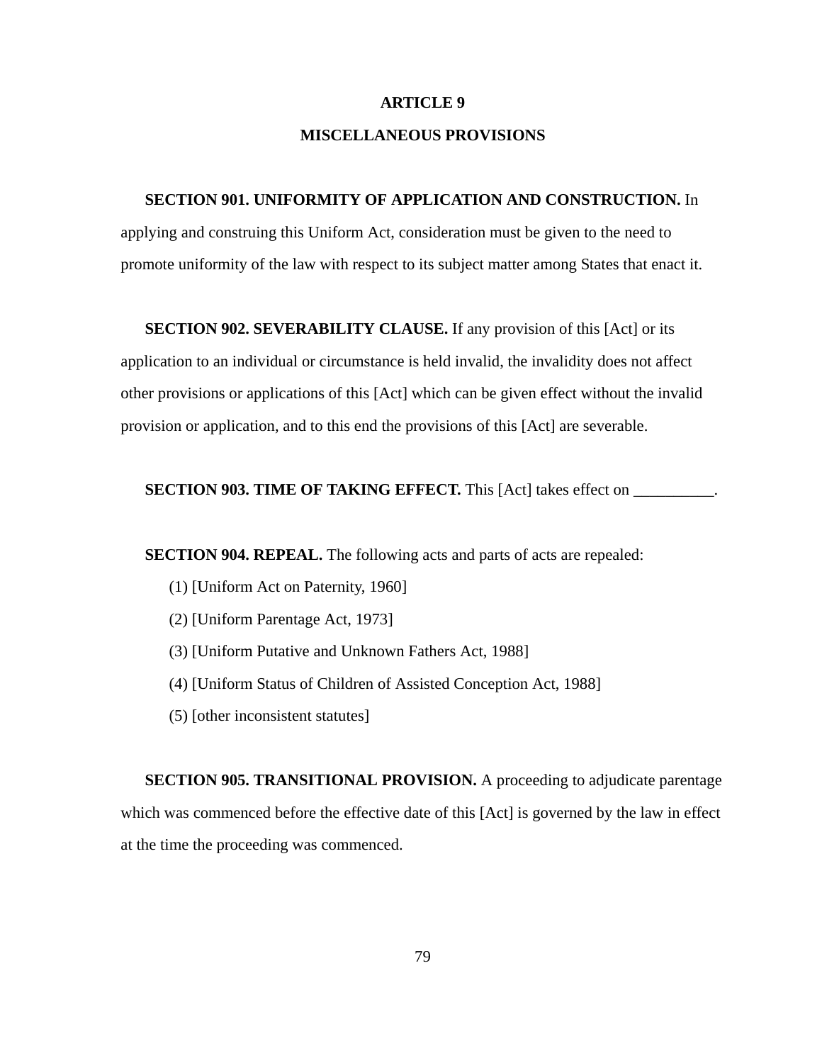# ARTICLE 9

# MISCELLANEOUS PROVISIONS

**SECTION 901. UNIFORMITY OF APPLICATION AND CONSTRUCTION.** In applying and construing this Uniform Act, consideration must be given to the need to promote uniformity of the law with respect to its subject matter among States that enact it.

**SECTION 902. SEVERABILITY CLAUSE.** If any provision of this [Act] or its application to an individual or circumstance is held invalid, the invalidity does not affect other provisions or applications of this [Act] which can be given effect without the invalid provision or application, and to this end the provisions of this [Act] are severable.

**SECTION 903. TIME OF TAKING EFFECT.** This [Act] takes effect on __________.

**SECTION 904. REPEAL.** The following acts and parts of acts are repealed:

(1) [Uniform Act on Paternity, 1960]

(2) [Uniform Parentage Act, 1973]

(3) [Uniform Putative and Unknown Fathers Act, 1988]

(4) [Uniform Status of Children of Assisted Conception Act, 1988]

(5) [other inconsistent statutes]

**SECTION 905. TRANSITIONAL PROVISION.** A proceeding to adjudicate parentage which was commenced before the effective date of this [Act] is governed by the law in effect at the time the proceeding was commenced.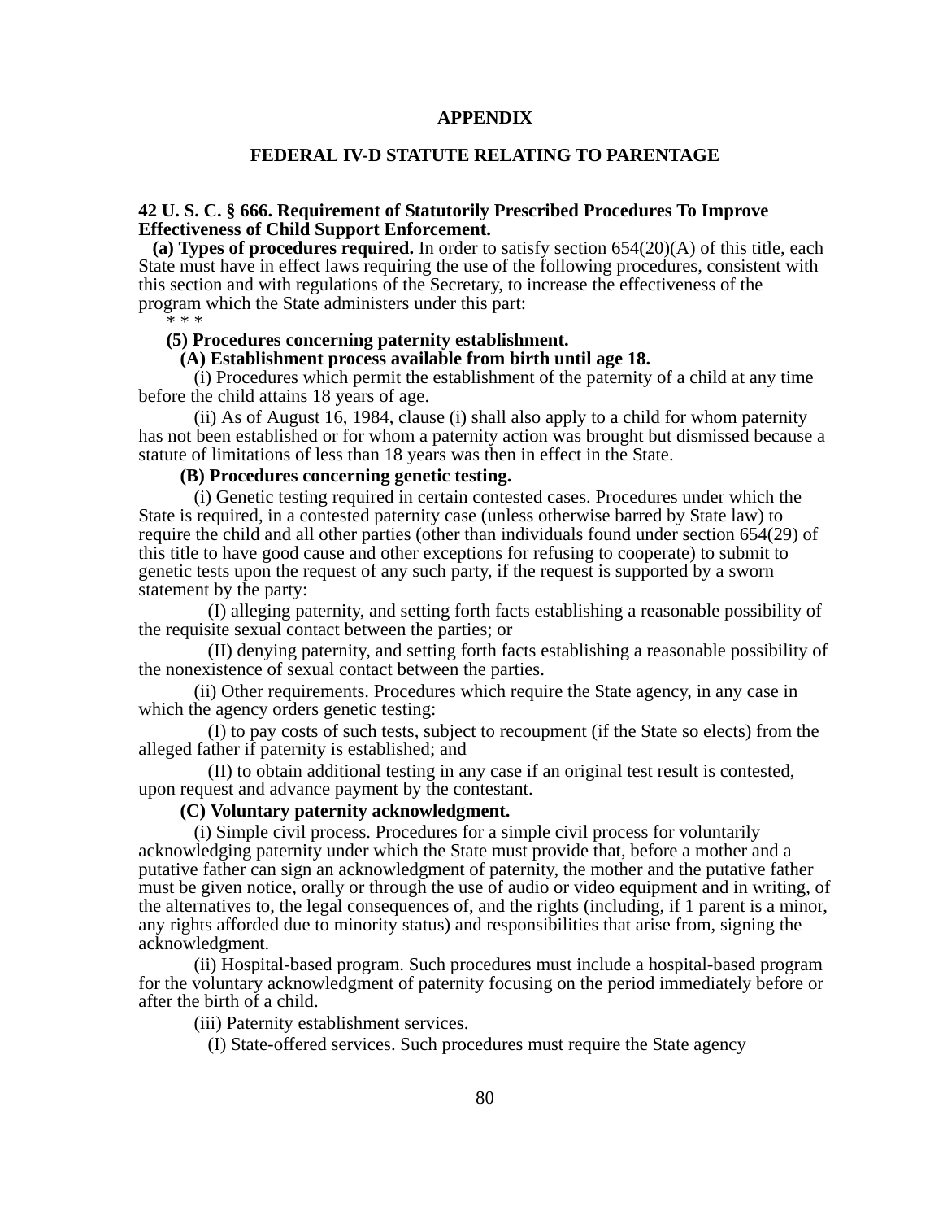# APPENDIX

## FEDERAL IV-D STATUTE RELATING TO PARENTAGE

**42 U. S. C. § 666. Requirement of Statutorily Prescribed Procedures To Improve Effectiveness of Child Support Enforcement.**

**(a) Types of procedures required.** In order to satisfy section 654(20)(A) of this title, each State must have in effect laws requiring the use of the following procedures, consistent with this section and with regulations of the Secretary, to increase the effectiveness of the program which the State administers under this part:

* * *

**(5) Procedures concerning paternity establishment.**

**(A) Establishment process available from birth until age 18.**

(i) Procedures which permit the establishment of the paternity of a child at any time before the child attains 18 years of age.

(ii) As of August 16, 1984, clause (i) shall also apply to a child for whom paternity has not been established or for whom a paternity action was brought but dismissed because a statute of limitations of less than 18 years was then in effect in the State.

**(B) Procedures concerning genetic testing.**

(i) Genetic testing required in certain contested cases. Procedures under which the State is required, in a contested paternity case (unless otherwise barred by State law) to require the child and all other parties (other than individuals found under section 654(29) of this title to have good cause and other exceptions for refusing to cooperate) to submit to genetic tests upon the request of any such party, if the request is supported by a sworn statement by the party:

(I) alleging paternity, and setting forth facts establishing a reasonable possibility of the requisite sexual contact between the parties; or

(II) denying paternity, and setting forth facts establishing a reasonable possibility of the nonexistence of sexual contact between the parties.

(ii) Other requirements. Procedures which require the State agency, in any case in which the agency orders genetic testing:

(I) to pay costs of such tests, subject to recoupment (if the State so elects) from the alleged father if paternity is established; and

(II) to obtain additional testing in any case if an original test result is contested, upon request and advance payment by the contestant.

**(C) Voluntary paternity acknowledgment.**

(i) Simple civil process. Procedures for a simple civil process for voluntarily acknowledging paternity under which the State must provide that, before a mother and a putative father can sign an acknowledgment of paternity, the mother and the putative father must be given notice, orally or through the use of audio or video equipment and in writing, of the alternatives to, the legal consequences of, and the rights (including, if 1 parent is a minor, any rights afforded due to minority status) and responsibilities that arise from, signing the acknowledgment.

(ii) Hospital-based program. Such procedures must include a hospital-based program for the voluntary acknowledgment of paternity focusing on the period immediately before or after the birth of a child.

(iii) Paternity establishment services.

(I) State-offered services. Such procedures must require the State agency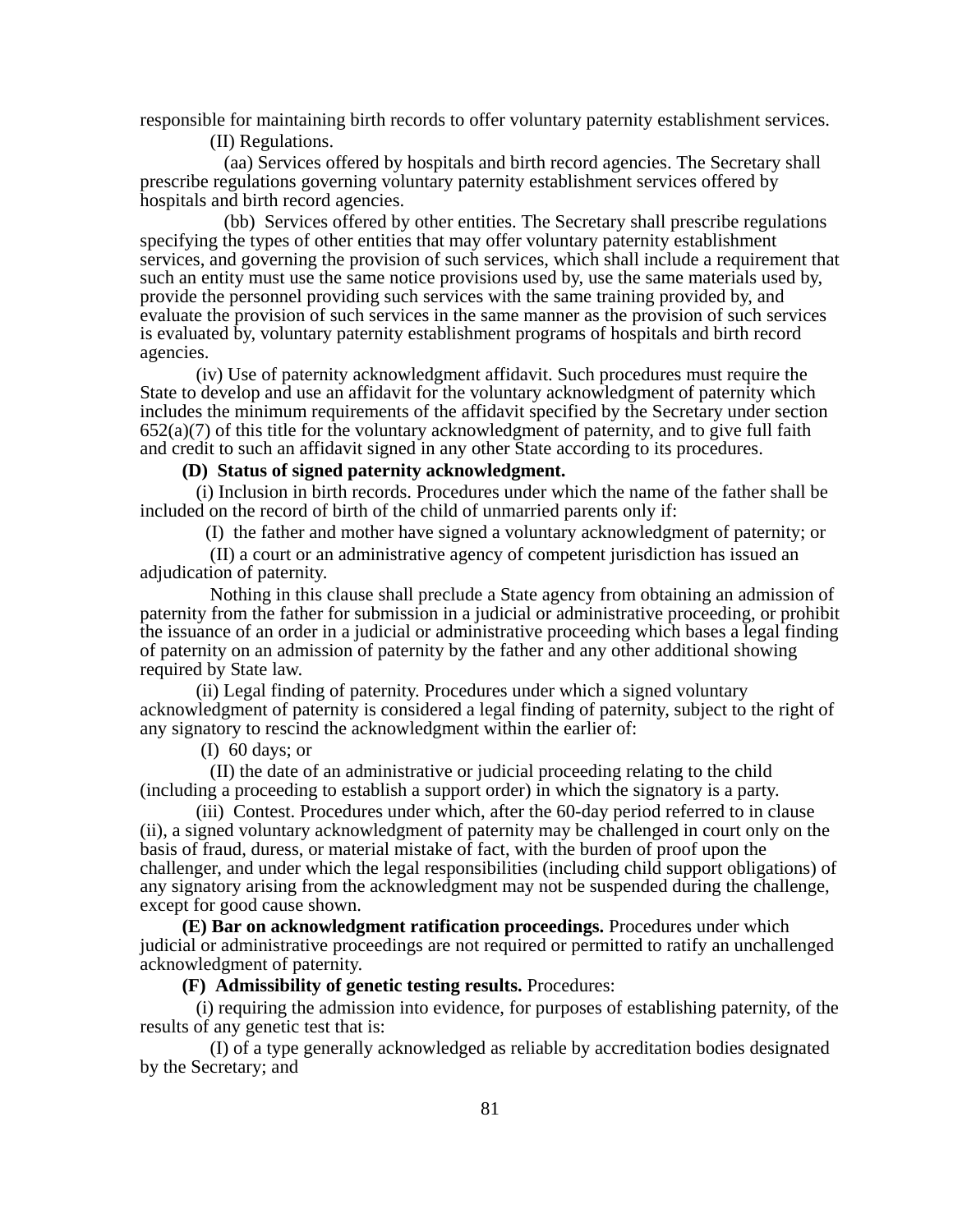responsible for maintaining birth records to offer voluntary paternity establishment services.

(II) Regulations.

(aa) Services offered by hospitals and birth record agencies. The Secretary shall prescribe regulations governing voluntary paternity establishment services offered by hospitals and birth record agencies.

(bb) Services offered by other entities. The Secretary shall prescribe regulations specifying the types of other entities that may offer voluntary paternity establishment services, and governing the provision of such services, which shall include a requirement that such an entity must use the same notice provisions used by, use the same materials used by, provide the personnel providing such services with the same training provided by, and evaluate the provision of such services in the same manner as the provision of such services is evaluated by, voluntary paternity establishment programs of hospitals and birth record agencies.

(iv) Use of paternity acknowledgment affidavit. Such procedures must require the State to develop and use an affidavit for the voluntary acknowledgment of paternity which includes the minimum requirements of the affidavit specified by the Secretary under section 652(a)(7) of this title for the voluntary acknowledgment of paternity, and to give full faith and credit to such an affidavit signed in any other State according to its procedures.

**(D) Status of signed paternity acknowledgment.**

(i) Inclusion in birth records. Procedures under which the name of the father shall be included on the record of birth of the child of unmarried parents only if:

(I) the father and mother have signed a voluntary acknowledgment of paternity; or

(II) a court or an administrative agency of competent jurisdiction has issued an adjudication of paternity.

Nothing in this clause shall preclude a State agency from obtaining an admission of paternity from the father for submission in a judicial or administrative proceeding, or prohibit the issuance of an order in a judicial or administrative proceeding which bases a legal finding of paternity on an admission of paternity by the father and any other additional showing required by State law.

(ii) Legal finding of paternity. Procedures under which a signed voluntary acknowledgment of paternity is considered a legal finding of paternity, subject to the right of any signatory to rescind the acknowledgment within the earlier of:

(I) 60 days; or

(II) the date of an administrative or judicial proceeding relating to the child (including a proceeding to establish a support order) in which the signatory is a party.

(iii) Contest. Procedures under which, after the 60-day period referred to in clause (ii), a signed voluntary acknowledgment of paternity may be challenged in court only on the basis of fraud, duress, or material mistake of fact, with the burden of proof upon the challenger, and under which the legal responsibilities (including child support obligations) of any signatory arising from the acknowledgment may not be suspended during the challenge, except for good cause shown.

**(E) Bar on acknowledgment ratification proceedings.** Procedures under which judicial or administrative proceedings are not required or permitted to ratify an unchallenged acknowledgment of paternity.

**(F) Admissibility of genetic testing results.** Procedures:

(i) requiring the admission into evidence, for purposes of establishing paternity, of the results of any genetic test that is:

(I) of a type generally acknowledged as reliable by accreditation bodies designated by the Secretary; and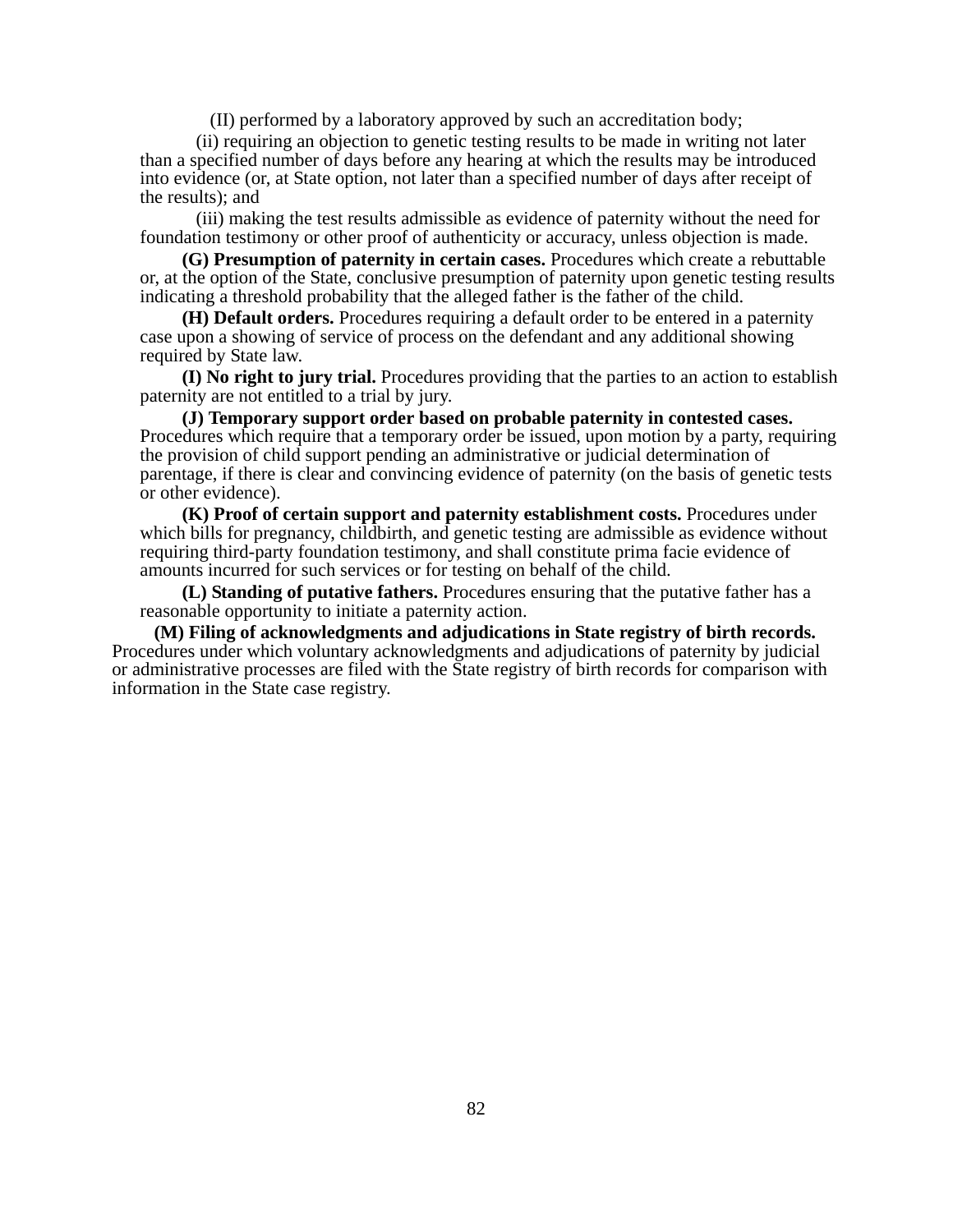(II) performed by a laboratory approved by such an accreditation body;

(ii) requiring an objection to genetic testing results to be made in writing not later than a specified number of days before any hearing at which the results may be introduced into evidence (or, at State option, not later than a specified number of days after receipt of the results); and

(iii) making the test results admissible as evidence of paternity without the need for foundation testimony or other proof of authenticity or accuracy, unless objection is made.

**(G) Presumption of paternity in certain cases.** Procedures which create a rebuttable or, at the option of the State, conclusive presumption of paternity upon genetic testing results indicating a threshold probability that the alleged father is the father of the child.

**(H) Default orders.** Procedures requiring a default order to be entered in a paternity case upon a showing of service of process on the defendant and any additional showing required by State law.

**(I) No right to jury trial.** Procedures providing that the parties to an action to establish paternity are not entitled to a trial by jury.

**(J) Temporary support order based on probable paternity in contested cases.** Procedures which require that a temporary order be issued, upon motion by a party, requiring the provision of child support pending an administrative or judicial determination of parentage, if there is clear and convincing evidence of paternity (on the basis of genetic tests or other evidence).

**(K) Proof of certain support and paternity establishment costs.** Procedures under which bills for pregnancy, childbirth, and genetic testing are admissible as evidence without requiring third-party foundation testimony, and shall constitute prima facie evidence of amounts incurred for such services or for testing on behalf of the child.

**(L) Standing of putative fathers.** Procedures ensuring that the putative father has a reasonable opportunity to initiate a paternity action.

**(M) Filing of acknowledgments and adjudications in State registry of birth records.** Procedures under which voluntary acknowledgments and adjudications of paternity by judicial or administrative processes are filed with the State registry of birth records for comparison with information in the State case registry.